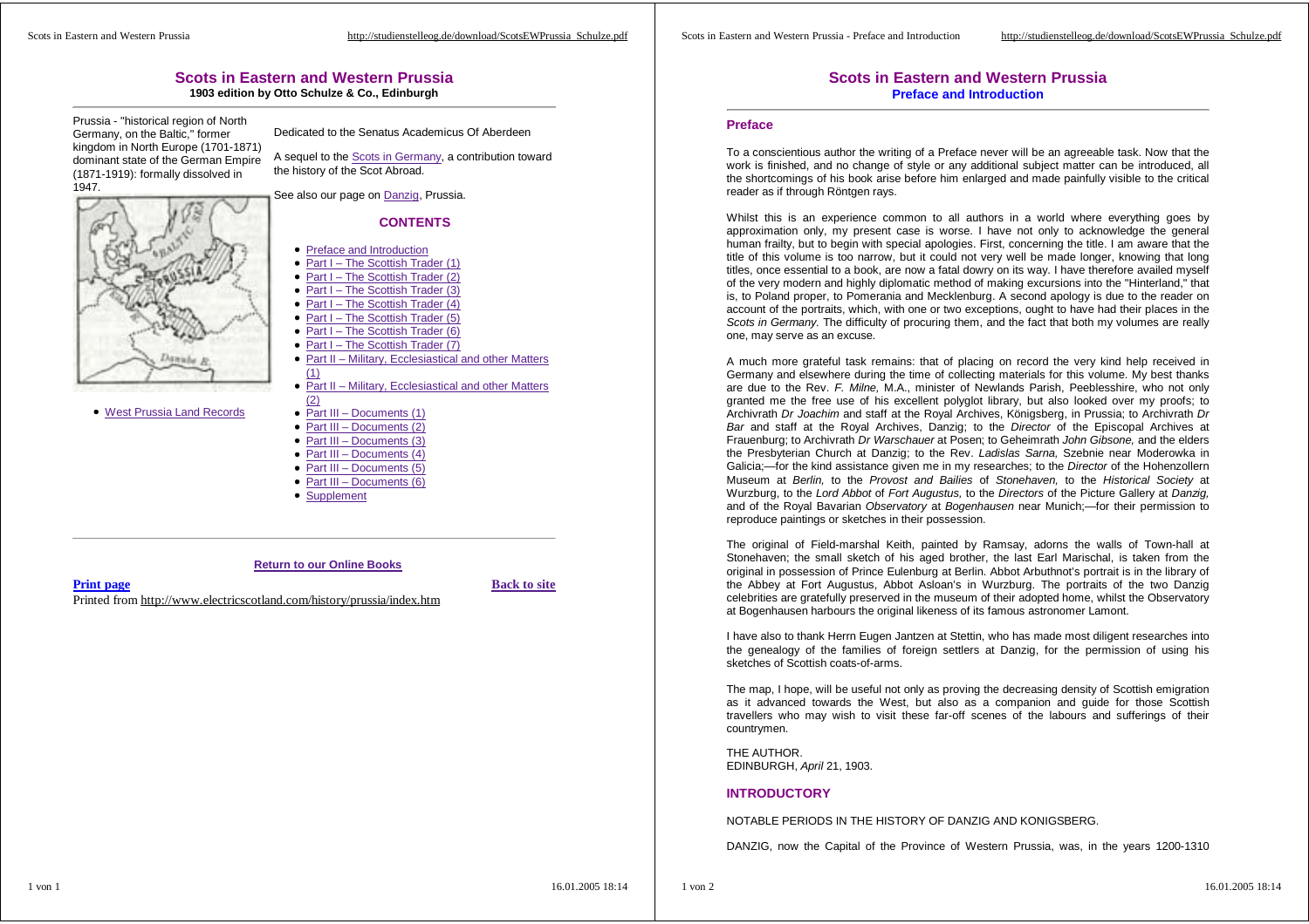# Scots in Eastern and Western Prussia

**1903 edition by Otto Schulze & Co., Edinburgh**

Prussia - "historical region of North Germany, on the Baltic," former kingdom in North Europe (1701-1871) dominant state of the German Empire (1871-1919): formally dissolved in 1947.

- West Prussia Land Records

Dedicated to the Senatus Academicus Of Aberdeen

A sequel to the Scots in Germany, a contribution toward the history of the Scot Abroad.

See also our page on Danzig, Prussia.

## CONTENTS

- Preface and Introduction
- Part I – The Scottish Trader (1)
- Part I – The Scottish Trader (2)
- Part I – The Scottish Trader (3)
- Part I – The Scottish Trader (4)
- Part I – The Scottish Trader (5)
- Part I – The Scottish Trader (6)
- Part I – The Scottish Trader (7)
- Part II – Military, Ecclesiastical and other Matters (1)
- Part II – Military, Ecclesiastical and other Matters (2)
- Part III – Documents (1)
- Part III – Documents (2)
- Part III – Documents (3)
- Part III – Documents (4)
- Part III – Documents (5)
- Part III – Documents (6)
- Supplement

**Return to our Online Books**

**Print page** **Back to site**

Printed from http://www.electricscotland.com/history/prussia/index.htm

# Scots in Eastern and Western Prussia

## Preface and Introduction

### Preface

To a conscientious author the writing of a Preface never will be an agreeable task. Now that the work is finished, and no change of style or any additional subject matter can be introduced, all the shortcomings of his book arise before him enlarged and made painfully visible to the critical reader as if through Röntgen rays.

Whilst this is an experience common to all authors in a world where everything goes by approximation only, my present case is worse. I have not only to acknowledge the general human frailty, but to begin with special apologies. First, concerning the title. I am aware that the title of this volume is too narrow, but it could not very well be made longer, knowing that long titles, once essential to a book, are now a fatal dowry on its way. I have therefore availed myself of the very modern and highly diplomatic method of making excursions into the "Hinterland," that is, to Poland proper, to Pomerania and Mecklenburg. A second apology is due to the reader on account of the portraits, which, with one or two exceptions, ought to have had their places in the *Scots in Germany.* The difficulty of procuring them, and the fact that both my volumes are really one, may serve as an excuse.

A much more grateful task remains: that of placing on record the very kind help received in Germany and elsewhere during the time of collecting materials for this volume. My best thanks are due to the Rev. *F. Milne,* M.A., minister of Newlands Parish, Peeblesshire, who not only granted me the free use of his excellent polyglot library, but also looked over my proofs; to Archivrath *Dr Joachim* and staff at the Royal Archives, Königsberg, in Prussia; to Archivrath *Dr Bar* and staff at the Royal Archives, Danzig; to the *Director* of the Episcopal Archives at Frauenburg; to Archivrath *Dr Warschauer* at Posen; to Geheimrath *John Gibsone,* and the elders the Presbyterian Church at Danzig; to the Rev. *Ladislas Sarna,* Szebnie near Moderowka in Galicia;—for the kind assistance given me in my researches; to the *Director* of the Hohenzollern Museum at *Berlin,* to the *Provost and Bailies* of *Stonehaven,* to the *Historical Society* at Wurzburg, to the *Lord Abbot* of *Fort Augustus,* to the *Directors* of the Picture Gallery at *Danzig,* and of the Royal Bavarian *Observatory* at *Bogenhausen* near Munich;—for their permission to reproduce paintings or sketches in their possession.

The original of Field-marshal Keith, painted by Ramsay, adorns the walls of Town-hall at Stonehaven; the small sketch of his aged brother, the last Earl Marischal, is taken from the original in possession of Prince Eulenburg at Berlin. Abbot Arbuthnot's portrait is in the library of the Abbey at Fort Augustus, Abbot Asloan's in Wurzburg. The portraits of the two Danzig celebrities are gratefully preserved in the museum of their adopted home, whilst the Observatory at Bogenhausen harbours the original likeness of its famous astronomer Lamont.

I have also to thank Herrn Eugen Jantzen at Stettin, who has made most diligent researches into the genealogy of the families of foreign settlers at Danzig, for the permission of using his sketches of Scottish coats-of-arms.

The map, I hope, will be useful not only as proving the decreasing density of Scottish emigration as it advanced towards the West, but also as a companion and guide for those Scottish travellers who may wish to visit these far-off scenes of the labours and sufferings of their countrymen.

THE AUTHOR.
EDINBURGH, *April* 21, 1903.

### INTRODUCTORY

NOTABLE PERIODS IN THE HISTORY OF DANZIG AND KONIGSBERG.

DANZIG, now the Capital of the Province of Western Prussia, was, in the years 1200-1310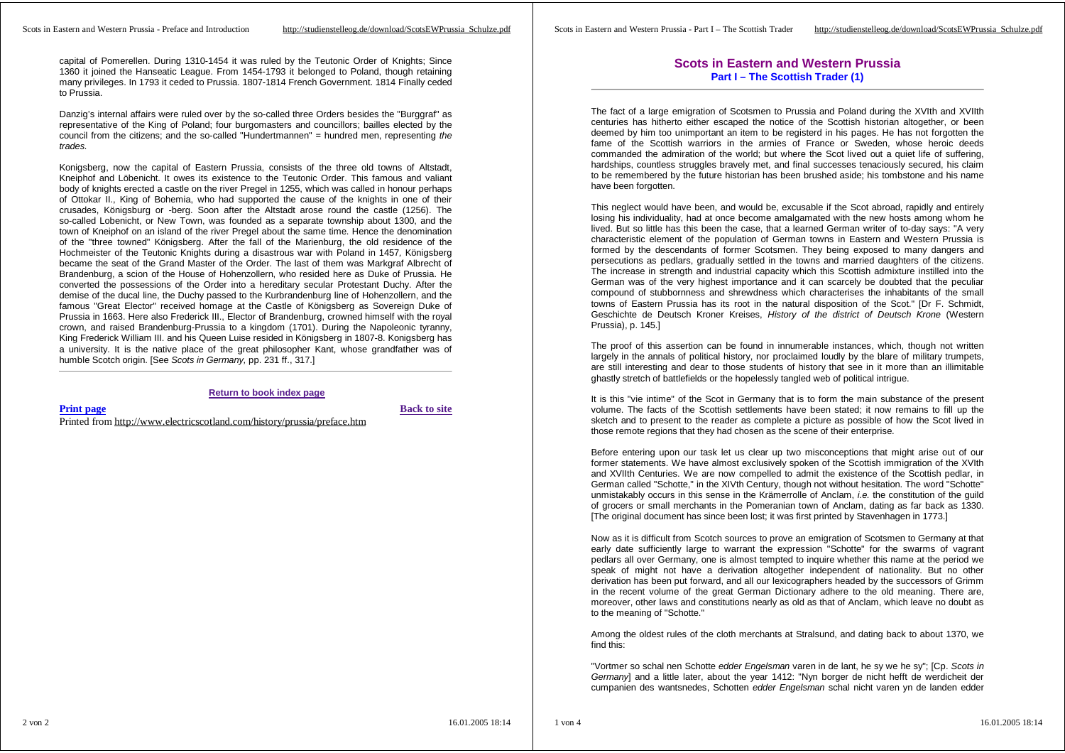capital of Pomerellen. During 1310-1454 it was ruled by the Teutonic Order of Knights; Since 1360 it joined the Hanseatic League. From 1454-1793 it belonged to Poland, though retaining many privileges. In 1793 it ceded to Prussia. 1807-1814 French Government. 1814 Finally ceded to Prussia.

Danzig's internal affairs were ruled over by the so-called three Orders besides the "Burggraf" as representative of the King of Poland; four burgomasters and councillors; bailles elected by the council from the citizens; and the so-called "Hundertmannen" = hundred men, representing *the trades.*

Konigsberg, now the capital of Eastern Prussia, consists of the three old towns of Altstadt, Kneiphof and Löbenicht. It owes its existence to the Teutonic Order. This famous and valiant body of knights erected a castle on the river Pregel in 1255, which was called in honour perhaps of Ottokar II., King of Bohemia, who had supported the cause of the knights in one of their crusades, Königsburg or -berg. Soon after the Altstadt arose round the castle (1256). The so-called Lobenicht, or New Town, was founded as a separate township about 1300, and the town of Kneiphof on an island of the river Pregel about the same time. Hence the denomination of the "three towned" Königsberg. After the fall of the Marienburg, the old residence of the Hochmeister of the Teutonic Knights during a disastrous war with Poland in 1457, Königsberg became the seat of the Grand Master of the Order. The last of them was Markgraf Albrecht of Brandenburg, a scion of the House of Hohenzollern, who resided here as Duke of Prussia. He converted the possessions of the Order into a hereditary secular Protestant Duchy. After the demise of the ducal line, the Duchy passed to the Kurbrandenburg line of Hohenzollern, and the famous "Great Elector" received homage at the Castle of Königsberg as Sovereign Duke of Prussia in 1663. Here also Frederick III., Elector of Brandenburg, crowned himself with the royal crown, and raised Brandenburg-Prussia to a kingdom (1701). During the Napoleonic tyranny, King Frederick William III. and his Queen Luise resided in Königsberg in 1807-8. Konigsberg has a university. It is the native place of the great philosopher Kant, whose grandfather was of humble Scotch origin. [See *Scots in Germany,* pp. 231 ff., 317.]

**Return to book index page**

**Print page** **Back to site**

Printed from http://www.electricscotland.com/history/prussia/preface.htm

# Scots in Eastern and Western Prussia

## Part I – The Scottish Trader (1)

The fact of a large emigration of Scotsmen to Prussia and Poland during the XVIth and XVIIth centuries has hitherto either escaped the notice of the Scottish historian altogether, or been deemed by him too unimportant an item to be registerd in his pages. He has not forgotten the fame of the Scottish warriors in the armies of France or Sweden, whose heroic deeds commanded the admiration of the world; but where the Scot lived out a quiet life of suffering, hardships, countless struggles bravely met, and final successes tenaciously secured, his claim to be remembered by the future historian has been brushed aside; his tombstone and his name have been forgotten.

This neglect would have been, and would be, excusable if the Scot abroad, rapidly and entirely losing his individuality, had at once become amalgamated with the new hosts among whom he lived. But so little has this been the case, that a learned German writer of to-day says: "A very characteristic element of the population of German towns in Eastern and Western Prussia is formed by the descendants of former Scotsmen. They being exposed to many dangers and persecutions as pedlars, gradually settled in the towns and married daughters of the citizens. The increase in strength and industrial capacity which this Scottish admixture instilled into the German was of the very highest importance and it can scarcely be doubted that the peculiar compound of stubbornness and shrewdness which characterises the inhabitants of the small towns of Eastern Prussia has its root in the natural disposition of the Scot." [Dr F. Schmidt, Geschichte de Deutsch Kroner Kreises, *History of the district of Deutsch Krone* (Western Prussia), p. 145.]

The proof of this assertion can be found in innumerable instances, which, though not written largely in the annals of political history, nor proclaimed loudly by the blare of military trumpets, are still interesting and dear to those students of history that see in it more than an illimitable ghastly stretch of battlefields or the hopelessly tangled web of political intrigue.

It is this "vie intime" of the Scot in Germany that is to form the main substance of the present volume. The facts of the Scottish settlements have been stated; it now remains to fill up the sketch and to present to the reader as complete a picture as possible of how the Scot lived in those remote regions that they had chosen as the scene of their enterprise.

Before entering upon our task let us clear up two misconceptions that might arise out of our former statements. We have almost exclusively spoken of the Scottish immigration of the XVIth and XVIIth Centuries. We are now compelled to admit the existence of the Scottish pedlar, in German called "Schotte," in the XIVth Century, though not without hesitation. The word "Schotte" unmistakably occurs in this sense in the Krämerrolle of Anclam, *i.e.* the constitution of the guild of grocers or small merchants in the Pomeranian town of Anclam, dating as far back as 1330. [The original document has since been lost; it was first printed by Stavenhagen in 1773.]

Now as it is difficult from Scotch sources to prove an emigration of Scotsmen to Germany at that early date sufficiently large to warrant the expression "Schotte" for the swarms of vagrant pedlars all over Germany, one is almost tempted to inquire whether this name at the period we speak of might not have a derivation altogether independent of nationality. But no other derivation has been put forward, and all our lexicographers headed by the successors of Grimm in the recent volume of the great German Dictionary adhere to the old meaning. There are, moreover, other laws and constitutions nearly as old as that of Anclam, which leave no doubt as to the meaning of "Schotte."

Among the oldest rules of the cloth merchants at Stralsund, and dating back to about 1370, we find this:

"Vortmer so schal nen Schotte *edder Engelsman* varen in de lant, he sy we he sy"; [Cp. *Scots in Germany*] and a little later, about the year 1412: "Nyn borger de nicht hefft de werdicheit der cumpanien des wantsnedes, Schotten *edder Engelsman* schal nicht varen yn de landen edder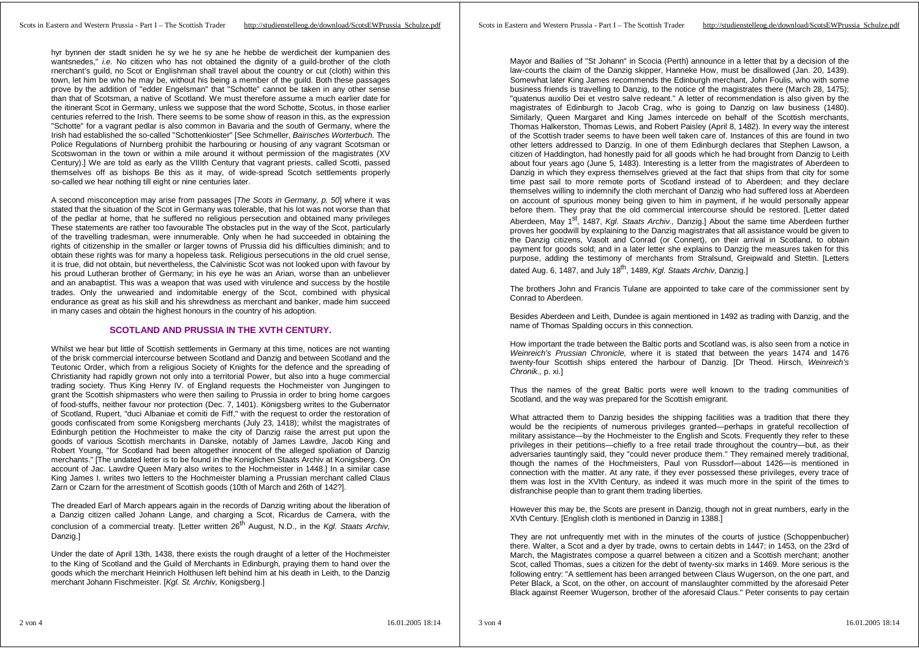hyr bynnen der stadt sniden he sy we he sy ane he hebbe de werdicheit der kumpanien des wantsnedes," *i.e.* No citizen who has not obtained the dignity of a guild-brother of the cloth merchant's guild, no Scot or Englishman shall travel about the country or cut (cloth) within this town, let him be who he may be, without his being a member of the guild. Both these passages prove by the addition of "edder Engelsman" that "Schotte" cannot be taken in any other sense than that of Scotsman, a native of Scotland. We must therefore assume a much earlier date for the itinerant Scot in Germany, unless we suppose that the word Schotte, Scotus, in those earlier centuries referred to the Irish. There seems to be some show of reason in this, as the expression "Schotte" for a vagrant pedlar is also common in Bavaria and the south of Germany, where the Irish had established the so-called "Schottenkloster" [See Schmeller, *Bairisches Worterbuch.* The Police Regulations of Nurnberg prohibit the harbouring or housing of any vagrant Scotsman or Scotswoman in the town or within a mile around it without permission of the magistrates (XV Century).] We are told as early as the VIIIth Century that vagrant priests, called Scotti, passed themselves off as bishops Be this as it may, of wide-spread Scotch settlements properly so-called we hear nothing till eight or nine centuries later.

A second misconception may arise from passages [*The Scots in Germany, p. 50*] where it was stated that the situation of the Scot in Germany was tolerable, that his lot was not worse than that of the pedlar at home, that he suffered no religious persecution and obtained many privileges These statements are rather too favourable The obstacles put in the way of the Scot, particularly of the travelling tradesman, were innumerable. Only when he had succeeded in obtaining the rights of citizenship in the smaller or larger towns of Prussia did his difficulties diminish; and to obtain these rights was for many a hopeless task. Religious persecutions in the old cruel sense, it is true, did not obtain, but nevertheless, the Calvinistic Scot was not looked upon with favour by his proud Lutheran brother of Germany; in his eye he was an Arian, worse than an unbeliever and an anabaptist. This was a weapon that was used with virulence and success by the hostile trades. Only the unwearied and indomitable energy of the Scot, combined with physical endurance as great as his skill and his shrewdness as merchant and banker, made him succeed in many cases and obtain the highest honours in the country of his adoption.

## SCOTLAND AND PRUSSIA IN THE XVTH CENTURY.

Whilst we hear but little of Scottish settlements in Germany at this time, notices are not wanting of the brisk commercial intercourse between Scotland and Danzig and between Scotland and the Teutonic Order, which from a religious Society of Knights for the defence and the spreading of Christianity had rapidly grown not only into a territorial Power, but also into a huge commercial trading society. Thus King Henry IV. of England requests the Hochmeister von Jungingen to grant the Scottish shipmasters who were then sailing to Prussia in order to bring home cargoes of food-stuffs, neither favour nor protection (Dec. 7, 1401). Königsberg writes to the Gubernator of Scotland, Rupert, "duci Albaniae et comiti de Fiff," with the request to order the restoration of goods confiscated from some Konigsberg merchants (July 23, 1418); whilst the magistrates of Edinburgh petition the Hochmeister to make the city of Danzig raise the arrest put upon the goods of various Scottish merchants in Danske, notably of James Lawdre, Jacob King and Robert Young, "for Scotland had been altogether innocent of the alleged spoliation of Danzig merchants." [The undated letter is to be found in the Koniglichen Staats Archiv at Konigsberg. On account of Jac. Lawdre Queen Mary also writes to the Hochmeister in 1448.] In a similar case King James I. writes two letters to the Hochmeister blaming a Prussian merchant called Claus Zarn or Czarn for the arrestment of Scottish goods (10th of March and 26th of 142?].

The dreaded Earl of March appears again in the records of Danzig writing about the liberation of a Danzig citizen called Johann Lange, and charging a Scot, Ricardus de Camera, with the conclusion of a commercial treaty. [Letter written 26th August, N.D., in the *Kgl. Staats Archiv,* Danzig.]

Under the date of April 13th, 1438, there exists the rough draught of a letter of the Hochmeister to the King of Scotland and the Guild of Merchants in Edinburgh, praying them to hand over the goods which the merchant Heinrich Holthusen left behind him at his death in Leith, to the Danzig merchant Johann Fischmeister. [*Kgl. St. Archiv,* Konigsberg.]

Mayor and Bailies of "St Johann" in Scocia (Perth) announce in a letter that by a decision of the law-courts the claim of the Danzig skipper, Hanneke How, must be disallowed (Jan. 20, 1439). Somewhat later King James recommends the Edinburgh merchant, John Foulis, who with some business friends is travelling to Danzig, to the notice of the magistrates there (March 28, 1475); "quatenus auxilio Dei et vestro salve redeant." A letter of recommendation is also given by the magistrates of Edinburgh to Jacob Crag, who is going to Danzig on law business (1480). Similarly, Queen Margaret and King James intercede on behalf of the Scottish merchants, Thomas Halkerston, Thomas Lewis, and Robert Paisley (April 8, 1482). In every way the interest of the Scottish trader seems to have been well taken care of. Instances of this are found in two other letters addressed to Danzig. In one of them Edinburgh declares that Stephen Lawson, a citizen of Haddington, had honestly paid for all goods which he had brought from Danzig to Leith about four years ago (June 5, 1483). Interesting is a letter from the magistrates of Aberdeen to Danzig in which they express themselves grieved at the fact that ships from that city for some time past sail to more remote ports of Scotland instead of to Aberdeen; and they declare themselves willing to indemnify the cloth merchant of Danzig who had suffered loss at Aberdeen on account of spurious money being given to him in payment, if he would personally appear before them. They pray that the old commercial intercourse should be restored. [Letter dated Aberdeen, May 1st, 1487, *Kgl. Staats Archiv.,* Danzig.] About the same time Aberdeen further proves her goodwill by explaining to the Danzig magistrates that all assistance would be given to the Danzig citizens, Vasolt and Conrad (or Connert), on their arrival in Scotland, to obtain payment for goods sold; and in a later letter she explains to Danzig the measures taken for this purpose, adding the testimony of merchants from Stralsund, Greipwald and Stettin. [Letters dated Aug. 6, 1487, and July 18th, 1489, *Kgl. Staats Archiv,* Danzig.]

The brothers John and Francis Tulane are appointed to take care of the commissioner sent by Conrad to Aberdeen.

Besides Aberdeen and Leith, Dundee is again mentioned in 1492 as trading with Danzig, and the name of Thomas Spalding occurs in this connection.

How important the trade between the Baltic ports and Scotland was, is also seen from a notice in *Weinreich's Prussian Chronicle,* where it is stated that between the years 1474 and 1476 twenty-four Scottish ships entered the harbour of Danzig. [Dr Theod. Hirsch, *Weinreich's Chronik.,* p. xi.]

Thus the names of the great Baltic ports were well known to the trading communities of Scotland, and the way was prepared for the Scottish emigrant.

What attracted them to Danzig besides the shipping facilities was a tradition that there they would be the recipients of numerous privileges granted—perhaps in grateful recollection of military assistance—by the Hochmeister to the English and Scots. Frequently they refer to these privileges in their petitions—chiefly to a free retail trade throughout the country—but, as their adversaries tauntingly said, they "could never produce them." They remained merely traditional, though the names of the Hochmeisters, Paul von Russdorf—about 1426—is mentioned in connection with the matter. At any rate, if they ever possessed these privileges, every trace of them was lost in the XVIth Century, as indeed it was much more in the spirit of the times to disfranchise people than to grant them trading liberties.

However this may be, the Scots are present in Danzig, though not in great numbers, early in the XVth Century. [English cloth is mentioned in Danzig in 1388.]

They are not unfrequently met with in the minutes of the courts of justice (Schoppenbucher) there. Walter, a Scot and a dyer by trade, owns to certain debts in 1447; in 1453, on the 23rd of March, the Magistrates compose a quarrel between a citizen and a Scottish merchant; another Scot, called Thomas, sues a citizen for the debt of twenty-six marks in 1469. More serious is the following entry: "A settlement has been arranged between Claus Wugerson, on the one part, and Peter Black, a Scot, on the other, on account of manslaughter committed by the aforesaid Peter Black against Reemer Wugerson, brother of the aforesaid Claus." Peter consents to pay certain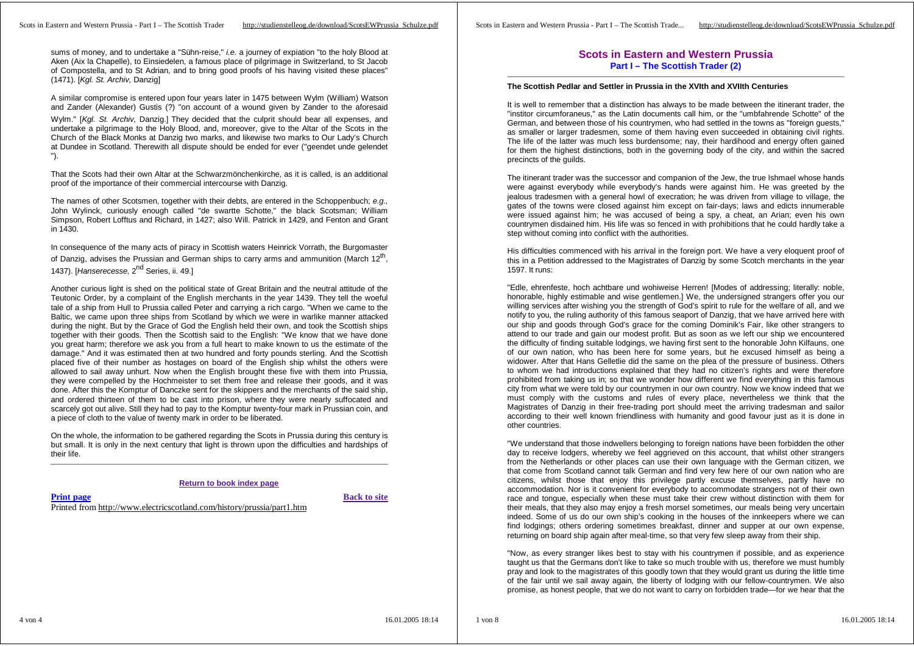sums of money, and to undertake a "Sühn-reise," *i.e.* a journey of expiation "to the holy Blood at Aken (Aix la Chapelle), to Einsiedelen, a famous place of pilgrimage in Switzerland, to St Jacob of Compostella, and to St Adrian, and to bring good proofs of his having visited these places" (1471). [*Kgl. St. Archiv,* Danzig]

A similar compromise is entered upon four years later in 1475 between Wylm (William) Watson and Zander (Alexander) Gustis (?) "on account of a wound given by Zander to the aforesaid Wylm." [*Kgl. St. Archiv,* Danzig.] They decided that the culprit should bear all expenses, and undertake a pilgrimage to the Holy Blood, and, moreover, give to the Altar of the Scots in the Church of the Black Monks at Danzig two marks, and likewise two marks to Our Lady's Church at Dundee in Scotland. Therewith all dispute should be ended for ever ("geendet unde gelendet ").

That the Scots had their own Altar at the Schwarzmönchenkirche, as it is called, is an additional proof of the importance of their commercial intercourse with Danzig.

The names of other Scotsmen, together with their debts, are entered in the Schoppenbuch; *e.g.,* John Wylinck, curiously enough called "de swartte Schotte," the black Scotsman; William Simpson, Robert Lofftus and Richard, in 1427; also Will. Patrick in 1429, and Fenton and Grant in 1430.

In consequence of the many acts of piracy in Scottish waters Heinrick Vorrath, the Burgomaster of Danzig, advises the Prussian and German ships to carry arms and ammunition (March 12th, 1437). [*Hanserecesse,* 2nd Series, ii. 49.]

Another curious light is shed on the political state of Great Britain and the neutral attitude of the Teutonic Order, by a complaint of the English merchants in the year 1439. They tell the woeful tale of a ship from Hull to Prussia called Peter and carrying a rich cargo. "When we came to the Baltic, we came upon three ships from Scotland by which we were in warlike manner attacked during the night. But by the Grace of God the English held their own, and took the Scottish ships together with their goods. Then the Scottish said to the English: "We know that we have done you great harm; therefore we ask you from a full heart to make known to us the estimate of the damage." And it was estimated then at two hundred and forty pounds sterling. And the Scottish placed five of their number as hostages on board of the English ship whilst the others were allowed to sail away unhurt. Now when the English brought these five with them into Prussia, they were compelled by the Hochmeister to set them free and release their goods, and it was done. After this the Komptur of Danczke sent for the skippers and the merchants of the said ship, and ordered thirteen of them to be cast into prison, where they were nearly suffocated and scarcely got out alive. Still they had to pay to the Komptur twenty-four mark in Prussian coin, and a piece of cloth to the value of twenty mark in order to be liberated.

On the whole, the information to be gathered regarding the Scots in Prussia during this century is but small. It is only in the next century that light is thrown upon the difficulties and hardships of their life.

---

**Return to book index page**

**Print page** **Back to site**

Printed from http://www.electricscotland.com/history/prussia/part1.htm

# Scots in Eastern and Western Prussia

## Part I – The Scottish Trader (2)

### The Scottish Pedlar and Settler in Prussia in the XVIth and XVIIth Centuries

It is well to remember that a distinction has always to be made between the itinerant trader, the "institor circumforaneus," as the Latin documents call him, or the "umbfahrende Schotte" of the German, and between those of his countrymen, who had settled in the towns as "foreign guests," as smaller or larger tradesmen, some of them having even succeeded in obtaining civil rights. The life of the latter was much less burdensome; nay, their hardihood and energy often gained for them the highest distinctions, both in the governing body of the city, and within the sacred precincts of the guilds.

The itinerant trader was the successor and companion of the Jew, the true Ishmael whose hands were against everybody while everybody's hands were against him. He was greeted by the jealous tradesmen with a general howl of execration; he was driven from village to village, the gates of the towns were closed against him except on fair-days; laws and edicts innumerable were issued against him; he was accused of being a spy, a cheat, an Arian; even his own countrymen disdained him. His life was so fenced in with prohibitions that he could hardly take a step without coming into conflict with the authorities.

His difficulties commenced with his arrival in the foreign port. We have a very eloquent proof of this in a Petition addressed to the Magistrates of Danzig by some Scotch merchants in the year 1597. It runs:

"Edle, ehrenfeste, hoch achtbare und wohiweise Herren! [Modes of addressing; literally: noble, honorable, highly estimable and wise gentlemen.] We, the undersigned strangers offer you our willing services after wishing you the strength of God's spirit to rule for the welfare of all, and we notify to you, the ruling authority of this famous seaport of Danzig, that we have arrived here with our ship and goods through God's grace for the coming Dominik's Fair, like other strangers to attend to our trade and gain our modest profit. But as soon as we left our ship we encountered the difficulty of finding suitable lodgings, we having first sent to the honorable John Kilfauns, one of our own nation, who has been here for some years, but he excused himself as being a widower. After that Hans Gelletlie did the same on the plea of the pressure of business. Others to whom we had introductions explained that they had no citizen's rights and were therefore prohibited from taking us in; so that we wonder how different we find everything in this famous city from what we were told by our countrymen in our own country. Now we know indeed that we must comply with the customs and rules of every place, nevertheless we think that the Magistrates of Danzig in their free-trading port should meet the arriving tradesman and sailor according to their well known friendliness with humanity and good favour just as it is done in other countries.

"We understand that those indwellers belonging to foreign nations have been forbidden the other day to receive lodgers, whereby we feel aggrieved on this account, that whilst other strangers from the Netherlands or other places can use their own language with the German citizen, we that come from Scotland cannot talk German and find very few here of our own nation who are citizens, whilst those that enjoy this privilege partly excuse themselves, partly have no accommodation. Nor is it convenient for everybody to accommodate strangers not of their own race and tongue, especially when these must take their crew without distinction with them for their meals, that they also may enjoy a fresh morsel sometimes, our meals being very uncertain indeed. Some of us do our own ship's cooking in the houses of the innkeepers where we can find lodgings; others ordering sometimes breakfast, dinner and supper at our own expense, returning on board ship again after meal-time, so that very few sleep away from their ship.

"Now, as every stranger likes best to stay with his countrymen if possible, and as experience taught us that the Germans don't like to take so much trouble with us, therefore we must humbly pray and look to the magistrates of this goodly town that they would grant us during the little time of the fair until we sail away again, the liberty of lodging with our fellow-countrymen. We also promise, as honest people, that we do not want to carry on forbidden trade—for we hear that the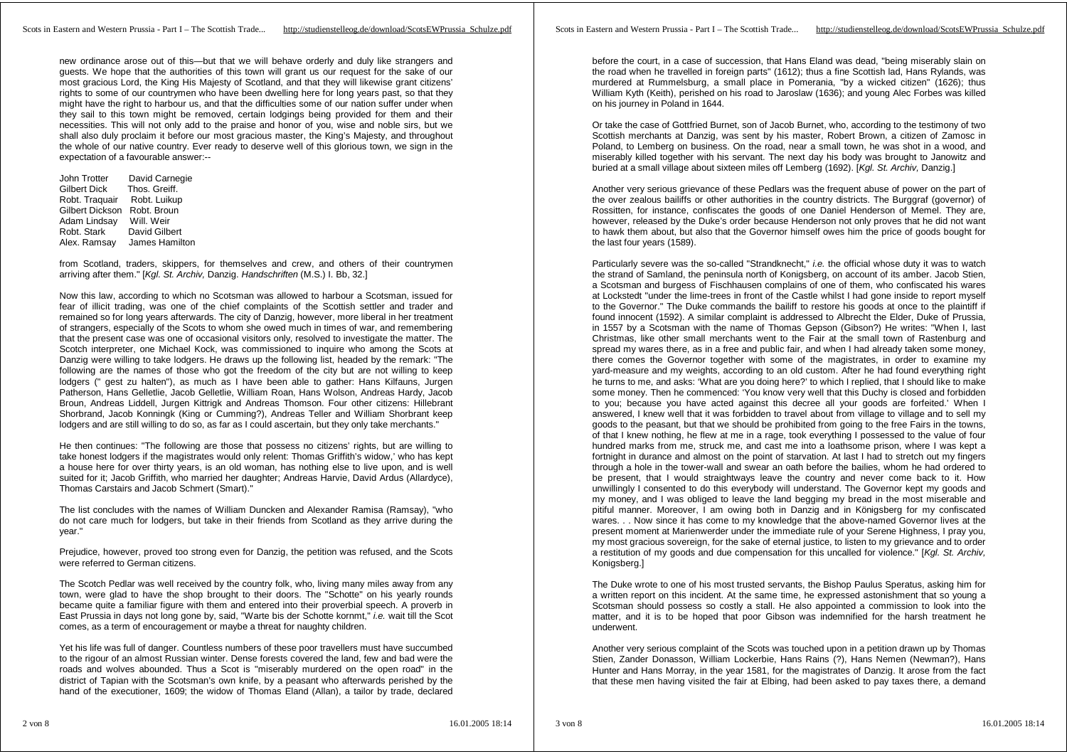new ordinance arose out of this—but that we will behave orderly and duly like strangers and guests. We hope that the authorities of this town will grant us our request for the sake of our most gracious Lord, the King His Majesty of Scotland, and that they will likewise grant citizens' rights to some of our countrymen who have been dwelling here for long years past, so that they might have the right to harbour us, and that the difficulties some of our nation suffer under when they sail to this town might be removed, certain lodgings being provided for them and their necessities. This will not only add to the praise and honor of you, wise and noble sirs, but we shall also duly proclaim it before our most gracious master, the King's Majesty, and throughout the whole of our native country. Ever ready to deserve well of this glorious town, we sign in the expectation of a favourable answer:--

| | |
|---|---|
| John Trotter | David Carnegie |
| Gilbert Dick | Thos. Greiff. |
| Robt. Traquair | Robt. Luikup |
| Gilbert Dickson | Robt. Broun |
| Adam Lindsay | Will. Weir |
| Robt. Stark | David Gilbert |
| Alex. Ramsay | James Hamilton |

from Scotland, traders, skippers, for themselves and crew, and others of their countrymen arriving after them." [*Kgl. St. Archiv,* Danzig. *Handschriften* (M.S.) I. Bb, 32.]

Now this law, according to which no Scotsman was allowed to harbour a Scotsman, issued for fear of illicit trading, was one of the chief complaints of the Scottish settler and trader and remained so for long years afterwards. The city of Danzig, however, more liberal in her treatment of strangers, especially of the Scots to whom she owed much in times of war, and remembering that the present case was one of occasional visitors only, resolved to investigate the matter. The Scotch interpreter, one Michael Kock, was commissioned to inquire who among the Scots at Danzig were willing to take lodgers. He draws up the following list, headed by the remark: "The following are the names of those who got the freedom of the city but are not willing to keep lodgers (" gest zu halten"), as much as I have been able to gather: Hans Kilfauns, Jurgen Patherson, Hans Gelletlie, Jacob Gelletlie, William Roan, Hans Wolson, Andreas Hardy, Jacob Broun, Andreas Liddell, Jurgen Kittrigk and Andreas Thomson. Four other citizens: Hillebrant Shorbrand, Jacob Konningk (King or Cumming?), Andreas Teller and William Shorbrant keep lodgers and are still willing to do so, as far as I could ascertain, but they only take merchants."

He then continues: "The following are those that possess no citizens' rights, but are willing to take honest lodgers if the magistrates would only relent: Thomas Griffith's widow,' who has kept a house here for over thirty years, is an old woman, has nothing else to live upon, and is well suited for it; Jacob Griffith, who married her daughter; Andreas Harvie, David Ardus (Allardyce), Thomas Carstairs and Jacob Schmert (Smart)."

The list concludes with the names of William Duncken and Alexander Ramisa (Ramsay), "who do not care much for lodgers, but take in their friends from Scotland as they arrive during the year."

Prejudice, however, proved too strong even for Danzig, the petition was refused, and the Scots were referred to German citizens.

The Scotch Pedlar was well received by the country folk, who, living many miles away from any town, were glad to have the shop brought to their doors. The "Schotte" on his yearly rounds became quite a familiar figure with them and entered into their proverbial speech. A proverb in East Prussia in days not long gone by, said, "Warte bis der Schotte kornmt," *i.e.* wait till the Scot comes, as a term of encouragement or maybe a threat for naughty children.

Yet his life was full of danger. Countless numbers of these poor travellers must have succumbed to the rigour of an almost Russian winter. Dense forests covered the land, few and bad were the roads and wolves abounded. Thus a Scot is "miserably murdered on the open road" in the district of Tapian with the Scotsman's own knife, by a peasant who afterwards perished by the hand of the executioner, 1609; the widow of Thomas Eland (Allan), a tailor by trade, declared before the court, in a case of succession, that Hans Eland was dead, "being miserably slain on the road when he travelled in foreign parts" (1612); thus a fine Scottish lad, Hans Rylands, was murdered at Rummelsburg, a small place in Pomerania, "by a wicked citizen" (1626); thus William Kyth (Keith), perished on his road to Jaroslaw (1636); and young Alec Forbes was killed on his journey in Poland in 1644.

Or take the case of Gottfried Burnet, son of Jacob Burnet, who, according to the testimony of two Scottish merchants at Danzig, was sent by his master, Robert Brown, a citizen of Zamosc in Poland, to Lemberg on business. On the road, near a small town, he was shot in a wood, and miserably killed together with his servant. The next day his body was brought to Janowitz and buried at a small village about sixteen miles off Lemberg (1692). [*Kgl. St. Archiv,* Danzig.]

Another very serious grievance of these Pedlars was the frequent abuse of power on the part of the over zealous bailiffs or other authorities in the country districts. The Burggraf (governor) of Rossitten, for instance, confiscates the goods of one Daniel Henderson of Memel. They are, however, released by the Duke's order because Henderson not only proves that he did not want to hawk them about, but also that the Governor himself owes him the price of goods bought for the last four years (1589).

Particularly severe was the so-called "Strandknecht," *i.e.* the official whose duty it was to watch the strand of Samland, the peninsula north of Konigsberg, on account of its amber. Jacob Stien, a Scotsman and burgess of Fischhausen complains of one of them, who confiscated his wares at Lockstedt "under the lime-trees in front of the Castle whilst I had gone inside to report myself to the Governor." The Duke commands the bailiff to restore his goods at once to the plaintiff if found innocent (1592). A similar complaint is addressed to Albrecht the Elder, Duke of Prussia, in 1557 by a Scotsman with the name of Thomas Gepson (Gibson?) He writes: "When I, last Christmas, like other small merchants went to the Fair at the small town of Rastenburg and spread my wares there, as in a free and public fair, and when I had already taken some money, there comes the Governor together with some of the magistrates, in order to examine my yard-measure and my weights, according to an old custom. After he had found everything right he turns to me, and asks: 'What are you doing here?' to which I replied, that I should like to make some money. Then he commenced: 'You know very well that this Duchy is closed and forbidden to you; because you have acted against this decree all your goods are forfeited.' When I answered, I knew well that it was forbidden to travel about from village to village and to sell my goods to the peasant, but that we should be prohibited from going to the free Fairs in the towns, of that I knew nothing, he flew at me in a rage, took everything I possessed to the value of four hundred marks from me, struck me, and cast me into a loathsome prison, where I was kept a fortnight in durance and almost on the point of starvation. At last I had to stretch out my fingers through a hole in the tower-wall and swear an oath before the bailies, whom he had ordered to be present, that I would straightways leave the country and never come back to it. How unwillingly I consented to do this everybody will understand. The Governor kept my goods and my money, and I was obliged to leave the land begging my bread in the most miserable and pitiful manner. Moreover, I am owing both in Danzig and in Königsberg for my confiscated wares. . . Now since it has come to my knowledge that the above-named Governor lives at the present moment at Marienwerder under the immediate rule of your Serene Highness, I pray you, my most gracious sovereign, for the sake of eternal justice, to listen to my grievance and to order a restitution of my goods and due compensation for this uncalled for violence." [*Kgl. St. Archiv,* Konigsberg.]

The Duke wrote to one of his most trusted servants, the Bishop Paulus Speratus, asking him for a written report on this incident. At the same time, he expressed astonishment that so young a Scotsman should possess so costly a stall. He also appointed a commission to look into the matter, and it is to be hoped that poor Gibson was indemnified for the harsh treatment he underwent.

Another very serious complaint of the Scots was touched upon in a petition drawn up by Thomas Stien, Zander Donasson, William Lockerbie, Hans Rains (?), Hans Nemen (Newman?), Hans Hunter and Hans Morray, in the year 1581, for the magistrates of Danzig. It arose from the fact that these men having visited the fair at Elbing, had been asked to pay taxes there, a demand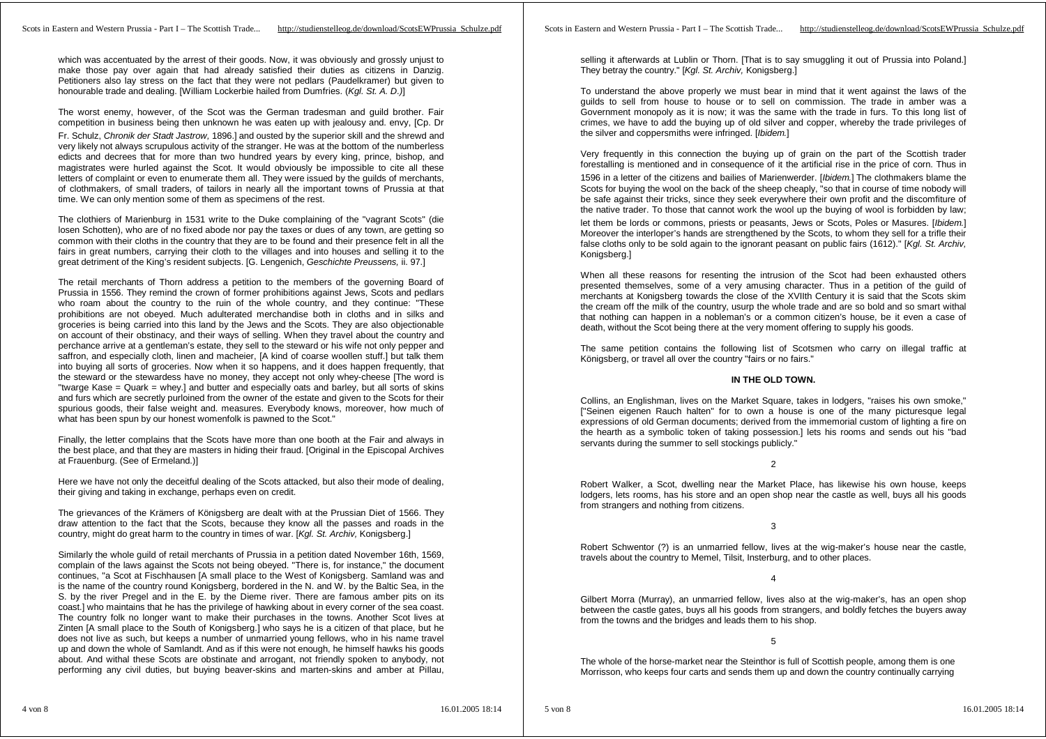which was accentuated by the arrest of their goods. Now, it was obviously and grossly unjust to make those pay over again that had already satisfied their duties as citizens in Danzig. Petitioners also lay stress on the fact that they were not pedlars (Paudelkramer) but given to honourable trade and dealing. [William Lockerbie hailed from Dumfries. (*Kgl. St. A. D.)*]

The worst enemy, however, of the Scot was the German tradesman and guild brother. Fair competition in business being then unknown he was eaten up with jealousy and. envy, [Cp. Dr Fr. Schulz, *Chronik der Stadt Jastrow,* 1896.] and ousted by the superior skill and the shrewd and very likely not always scrupulous activity of the stranger. He was at the bottom of the numberless edicts and decrees that for more than two hundred years by every king, prince, bishop, and magistrates were hurled against the Scot. It would obviously be impossible to cite all these letters of complaint or even to enumerate them all. They were issued by the guilds of merchants, of clothmakers, of small traders, of tailors in nearly all the important towns of Prussia at that time. We can only mention some of them as specimens of the rest.

The clothiers of Marienburg in 1531 write to the Duke complaining of the "vagrant Scots" (die losen Schotten), who are of no fixed abode nor pay the taxes or dues of any town, are getting so common with their cloths in the country that they are to be found and their presence felt in all the fairs in great numbers, carrying their cloth to the villages and into houses and selling it to the great detriment of the King's resident subjects. [G. Lengenich, *Geschichte Preussens,* ii. 97.]

The retail merchants of Thorn address a petition to the members of the governing Board of Prussia in 1556. They remind the crown of former prohibitions against Jews, Scots and pedlars who roam about the country to the ruin of the whole country, and they continue: "These prohibitions are not obeyed. Much adulterated merchandise both in cloths and in silks and groceries is being carried into this land by the Jews and the Scots. They are also objectionable on account of their obstinacy, and their ways of selling. When they travel about the country and perchance arrive at a gentleman's estate, they sell to the steward or his wife not only pepper and saffron, and especially cloth, linen and macheier, [A kind of coarse woollen stuff.] but talk them into buying all sorts of groceries. Now when it so happens, and it does happen frequently, that the steward or the stewardess have no money, they accept not only whey-cheese [The word is "twarge Kase = Quark = whey.] and butter and especially oats and barley, but all sorts of skins and furs which are secretly purloined from the owner of the estate and given to the Scots for their spurious goods, their false weight and. measures. Everybody knows, moreover, how much of what has been spun by our honest womenfolk is pawned to the Scot."

Finally, the letter complains that the Scots have more than one booth at the Fair and always in the best place, and that they are masters in hiding their fraud. [Original in the Episcopal Archives at Frauenburg. (See of Ermeland.)]

Here we have not only the deceitful dealing of the Scots attacked, but also their mode of dealing, their giving and taking in exchange, perhaps even on credit.

The grievances of the Krämers of Königsberg are dealt with at the Prussian Diet of 1566. They draw attention to the fact that the Scots, because they know all the passes and roads in the country, might do great harm to the country in times of war. [*Kgl. St. Archiv,* Konigsberg.]

Similarly the whole guild of retail merchants of Prussia in a petition dated November 16th, 1569, complain of the laws against the Scots not being obeyed. "There is, for instance," the document continues, "a Scot at Fischhausen [A small place to the West of Konigsberg. Samland was and is the name of the country round Konigsberg, bordered in the N. and W. by the Baltic Sea, in the S. by the river Pregel and in the E. by the Dieme river. There are famous amber pits on its coast.] who maintains that he has the privilege of hawking about in every corner of the sea coast. The country folk no longer want to make their purchases in the towns. Another Scot lives at Zinten [A small place to the South of Konigsberg.] who says he is a citizen of that place, but he does not live as such, but keeps a number of unmarried young fellows, who in his name travel up and down the whole of Samlandt. And as if this were not enough, he himself hawks his goods about. And withal these Scots are obstinate and arrogant, not friendly spoken to anybody, not performing any civil duties, but buying beaver-skins and marten-skins and amber at Pillau, selling it afterwards at Lublin or Thorn. [That is to say smuggling it out of Prussia into Poland.] They betray the country." [*Kgl. St. Archiv,* Konigsberg.]

To understand the above properly we must bear in mind that it went against the laws of the guilds to sell from house to house or to sell on commission. The trade in amber was a Government monopoly as it is now; it was the same with the trade in furs. To this long list of crimes, we have to add the buying up of old silver and copper, whereby the trade privileges of the silver and coppersmiths were infringed. [*Ibidem.*]

Very frequently in this connection the buying up of grain on the part of the Scottish trader forestalling is mentioned and in consequence of it the artificial rise in the price of corn. Thus in 1596 in a letter of the citizens and bailies of Marienwerder. [*Ibidem.*] The clothmakers blame the Scots for buying the wool on the back of the sheep cheaply, "so that in course of time nobody will be safe against their tricks, since they seek everywhere their own profit and the discomfiture of the native trader. To those that cannot work the wool up the buying of wool is forbidden by law; let them be lords or commons, priests or peasants, Jews or Scots, Poles or Masures. [*Ibidem.*] Moreover the interloper's hands are strengthened by the Scots, to whom they sell for a trifle their false cloths only to be sold again to the ignorant peasant on public fairs (1612)." [*Kgl. St. Archiv,* Konigsberg.]

When all these reasons for resenting the intrusion of the Scot had been exhausted others presented themselves, some of a very amusing character. Thus in a petition of the guild of merchants at Konigsberg towards the close of the XVIIth Century it is said that the Scots skim the cream off the milk of the country, usurp the whole trade and are so bold and so smart withal that nothing can happen in a nobleman's or a common citizen's house, be it even a case of death, without the Scot being there at the very moment offering to supply his goods.

The same petition contains the following list of Scotsmen who carry on illegal traffic at Königsberg, or travel all over the country "fairs or no fairs."

**IN THE OLD TOWN.**

Collins, an Englishman, lives on the Market Square, takes in lodgers, "raises his own smoke," ["Seinen eigenen Rauch halten" for to own a house is one of the many picturesque legal expressions of old German documents; derived from the immemorial custom of lighting a fire on the hearth as a symbolic token of taking possession.] lets his rooms and sends out his "bad servants during the summer to sell stockings publicly."

2

Robert Walker, a Scot, dwelling near the Market Place, has likewise his own house, keeps lodgers, lets rooms, has his store and an open shop near the castle as well, buys all his goods from strangers and nothing from citizens.

3

Robert Schwentor (?) is an unmarried fellow, lives at the wig-maker's house near the castle, travels about the country to Memel, Tilsit, Insterburg, and to other places.

4

Gilbert Morra (Murray), an unmarried fellow, lives also at the wig-maker's, has an open shop between the castle gates, buys all his goods from strangers, and boldly fetches the buyers away from the towns and the bridges and leads them to his shop.

5

The whole of the horse-market near the Steinthor is full of Scottish people, among them is one Morrisson, who keeps four carts and sends them up and down the country continually carrying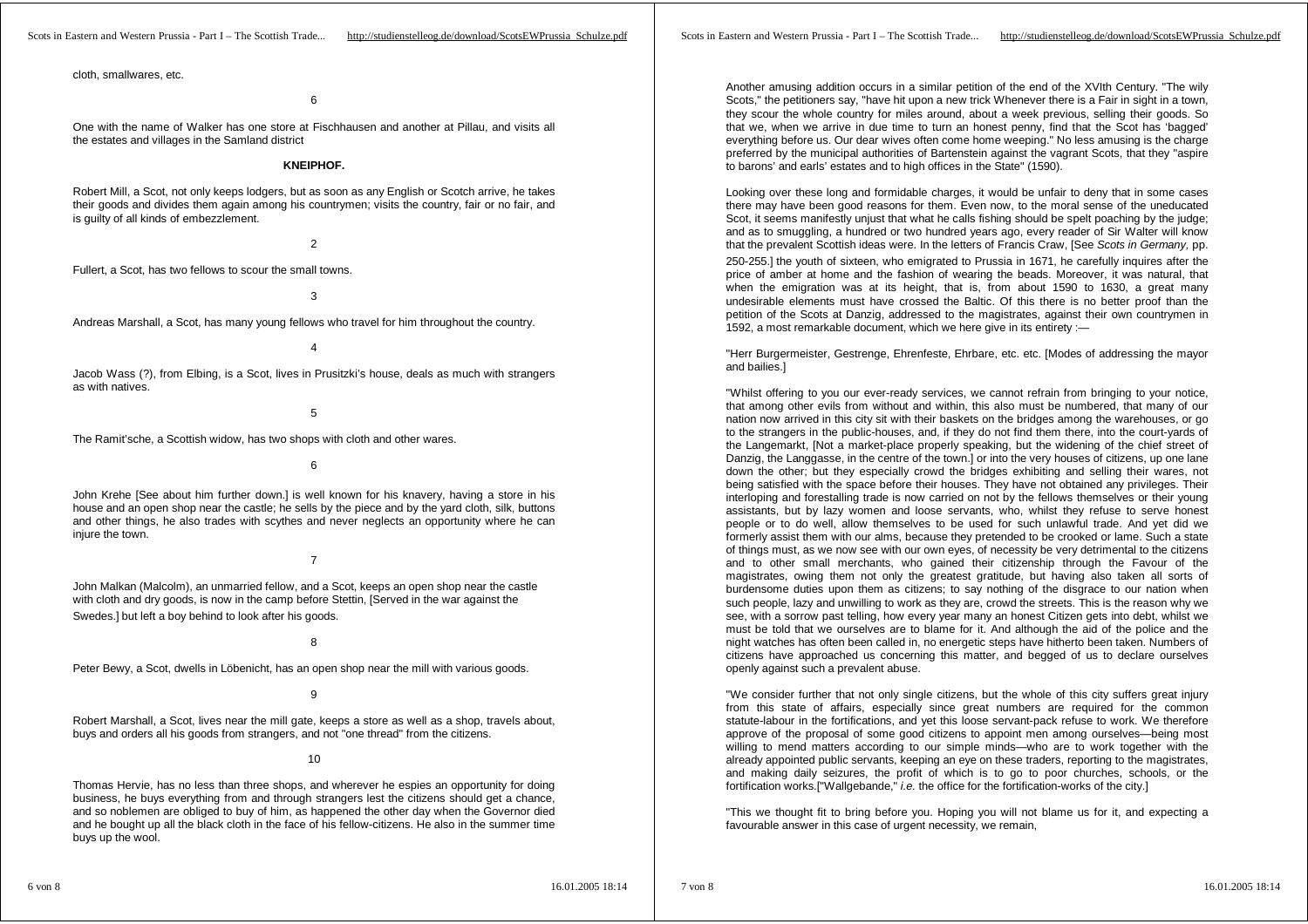cloth, smallwares, etc.

6

One with the name of Walker has one store at Fischhausen and another at Pillau, and visits all the estates and villages in the Samland district

**KNEIPHOF.**

Robert Mill, a Scot, not only keeps lodgers, but as soon as any English or Scotch arrive, he takes their goods and divides them again among his countrymen; visits the country, fair or no fair, and is guilty of all kinds of embezzlement.

2

Fullert, a Scot, has two fellows to scour the small towns.

3

Andreas Marshall, a Scot, has many young fellows who travel for him throughout the country.

4

Jacob Wass (?), from Elbing, is a Scot, lives in Prusitzki's house, deals as much with strangers as with natives.

5

The Ramit'sche, a Scottish widow, has two shops with cloth and other wares.

6

John Krehe [See about him further down.] is well known for his knavery, having a store in his house and an open shop near the castle; he sells by the piece and by the yard cloth, silk, buttons and other things, he also trades with scythes and never neglects an opportunity where he can injure the town.

7

John Malkan (Malcolm), an unmarried fellow, and a Scot, keeps an open shop near the castle with cloth and dry goods, is now in the camp before Stettin, [Served in the war against the Swedes.] but left a boy behind to look after his goods.

8

Peter Bewy, a Scot, dwells in Löbenicht, has an open shop near the mill with various goods.

9

Robert Marshall, a Scot, lives near the mill gate, keeps a store as well as a shop, travels about, buys and orders all his goods from strangers, and not "one thread" from the citizens.

10

Thomas Hervie, has no less than three shops, and wherever he espies an opportunity for doing business, he buys everything from and through strangers lest the citizens should get a chance, and so noblemen are obliged to buy of him, as happened the other day when the Governor died and he bought up all the black cloth in the face of his fellow-citizens. He also in the summer time buys up the wool.

Another amusing addition occurs in a similar petition of the end of the XVIth Century. "The wily Scots," the petitioners say, "have hit upon a new trick Whenever there is a Fair in sight in a town, they scour the whole country for miles around, about a week previous, selling their goods. So that we, when we arrive in due time to turn an honest penny, find that the Scot has 'bagged' everything before us. Our dear wives often come home weeping." No less amusing is the charge preferred by the municipal authorities of Bartenstein against the vagrant Scots, that they "aspire to barons' and earls' estates and to high offices in the State" (1590).

Looking over these long and formidable charges, it would be unfair to deny that in some cases there may have been good reasons for them. Even now, to the moral sense of the uneducated Scot, it seems manifestly unjust that what he calls fishing should be spelt poaching by the judge; and as to smuggling, a hundred or two hundred years ago, every reader of Sir Walter will know that the prevalent Scottish ideas were. In the letters of Francis Craw, [See *Scots in Germany*, pp. 250-255.] the youth of sixteen, who emigrated to Prussia in 1671, he carefully inquires after the price of amber at home and the fashion of wearing the beads. Moreover, it was natural, that when the emigration was at its height, that is, from about 1590 to 1630, a great many undesirable elements must have crossed the Baltic. Of this there is no better proof than the petition of the Scots at Danzig, addressed to the magistrates, against their own countrymen in 1592, a most remarkable document, which we here give in its entirety :—

"Herr Burgermeister, Gestrenge, Ehrenfeste, Ehrbare, etc. etc. [Modes of addressing the mayor and bailies.]

"Whilst offering to you our ever-ready services, we cannot refrain from bringing to your notice, that among other evils from without and within, this also must be numbered, that many of our nation now arrived in this city sit with their baskets on the bridges among the warehouses, or go to the strangers in the public-houses, and, if they do not find them there, into the court-yards of the Langemarkt, [Not a market-place properly speaking, but the widening of the chief street of Danzig, the Langgasse, in the centre of the town.] or into the very houses of citizens, up one lane down the other; but they especially crowd the bridges exhibiting and selling their wares, not being satisfied with the space before their houses. They have not obtained any privileges. Their interloping and forestalling trade is now carried on not by the fellows themselves or their young assistants, but by lazy women and loose servants, who, whilst they refuse to serve honest people or to do well, allow themselves to be used for such unlawful trade. And yet did we formerly assist them with our alms, because they pretended to be crooked or lame. Such a state of things must, as we now see with our own eyes, of necessity be very detrimental to the citizens and to other small merchants, who gained their citizenship through the Favour of the magistrates, owing them not only the greatest gratitude, but having also taken all sorts of burdensome duties upon them as citizens; to say nothing of the disgrace to our nation when such people, lazy and unwilling to work as they are, crowd the streets. This is the reason why we see, with a sorrow past telling, how every year many an honest Citizen gets into debt, whilst we must be told that we ourselves are to blame for it. And although the aid of the police and the night watches has often been called in, no energetic steps have hitherto been taken. Numbers of citizens have approached us concerning this matter, and begged of us to declare ourselves openly against such a prevalent abuse.

"We consider further that not only single citizens, but the whole of this city suffers great injury from this state of affairs, especially since great numbers are required for the common statute-labour in the fortifications, and yet this loose servant-pack refuse to work. We therefore approve of the proposal of some good citizens to appoint men among ourselves—being most willing to mend matters according to our simple minds—who are to work together with the already appointed public servants, keeping an eye on these traders, reporting to the magistrates, and making daily seizures, the profit of which is to go to poor churches, schools, or the fortification works.["Wallgebande," *i.e.* the office for the fortification-works of the city.]

"This we thought fit to bring before you. Hoping you will not blame us for it, and expecting a favourable answer in this case of urgent necessity, we remain,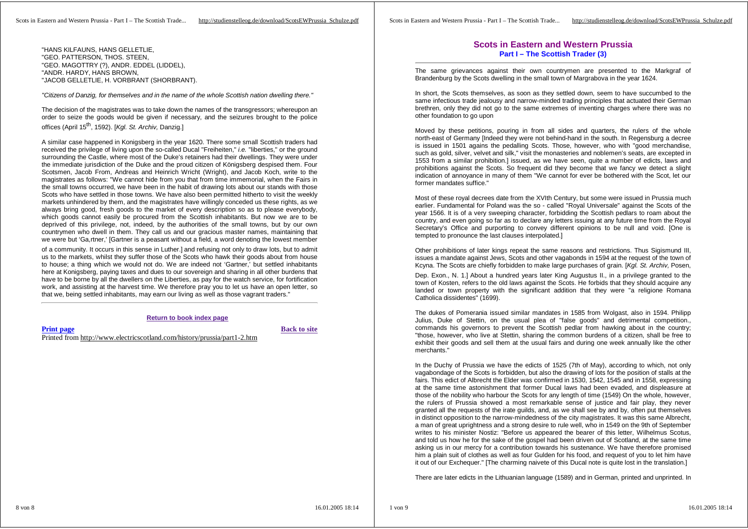"HANS KILFAUNS, HANS GELLETLIE,
"GEO. PATTERSON, THOS. STEEN,
"GEO. MAGOTTRY (?), ANDR. EDDEL (LIDDEL),
"ANDR. HARDY, HANS BROWN,
"JACOB GELLETLIE, H. VORBRANT (SHORBRANT).

*"Citizens of Danzig, for themselves and in the name of the whole Scottish nation dwelling there."*

The decision of the magistrates was to take down the names of the transgressors; whereupon an order to seize the goods would be given if necessary, and the seizures brought to the police offices (April 15th, 1592). [*Kgl. St. Archiv*, Danzig.]

A similar case happened in Konigsberg in the year 1620. There some small Scottish traders had received the privilege of living upon the so-called Ducal "Freiheiten," *i.e.* "liberties," or the ground surrounding the Castle, where most of the Duke's retainers had their dwellings. They were under the immediate jurisdiction of the Duke and the proud citizen of Königsberg despised them. Four Scotsmen, Jacob From, Andreas and Heinrich Wricht (Wright), and Jacob Koch, write to the magistrates as follows: "We cannot hide from you that from time immemorial, when the Fairs in the small towns occurred, we have been in the habit of drawing lots about our stands with those Scots who have settled in those towns. We have also been permitted hitherto to visit the weekly markets unhindered by them, and the magistrates have willingly conceded us these rights, as we always bring good, fresh goods to the market of every description so as to please everybody, which goods cannot easily be procured from the Scottish inhabitants. But now we are to be deprived of this privilege, not, indeed, by the authorities of the small towns, but by our own countrymen who dwell in them. They call us and our gracious master names, maintaining that we were but 'Ga,rtner,' [Gartner is a peasant without a field, a word denoting the lowest member of a community. It occurs in this sense in Luther.] and refusing not only to draw lots, but to admit us to the markets, whilst they suffer those of the Scots who hawk their goods about from house to house; a thing which we would not do. We are indeed not 'Gartner,' but settled inhabitants here at Konigsberg, paying taxes and dues to our sovereign and sharing in all other burdens that have to be borne by all the dwellers on the Liberties, as pay for the watch service, for fortification work, and assisting at the harvest time. We therefore pray you to let us have an open letter, so that we, being settled inhabitants, may earn our living as well as those vagrant traders."

**Return to book index page**

**Print page** **Back to site**

Printed from http://www.electricscotland.com/history/prussia/part1-2.htm

## Scots in Eastern and Western Prussia

### Part I – The Scottish Trader (3)

The same grievances against their own countrymen are presented to the Markgraf of Brandenburg by the Scots dwelling in the small town of Margrabova in the year 1624.

In short, the Scots themselves, as soon as they settled down, seem to have succumbed to the same infectious trade jealousy and narrow-minded trading principles that actuated their German brethren, only they did not go to the same extremes of inventing charges where there was no other foundation to go upon

Moved by these petitions, pouring in from all sides and quarters, the rulers of the whole north-east of Germany [Indeed they were not behind-hand in the south. In Regensburg a decree is issued in 1501 agains the pedalling Scots. Those, however, who with "good merchandise, such as gold, silver, velvet and silk," visit the monasteries and noblemen's seats, are excepted in 1553 from a similar prohibition.] issued, as we have seen, quite a number of edicts, laws and prohibitions against the Scots. So frequent did they become that we fancy we detect a slight indication of annoyance in many of them "We cannot for ever be bothered with the Scot, let our former mandates suffice."

Most of these royal decrees date from the XVIth Century, but some were issued in Prussia much earlier. Fundamental for Poland was the so - called "Royal Universale" against the Scots of the year 1566. It is of a very sweeping character, forbidding the Scottish pedlars to roam about the country, and even going so far as to declare any letters issuing at any future time from the Royal Secretary's Office and purporting to convey different opinions to be null and void. [One is tempted to pronounce the last clauses interpolated.]

Other prohibitions of later kings repeat the same reasons and restrictions. Thus Sigismund III, issues a mandate against Jews, Scots and other vagabonds in 1594 at the request of the town of Kcyna. The Scots are chiefly forbidden to make large purchases of grain. [*Kgl. St. Archiv*, Posen, Dep. Exon., N. 1.] About a hundred years later King Augustus II., in a privilege granted to the town of Kosten, refers to the old laws against the Scots. He forbids that they should acquire any landed or town property with the significant addition that they were "a religione Romana Catholica dissidentes" (1699).

The dukes of Pomerania issued similar mandates in 1585 from Wolgast, also in 1594. Philipp Julius, Duke of Stettin, on the usual plea of "false goods" and detrimental competition., commands his governors to prevent the Scottish pedlar from hawking about in the country; "those, however, who live at Stettin, sharing the common burdens of a citizen, shall be free to exhibit their goods and sell them at the usual fairs and during one week annually like the other merchants."

In the Duchy of Prussia we have the edicts of 1525 (7th of May), according to which, not only vagabondage of the Scots is forbidden, but also the drawing of lots for the position of stalls at the fairs. This edict of Albrecht the Elder was confirmed in 1530, 1542, 1545 and in 1558, expressing at the same time astonishment that former Ducal laws had been evaded, and displeasure at those of the nobility who harbour the Scots for any length of time (1549) On the whole, however, the rulers of Prussia showed a most remarkable sense of justice and fair play, they never granted all the requests of the irate guilds, and, as we shall see by and by, often put themselves in distinct opposition to the narrow-mindedness of the city magistrates. It was this same Albrecht, a man of great uprightness and a strong desire to rule well, who in 1549 on the 9th of September writes to his minister Nostiz: "Before us appeared the bearer of this letter, Wilhelmus Scotus, and told us how he for the sake of the gospel had been driven out of Scotland, at the same time asking us in our mercy for a contribution towards his sustenance. We have therefore promised him a plain suit of clothes as well as four Gulden for his food, and request of you to let him have it out of our Exchequer." [The charming naivete of this Ducal note is quite lost in the translation.]

There are later edicts in the Lithuanian language (1589) and in German, printed and unprinted. In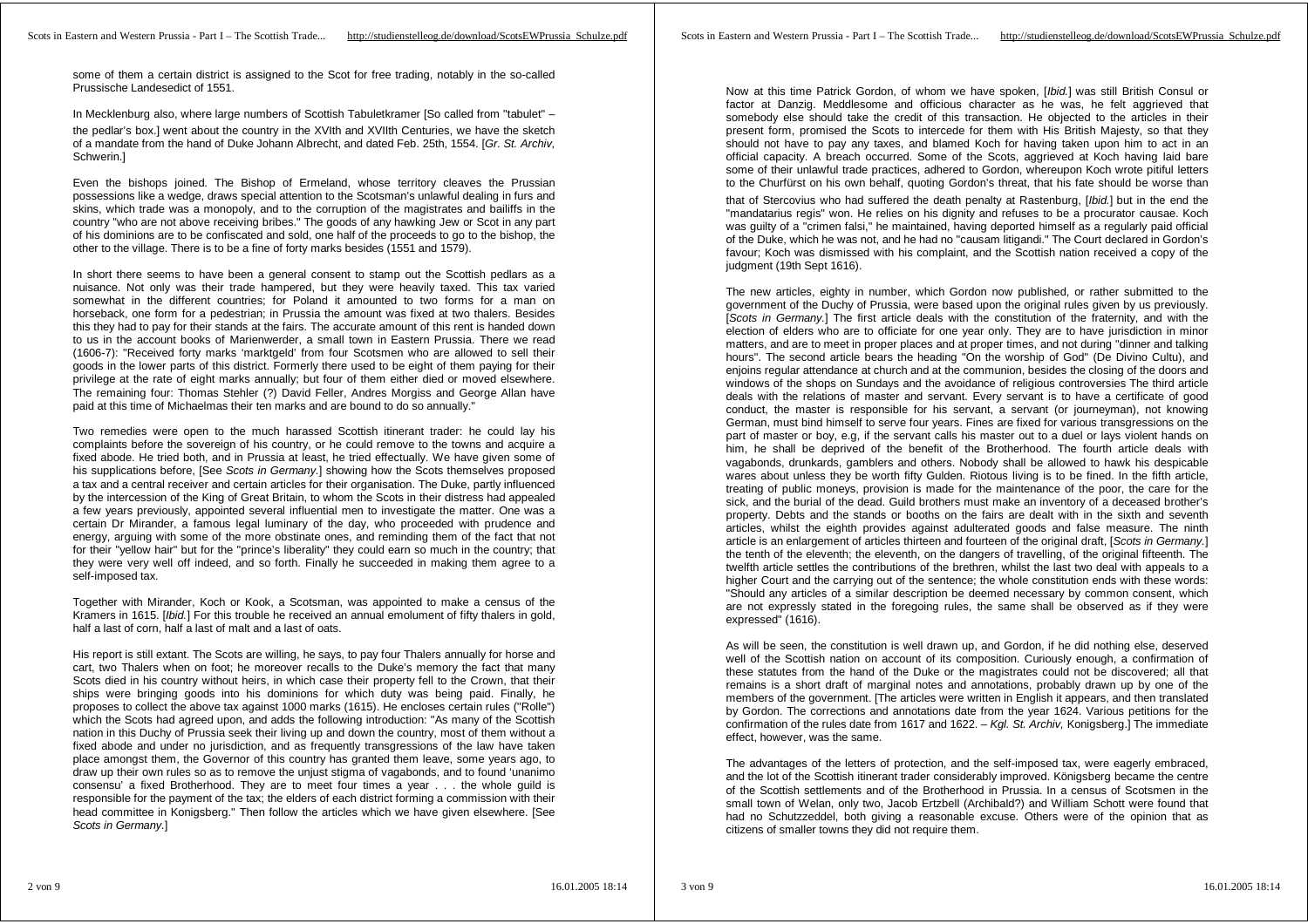some of them a certain district is assigned to the Scot for free trading, notably in the so-called Prussische Landesedict of 1551.

In Mecklenburg also, where large numbers of Scottish Tabuletkramer [So called from "tabulet" – the pedlar's box.] went about the country in the XVIth and XVIIth Centuries, we have the sketch of a mandate from the hand of Duke Johann Albrecht, and dated Feb. 25th, 1554. [*Gr. St. Archiv,* Schwerin.]

Even the bishops joined. The Bishop of Ermeland, whose territory cleaves the Prussian possessions like a wedge, draws special attention to the Scotsman's unlawful dealing in furs and skins, which trade was a monopoly, and to the corruption of the magistrates and bailiffs in the country "who are not above receiving bribes." The goods of any hawking Jew or Scot in any part of his dominions are to be confiscated and sold, one half of the proceeds to go to the bishop, the other to the village. There is to be a fine of forty marks besides (1551 and 1579).

In short there seems to have been a general consent to stamp out the Scottish pedlars as a nuisance. Not only was their trade hampered, but they were heavily taxed. This tax varied somewhat in the different countries; for Poland it amounted to two forms for a man on horseback, one form for a pedestrian; in Prussia the amount was fixed at two thalers. Besides this they had to pay for their stands at the fairs. The accurate amount of this rent is handed down to us in the account books of Marienwerder, a small town in Eastern Prussia. There we read (1606-7): "Received forty marks 'marktgeld' from four Scotsmen who are allowed to sell their goods in the lower parts of this district. Formerly there used to be eight of them paying for their privilege at the rate of eight marks annually; but four of them either died or moved elsewhere. The remaining four: Thomas Stehler (?) David Feller, Andres Morgiss and George Allan have paid at this time of Michaelmas their ten marks and are bound to do so annually."

Two remedies were open to the much harassed Scottish itinerant trader: he could lay his complaints before the sovereign of his country, or he could remove to the towns and acquire a fixed abode. He tried both, and in Prussia at least, he tried effectually. We have given some of his supplications before, [See *Scots in Germany.*] showing how the Scots themselves proposed a tax and a central receiver and certain articles for their organisation. The Duke, partly influenced by the intercession of the King of Great Britain, to whom the Scots in their distress had appealed a few years previously, appointed several influential men to investigate the matter. One was a certain Dr Mirander, a famous legal luminary of the day, who proceeded with prudence and energy, arguing with some of the more obstinate ones, and reminding them of the fact that not for their "yellow hair" but for the "prince's liberality" they could earn so much in the country; that they were very well off indeed, and so forth. Finally he succeeded in making them agree to a self-imposed tax.

Together with Mirander, Koch or Kook, a Scotsman, was appointed to make a census of the Kramers in 1615. [*Ibid.*] For this trouble he received an annual emolument of fifty thalers in gold, half a last of corn, half a last of malt and a last of oats.

His report is still extant. The Scots are willing, he says, to pay four Thalers annually for horse and cart, two Thalers when on foot; he moreover recalls to the Duke's memory the fact that many Scots died in his country without heirs, in which case their property fell to the Crown, that their ships were bringing goods into his dominions for which duty was being paid. Finally, he proposes to collect the above tax against 1000 marks (1615). He encloses certain rules ("Rolle") which the Scots had agreed upon, and adds the following introduction: "As many of the Scottish nation in this Duchy of Prussia seek their living up and down the country, most of them without a fixed abode and under no jurisdiction, and as frequently transgressions of the law have taken place amongst them, the Governor of this country has granted them leave, some years ago, to draw up their own rules so as to remove the unjust stigma of vagabonds, and to found 'unanimo consensu' a fixed Brotherhood. They are to meet four times a year . . . the whole guild is responsible for the payment of the tax; the elders of each district forming a commission with their head committee in Konigsberg." Then follow the articles which we have given elsewhere. [See *Scots in Germany.*]

Now at this time Patrick Gordon, of whom we have spoken, [*Ibid.*] was still British Consul or factor at Danzig. Meddlesome and officious character as he was, he felt aggrieved that somebody else should take the credit of this transaction. He objected to the articles in their present form, promised the Scots to intercede for them with His British Majesty, so that they should not have to pay any taxes, and blamed Koch for having taken upon him to act in an official capacity. A breach occurred. Some of the Scots, aggrieved at Koch having laid bare some of their unlawful trade practices, adhered to Gordon, whereupon Koch wrote pitiful letters to the Churfürst on his own behalf, quoting Gordon's threat, that his fate should be worse than that of Stercovius who had suffered the death penalty at Rastenburg, [*Ibid.*] but in the end the "mandatarius regis" won. He relies on his dignity and refuses to be a procurator causae. Koch was guilty of a "crimen falsi," he maintained, having deported himself as a regularly paid official of the Duke, which he was not, and he had no "causam litigandi." The Court declared in Gordon's favour; Koch was dismissed with his complaint, and the Scottish nation received a copy of the judgment (19th Sept 1616).

The new articles, eighty in number, which Gordon now published, or rather submitted to the government of the Duchy of Prussia, were based upon the original rules given by us previously. [*Scots in Germany.*] The first article deals with the constitution of the fraternity, and with the election of elders who are to officiate for one year only. They are to have jurisdiction in minor matters, and are to meet in proper places and at proper times, and not during "dinner and talking hours". The second article bears the heading "On the worship of God" (De Divino Cultu), and enjoins regular attendance at church and at the communion, besides the closing of the doors and windows of the shops on Sundays and the avoidance of religious controversies The third article deals with the relations of master and servant. Every servant is to have a certificate of good conduct, the master is responsible for his servant, a servant (or journeyman), not knowing German, must bind himself to serve four years. Fines are fixed for various transgressions on the part of master or boy, e.g, if the servant calls his master out to a duel or lays violent hands on him, he shall be deprived of the benefit of the Brotherhood. The fourth article deals with vagabonds, drunkards, gamblers and others. Nobody shall be allowed to hawk his despicable wares about unless they be worth fifty Gulden. Riotous living is to be fined. In the fifth article, treating of public moneys, provision is made for the maintenance of the poor, the care for the sick, and the burial of the dead. Guild brothers must make an inventory of a deceased brother's property. Debts and the stands or booths on the fairs are dealt with in the sixth and seventh articles, whilst the eighth provides against adulterated goods and false measure. The ninth article is an enlargement of articles thirteen and fourteen of the original draft, [*Scots in Germany.*] the tenth of the eleventh; the eleventh, on the dangers of travelling, of the original fifteenth. The twelfth article settles the contributions of the brethren, whilst the last two deal with appeals to a higher Court and the carrying out of the sentence; the whole constitution ends with these words: "Should any articles of a similar description be deemed necessary by common consent, which are not expressly stated in the foregoing rules, the same shall be observed as if they were expressed" (1616).

As will be seen, the constitution is well drawn up, and Gordon, if he did nothing else, deserved well of the Scottish nation on account of its composition. Curiously enough, a confirmation of these statutes from the hand of the Duke or the magistrates could not be discovered; all that remains is a short draft of marginal notes and annotations, probably drawn up by one of the members of the government. [The articles were written in English it appears, and then translated by Gordon. The corrections and annotations date from the year 1624. Various petitions for the confirmation of the rules date from 1617 and 1622. – *Kgl. St. Archiv,* Konigsberg.] The immediate effect, however, was the same.

The advantages of the letters of protection, and the self-imposed tax, were eagerly embraced, and the lot of the Scottish itinerant trader considerably improved. Königsberg became the centre of the Scottish settlements and of the Brotherhood in Prussia. In a census of Scotsmen in the small town of Welan, only two, Jacob Ertzbell (Archibald?) and William Schott were found that had no Schutzzeddel, both giving a reasonable excuse. Others were of the opinion that as citizens of smaller towns they did not require them.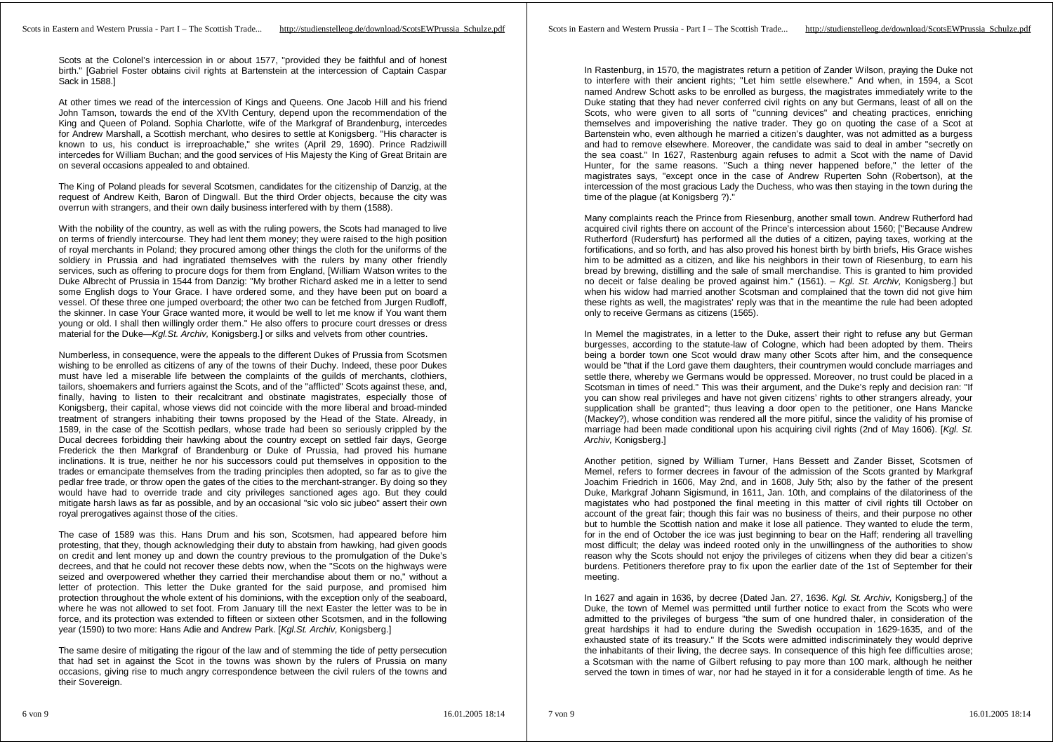Scots at the Colonel's intercession in or about 1577, "provided they be faithful and of honest birth." [Gabriel Foster obtains civil rights at Bartenstein at the intercession of Captain Caspar Sack in 1588.]

At other times we read of the intercession of Kings and Queens. One Jacob Hill and his friend John Tamson, towards the end of the XVIth Century, depend upon the recommendation of the King and Queen of Poland. Sophia Charlotte, wife of the Markgraf of Brandenburg, intercedes for Andrew Marshall, a Scottish merchant, who desires to settle at Konigsberg. "His character is known to us, his conduct is irreproachable," she writes (April 29, 1690). Prince Radziwill intercedes for William Buchan; and the good services of His Majesty the King of Great Britain are on several occasions appealed to and obtained.

The King of Poland pleads for several Scotsmen, candidates for the citizenship of Danzig, at the request of Andrew Keith, Baron of Dingwall. But the third Order objects, because the city was overrun with strangers, and their own daily business interfered with by them (1588).

With the nobility of the country, as well as with the ruling powers, the Scots had managed to live on terms of friendly intercourse. They had lent them money; they were raised to the high position of royal merchants in Poland; they procured among other things the cloth for the uniforms of the soldiery in Prussia and had ingratiated themselves with the rulers by many other friendly services, such as offering to procure dogs for them from England, [William Watson writes to the Duke Albrecht of Prussia in 1544 from Danzig: "My brother Richard asked me in a letter to send some English dogs to Your Grace. I have ordered some, and they have been put on board a vessel. Of these three one jumped overboard; the other two can be fetched from Jurgen Rudloff, the skinner. In case Your Grace wanted more, it would be well to let me know if You want them young or old. I shall then willingly order them." He also offers to procure court dresses or dress material for the Duke—*Kgl.St. Archiv,* Konigsberg.] or silks and velvets from other countries.

Numberless, in consequence, were the appeals to the different Dukes of Prussia from Scotsmen wishing to be enrolled as citizens of any of the towns of their Duchy. Indeed, these poor Dukes must have led a miserable life between the complaints of the guilds of merchants, clothiers, tailors, shoemakers and furriers against the Scots, and of the "afflicted" Scots against these, and, finally, having to listen to their recalcitrant and obstinate magistrates, especially those of Konigsberg, their capital, whose views did not coincide with the more liberal and broad-minded treatment of strangers inhabiting their towns proposed by the Head of the State. Already, in 1589, in the case of the Scottish pedlars, whose trade had been so seriously crippled by the Ducal decrees forbidding their hawking about the country except on settled fair days, George Frederick the then Markgraf of Brandenburg or Duke of Prussia, had proved his humane inclinations. It is true, neither he nor his successors could put themselves in opposition to the trades or emancipate themselves from the trading principles then adopted, so far as to give the pedlar free trade, or throw open the gates of the cities to the merchant-stranger. By doing so they would have had to override trade and city privileges sanctioned ages ago. But they could mitigate harsh laws as far as possible, and by an occasional "sic volo sic jubeo" assert their own royal prerogatives against those of the cities.

The case of 1589 was this. Hans Drum and his son, Scotsmen, had appeared before him protesting, that they, though acknowledging their duty to abstain from hawking, had given goods on credit and lent money up and down the country previous to the promulgation of the Duke's decrees, and that he could not recover these debts now, when the "Scots on the highways were seized and overpowered whether they carried their merchandise about them or no," without a letter of protection. This letter the Duke granted for the said purpose, and promised him protection throughout the whole extent of his dominions, with the exception only of the seaboard, where he was not allowed to set foot. From January till the next Easter the letter was to be in force, and its protection was extended to fifteen or sixteen other Scotsmen, and in the following year (1590) to two more: Hans Adie and Andrew Park. [*Kgl.St. Archiv,* Konigsberg.]

The same desire of mitigating the rigour of the law and of stemming the tide of petty persecution that had set in against the Scot in the towns was shown by the rulers of Prussia on many occasions, giving rise to much angry correspondence between the civil rulers of the towns and their Sovereign.

In Rastenburg, in 1570, the magistrates return a petition of Zander Wilson, praying the Duke not to interfere with their ancient rights; "Let him settle elsewhere." And when, in 1594, a Scot named Andrew Schott asks to be enrolled as burgess, the magistrates immediately write to the Duke stating that they had never conferred civil rights on any but Germans, least of all on the Scots, who were given to all sorts of "cunning devices" and cheating practices, enriching themselves and impoverishing the native trader. They go on quoting the case of a Scot at Bartenstein who, even although he married a citizen's daughter, was not admitted as a burgess and had to remove elsewhere. Moreover, the candidate was said to deal in amber "secretly on the sea coast." In 1627, Rastenburg again refuses to admit a Scot with the name of David Hunter, for the same reasons. "Such a thing never happened before," the letter of the magistrates says, "except once in the case of Andrew Ruperten Sohn (Robertson), at the intercession of the most gracious Lady the Duchess, who was then staying in the town during the time of the plague (at Konigsberg ?)."

Many complaints reach the Prince from Riesenburg, another small town. Andrew Rutherford had acquired civil rights there on account of the Prince's intercession about 1560; ["Because Andrew Rutherford (Rudersfurt) has performed all the duties of a citizen, paying taxes, working at the fortifications, and so forth, and has also proved his honest birth by birth briefs, His Grace wishes him to be admitted as a citizen, and like his neighbors in their town of Riesenburg, to earn his bread by brewing, distilling and the sale of small merchandise. This is granted to him provided no deceit or false dealing be proved against him." (1561). – *Kgl. St. Archiv,* Konigsberg.] but when his widow had married another Scotsman and complained that the town did not give him these rights as well, the magistrates' reply was that in the meantime the rule had been adopted only to receive Germans as citizens (1565).

In Memel the magistrates, in a letter to the Duke, assert their right to refuse any but German burgesses, according to the statute-law of Cologne, which had been adopted by them. Theirs being a border town one Scot would draw many other Scots after him, and the consequence would be "that if the Lord gave them daughters, their countrymen would conclude marriages and settle there, whereby we Germans would be oppressed. Moreover, no trust could be placed in a Scotsman in times of need." This was their argument, and the Duke's reply and decision ran: "If you can show real privileges and have not given citizens' rights to other strangers already, your supplication shall be granted"; thus leaving a door open to the petitioner, one Hans Mancke (Mackey?), whose condition was rendered all the more pitiful, since the validity of his promise of marriage had been made conditional upon his acquiring civil rights (2nd of May 1606). [*Kgl. St. Archiv,* Konigsberg.]

Another petition, signed by William Turner, Hans Bessett and Zander Bisset, Scotsmen of Memel, refers to former decrees in favour of the admission of the Scots granted by Markgraf Joachim Friedrich in 1606, May 2nd, and in 1608, July 5th; also by the father of the present Duke, Markgraf Johann Sigismund, in 1611, Jan. 10th, and complains of the dilatoriness of the magistates who had postponed the final meeting in this matter of civil rights till October on account of the great fair; though this fair was no business of theirs, and their purpose no other but to humble the Scottish nation and make it lose all patience. They wanted to elude the term, for in the end of October the ice was just beginning to bear on the Haff; rendering all travelling most difficult; the delay was indeed rooted only in the unwillingness of the authorities to show reason why the Scots should not enjoy the privileges of citizens when they did bear a citizen's burdens. Petitioners therefore pray to fix upon the earlier date of the 1st of September for their meeting.

In 1627 and again in 1636, by decree {Dated Jan. 27, 1636. *Kgl. St. Archiv,* Konigsberg.] of the Duke, the town of Memel was permitted until further notice to exact from the Scots who were admitted to the privileges of burgess "the sum of one hundred thaler, in consideration of the great hardships it had to endure during the Swedish occupation in 1629-1635, and of the exhausted state of its treasury." If the Scots were admitted indiscriminately they would deprive the inhabitants of their living, the decree says. In consequence of this high fee difficulties arose; a Scotsman with the name of Gilbert refusing to pay more than 100 mark, although he neither served the town in times of war, nor had he stayed in it for a considerable length of time. As he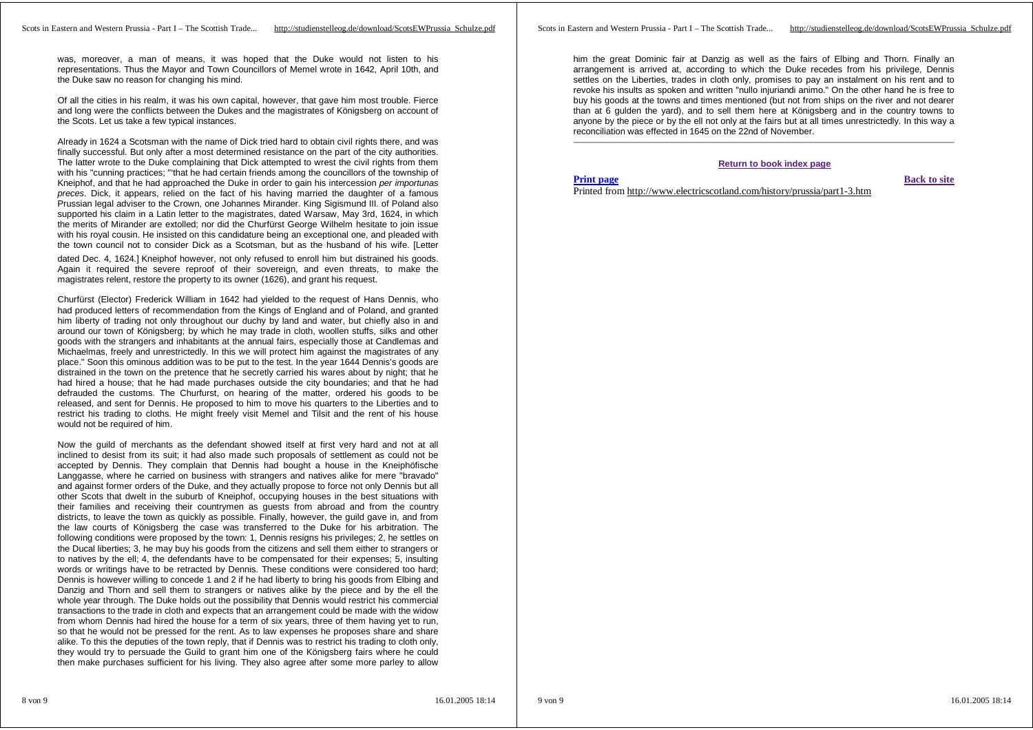was, moreover, a man of means, it was hoped that the Duke would not listen to his representations. Thus the Mayor and Town Councillors of Memel wrote in 1642, April 10th, and the Duke saw no reason for changing his mind.

Of all the cities in his realm, it was his own capital, however, that gave him most trouble. Fierce and long were the conflicts between the Dukes and the magistrates of Königsberg on account of the Scots. Let us take a few typical instances.

Already in 1624 a Scotsman with the name of Dick tried hard to obtain civil rights there, and was finally successful. But only after a most determined resistance on the part of the city authorities. The latter wrote to the Duke complaining that Dick attempted to wrest the civil rights from them with his "cunning practices; ""that he had certain friends among the councillors of the township of Kneiphof, and that he had approached the Duke in order to gain his intercession *per importunas preces*. Dick, it appears, relied on the fact of his having married the daughter of a famous Prussian legal adviser to the Crown, one Johannes Mirander. King Sigismund III. of Poland also supported his claim in a Latin letter to the magistrates, dated Warsaw, May 3rd, 1624, in which the merits of Mirander are extolled; nor did the Churfürst George Wilhelm hesitate to join issue with his royal cousin. He insisted on this candidature being an exceptional one, and pleaded with the town council not to consider Dick as a Scotsman, but as the husband of his wife. [Letter dated Dec. 4, 1624.] Kneiphof however, not only refused to enroll him but distrained his goods. Again it required the severe reproof of their sovereign, and even threats, to make the magistrates relent, restore the property to its owner (1626), and grant his request.

Churfürst (Elector) Frederick William in 1642 had yielded to the request of Hans Dennis, who had produced letters of recommendation from the Kings of England and of Poland, and granted him liberty of trading not only throughout our duchy by land and water, but chiefly also in and around our town of Königsberg; by which he may trade in cloth, woollen stuffs, silks and other goods with the strangers and inhabitants at the annual fairs, especially those at Candlemas and Michaelmas, freely and unrestrictedly. In this we will protect him against the magistrates of any place." Soon this ominous addition was to be put to the test. In the year 1644 Dennis's goods are distrained in the town on the pretence that he secretly carried his wares about by night; that he had hired a house; that he had made purchases outside the city boundaries; and that he had defrauded the customs. The Churfurst, on hearing of the matter, ordered his goods to be released, and sent for Dennis. He proposed to him to move his quarters to the Liberties and to restrict his trading to cloths. He might freely visit Memel and Tilsit and the rent of his house would not be required of him.

Now the guild of merchants as the defendant showed itself at first very hard and not at all inclined to desist from its suit; it had also made such proposals of settlement as could not be accepted by Dennis. They complain that Dennis had bought a house in the Kneiphöfische Langgasse, where he carried on business with strangers and natives alike for mere "bravado" and against former orders of the Duke, and they actually propose to force not only Dennis but all other Scots that dwelt in the suburb of Kneiphof, occupying houses in the best situations with their families and receiving their countrymen as guests from abroad and from the country districts, to leave the town as quickly as possible. Finally, however, the guild gave in, and from the law courts of Königsberg the case was transferred to the Duke for his arbitration. The following conditions were proposed by the town: 1, Dennis resigns his privileges; 2, he settles on the Ducal liberties; 3, he may buy his goods from the citizens and sell them either to strangers or to natives by the ell; 4, the defendants have to be compensated for their expenses; 5, insulting words or writings have to be retracted by Dennis. These conditions were considered too hard; Dennis is however willing to concede 1 and 2 if he had liberty to bring his goods from Elbing and Danzig and Thorn and sell them to strangers or natives alike by the piece and by the ell the whole year through. The Duke holds out the possibility that Dennis would restrict his commercial transactions to the trade in cloth and expects that an arrangement could be made with the widow from whom Dennis had hired the house for a term of six years, three of them having yet to run, so that he would not be pressed for the rent. As to law expenses he proposes share and share alike. To this the deputies of the town reply, that if Dennis was to restrict his trading to cloth only, they would try to persuade the Guild to grant him one of the Königsberg fairs where he could then make purchases sufficient for his living. They also agree after some more parley to allow him the great Dominic fair at Danzig as well as the fairs of Elbing and Thorn. Finally an arrangement is arrived at, according to which the Duke recedes from his privilege, Dennis settles on the Liberties, trades in cloth only, promises to pay an instalment on his rent and to revoke his insults as spoken and written "nullo injuriandi animo." On the other hand he is free to buy his goods at the towns and times mentioned (but not from ships on the river and not dearer than at 6 gulden the yard), and to sell them here at Königsberg and in the country towns to anyone by the piece or by the ell not only at the fairs but at all times unrestrictedly. In this way a reconciliation was effected in 1645 on the 22nd of November.

---

**Return to book index page**

**Print page** **Back to site**

Printed from http://www.electricscotland.com/history/prussia/part1-3.htm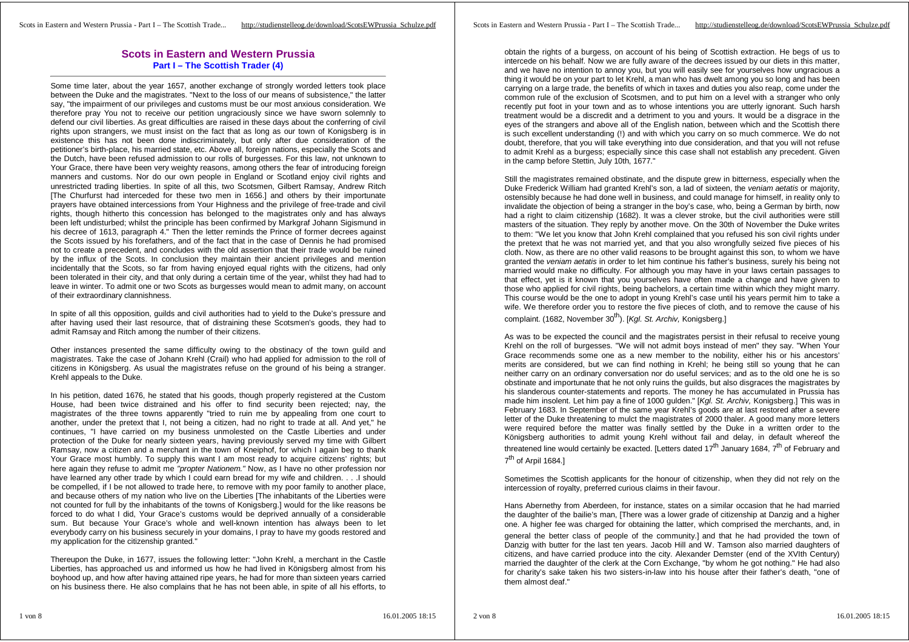# Scots in Eastern and Western Prussia

## Part I – The Scottish Trader (4)

Some time later, about the year 1657, another exchange of strongly worded letters took place between the Duke and the magistrates. "Next to the loss of our means of subsistence," the latter say, "the impairment of our privileges and customs must be our most anxious consideration. We therefore pray You not to receive our petition ungraciously since we have sworn solemnly to defend our civil liberties. As great difficulties are raised in these days about the conferring of civil rights upon strangers, we must insist on the fact that as long as our town of Konigsberg is in existence this has not been done indiscriminately, but only after due consideration of the petitioner's birth-place, his married state, etc. Above all, foreign nations, especially the Scots and the Dutch, have been refused admission to our rolls of burgesses. For this law, not unknown to Your Grace, there have been very weighty reasons, among others the fear of introducing foreign manners and customs. Nor do our own people in England or Scotland enjoy civil rights and unrestricted trading liberties. In spite of all this, two Scotsmen, Gilbert Ramsay, Andrew Ritch [The Churfurst had interceded for these two men in 1656.] and others by their importunate prayers have obtained intercessions from Your Highness and the privilege of free-trade and civil rights, though hitherto this concession has belonged to the magistrates only and has always been left undisturbed; whilst the principle has been confirmed by Markgraf Johann Sigismund in his decree of 1613, paragraph 4." Then the letter reminds the Prince of former decrees against the Scots issued by his forefathers, and of the fact that in the case of Dennis he had promised not to create a precedent, and concludes with the old assertion that their trade would be ruined by the influx of the Scots. In conclusion they maintain their ancient privileges and mention incidentally that the Scots, so far from having enjoyed equal rights with the citizens, had only been tolerated in their city, and that only during a certain time of the year, whilst they had had to leave in winter. To admit one or two Scots as burgesses would mean to admit many, on account of their extraordinary clannishness.

In spite of all this opposition, guilds and civil authorities had to yield to the Duke's pressure and after having used their last resource, that of distraining these Scotsmen's goods, they had to admit Ramsay and Ritch among the number of their citizens.

Other instances presented the same difficulty owing to the obstinacy of the town guild and magistrates. Take the case of Johann Krehl (Crail) who had applied for admission to the roll of citizens in Königsberg. As usual the magistrates refuse on the ground of his being a stranger. Krehl appeals to the Duke.

In his petition, dated 1676, he stated that his goods, though properly registered at the Custom House, had been twice distrained and his offer to find security been rejected; nay, the magistrates of the three towns apparently "tried to ruin me by appealing from one court to another, under the pretext that I, not being a citizen, had no right to trade at all. And yet," he continues, "I have carried on my business unmolested on the Castle Liberties and under protection of the Duke for nearly sixteen years, having previously served my time with Gilbert Ramsay, now a citizen and a merchant in the town of Kneiphof, for which I again beg to thank Your Grace most humbly. To supply this want I am most ready to acquire citizens' rights; but here again they refuse to admit me *"propter Nationem."* Now, as I have no other profession nor have learned any other trade by which I could earn bread for my wife and children. . . .I should be compelled, if I be not allowed to trade here, to remove with my poor family to another place, and because others of my nation who live on the Liberties [The inhabitants of the Liberties were not counted for full by the inhabitants of the towns of Konigsberg.] would for the like reasons be forced to do what I did, Your Grace's customs would be deprived annually of a considerable sum. But because Your Grace's whole and well-known intention has always been to let everybody carry on his business securely in your domains, I pray to have my goods restored and my application for the citizenship granted."

Thereupon the Duke, in 1677, issues the following letter: "John Krehl, a merchant in the Castle Liberties, has approached us and informed us how he had lived in Königsberg almost from his boyhood up, and how after having attained ripe years, he had for more than sixteen years carried on his business there. He also complains that he has not been able, in spite of all his efforts, to obtain the rights of a burgess, on account of his being of Scottish extraction. He begs of us to intercede on his behalf. Now we are fully aware of the decrees issued by our diets in this matter, and we have no intention to annoy you, but you will easily see for yourselves how ungracious a thing it would be on your part to let Krehl, a man who has dwelt among you so long and has been carrying on a large trade, the benefits of which in taxes and duties you also reap, come under the common rule of the exclusion of Scotsmen, and to put him on a level with a stranger who only recently put foot in your town and as to whose intentions you are utterly ignorant. Such harsh treatment would be a discredit and a detriment to you and yours. It would be a disgrace in the eyes of the strangers and above all of the English nation, between which and the Scottish there is such excellent understanding (!) and with which you carry on so much commerce. We do not doubt, therefore, that you will take everything into due consideration, and that you will not refuse to admit Krehl as a burgess; especially since this case shall not establish any precedent. Given in the camp before Stettin, July 10th, 1677."

Still the magistrates remained obstinate, and the dispute grew in bitterness, especially when the Duke Frederick William had granted Krehl's son, a lad of sixteen, the *veniam aetatis* or majority, ostensibly because he had done well in business, and could manage for himself, in reality only to invalidate the objection of being a stranger in the boy's case, who, being a German by birth, now had a right to claim citizenship (1682). It was a clever stroke, but the civil authorities were still masters of the situation. They reply by another move. On the 30th of November the Duke writes to them: "We let you know that John Krehl complained that you refused his son civil rights under the pretext that he was not married yet, and that you also wrongfully seized five pieces of his cloth. Now, as there are no other valid reasons to be brought against this son, to whom we have granted the *veniam aetatis* in order to let him continue his father's business, surely his being not married would make no difficulty. For although you may have in your laws certain passages to that effect, yet is it known that you yourselves have often made a change and have given to those who applied for civil rights, being bachelors, a certain time within which they might marry. This course would be the one to adopt in young Krehl's case until his years permit him to take a wife. We therefore order you to restore the five pieces of cloth, and to remove the cause of his complaint. (1682, November 30th). [*Kgl. St. Archiv,* Konigsberg.]

As was to be expected the council and the magistrates persist in their refusal to receive young Krehl on the roll of burgesses. "We will not admit boys instead of men" they say. "When Your Grace recommends some one as a new member to the nobility, either his or his ancestors' merits are considered, but we can find nothing in Krehl; he being still so young that he can neither carry on an ordinary conversation nor do useful services; and as to the old one he is so obstinate and importunate that he not only ruins the guilds, but also disgraces the magistrates by his slanderous counter-statements and reports. The money he has accumulated in Prussia has made him insolent. Let him pay a fine of 1000 gulden." [*Kgl. St. Archiv,* Konigsberg.] This was in February 1683. In September of the same year Krehl's goods are at last restored after a severe letter of the Duke threatening to mulct the magistrates of 2000 thaler. A good many more letters were required before the matter was finally settled by the Duke in a written order to the Königsberg authorities to admit young Krehl without fail and delay, in default whereof the threatened line would certainly be exacted. [Letters dated 17th January 1684, 7th of February and 7th of Arpil 1684.]

Sometimes the Scottish applicants for the honour of citizenship, when they did not rely on the intercession of royalty, preferred curious claims in their favour.

Hans Abernethy from Aberdeen, for instance, states on a similar occasion that he had married the daughter of the bailie's man, [There was a lower grade of citizenship at Danzig and a higher one. A higher fee was charged for obtaining the latter, which comprised the merchants, and, in general the better class of people of the community.] and that he had provided the town of Danzig with butter for the last ten years. Jacob Hill and W. Tamson also married daughters of citizens, and have carried produce into the city. Alexander Demster (end of the XVIth Century) married the daughter of the clerk at the Corn Exchange, "by whom he got nothing." He had also for charity's sake taken his two sisters-in-law into his house after their father's death, "one of them almost deaf."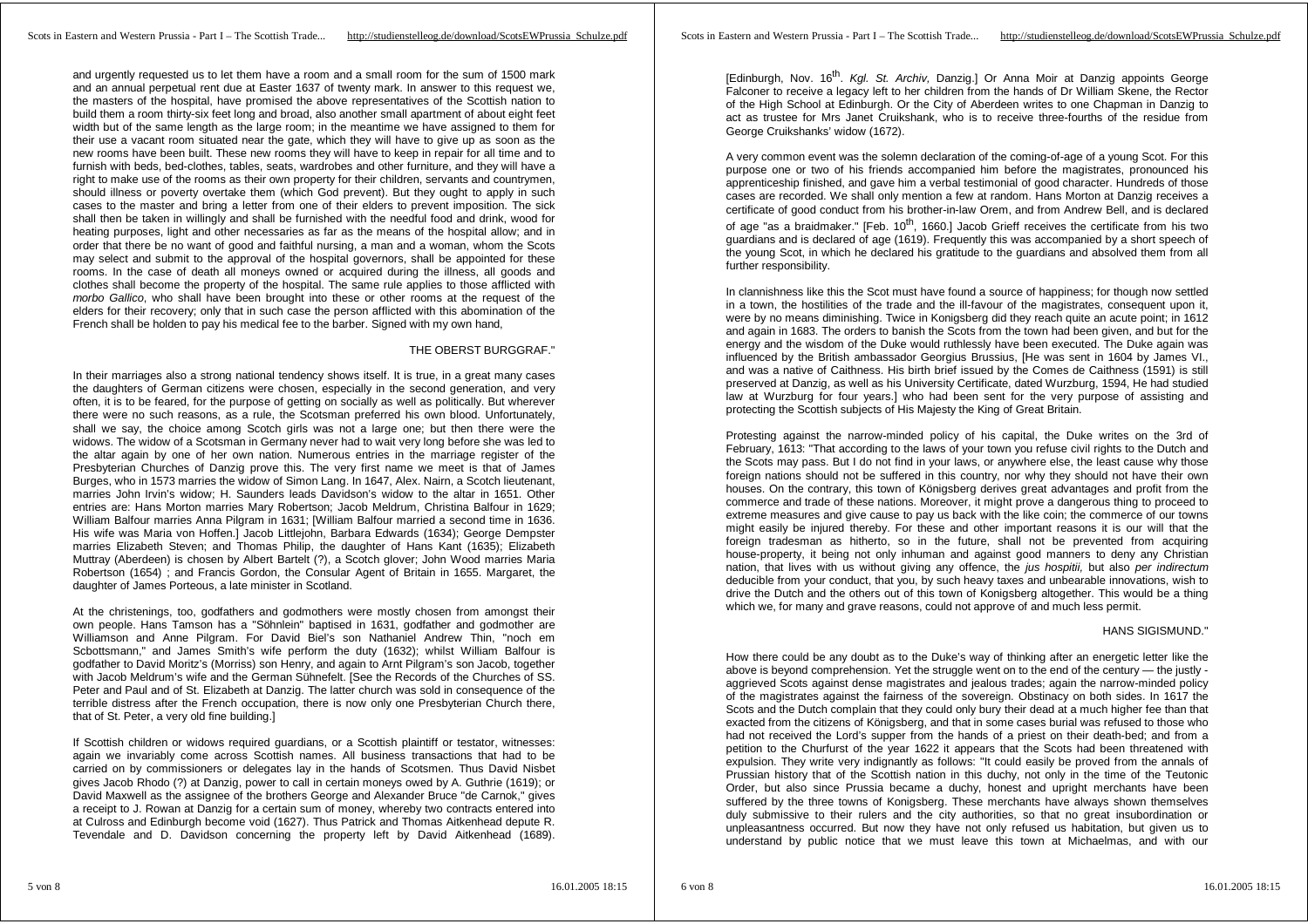and urgently requested us to let them have a room and a small room for the sum of 1500 mark and an annual perpetual rent due at Easter 1637 of twenty mark. In answer to this request we, the masters of the hospital, have promised the above representatives of the Scottish nation to build them a room thirty-six feet long and broad, also another small apartment of about eight feet width but of the same length as the large room; in the meantime we have assigned to them for their use a vacant room situated near the gate, which they will have to give up as soon as the new rooms have been built. These new rooms they will have to keep in repair for all time and to furnish with beds, bed-clothes, tables, seats, wardrobes and other furniture, and they will have a right to make use of the rooms as their own property for their children, servants and countrymen, should illness or poverty overtake them (which God prevent). But they ought to apply in such cases to the master and bring a letter from one of their elders to prevent imposition. The sick shall then be taken in willingly and shall be furnished with the needful food and drink, wood for heating purposes, light and other necessaries as far as the means of the hospital allow; and in order that there be no want of good and faithful nursing, a man and a woman, whom the Scots may select and submit to the approval of the hospital governors, shall be appointed for these rooms. In the case of death all moneys owned or acquired during the illness, all goods and clothes shall become the property of the hospital. The same rule applies to those afflicted with *morbo Gallico*, who shall have been brought into these or other rooms at the request of the elders for their recovery; only that in such case the person afflicted with this abomination of the French shall be holden to pay his medical fee to the barber. Signed with my own hand,

THE OBERST BURGGRAF."

In their marriages also a strong national tendency shows itself. It is true, in a great many cases the daughters of German citizens were chosen, especially in the second generation, and very often, it is to be feared, for the purpose of getting on socially as well as politically. But wherever there were no such reasons, as a rule, the Scotsman preferred his own blood. Unfortunately, shall we say, the choice among Scotch girls was not a large one; but then there were the widows. The widow of a Scotsman in Germany never had to wait very long before she was led to the altar again by one of her own nation. Numerous entries in the marriage register of the Presbyterian Churches of Danzig prove this. The very first name we meet is that of James Burges, who in 1573 marries the widow of Simon Lang. In 1647, Alex. Nairn, a Scotch lieutenant, marries John Irvin's widow; H. Saunders leads Davidson's widow to the altar in 1651. Other entries are: Hans Morton marries Mary Robertson; Jacob Meldrum, Christina Balfour in 1629; William Balfour marries Anna Pilgram in 1631; [William Balfour married a second time in 1636. His wife was Maria von Hoffen.] Jacob Littlejohn, Barbara Edwards (1634); George Dempster marries Elizabeth Steven; and Thomas Philip, the daughter of Hans Kant (1635); Elizabeth Muttray (Aberdeen) is chosen by Albert Bartelt (?), a Scotch glover; John Wood marries Maria Robertson (1654) ; and Francis Gordon, the Consular Agent of Britain in 1655. Margaret, the daughter of James Porteous, a late minister in Scotland.

At the christenings, too, godfathers and godmothers were mostly chosen from amongst their own people. Hans Tamson has a "Söhnlein" baptised in 1631, godfather and godmother are Williamson and Anne Pilgram. For David Biel's son Nathaniel Andrew Thin, "noch em Scbottsmann," and James Smith's wife perform the duty (1632); whilst William Balfour is godfather to David Moritz's (Morriss) son Henry, and again to Arnt Pilgram's son Jacob, together with Jacob Meldrum's wife and the German Sühnefelt. [See the Records of the Churches of SS. Peter and Paul and of St. Elizabeth at Danzig. The latter church was sold in consequence of the terrible distress after the French occupation, there is now only one Presbyterian Church there, that of St. Peter, a very old fine building.]

If Scottish children or widows required guardians, or a Scottish plaintiff or testator, witnesses: again we invariably come across Scottish names. All business transactions that had to be carried on by commissioners or delegates lay in the hands of Scotsmen. Thus David Nisbet gives Jacob Rhodo (?) at Danzig, power to call in certain moneys owed by A. Guthrie (1619); or David Maxwell as the assignee of the brothers George and Alexander Bruce "de Carnok," gives a receipt to J. Rowan at Danzig for a certain sum of money, whereby two contracts entered into at Culross and Edinburgh become void (1627). Thus Patrick and Thomas Aitkenhead depute R. Tevendale and D. Davidson concerning the property left by David Aitkenhead (1689). [Edinburgh, Nov. 16th. *Kgl. St. Archiv,* Danzig.] Or Anna Moir at Danzig appoints George Falconer to receive a legacy left to her children from the hands of Dr William Skene, the Rector of the High School at Edinburgh. Or the City of Aberdeen writes to one Chapman in Danzig to act as trustee for Mrs Janet Cruikshank, who is to receive three-fourths of the residue from George Cruikshanks' widow (1672).

A very common event was the solemn declaration of the coming-of-age of a young Scot. For this purpose one or two of his friends accompanied him before the magistrates, pronounced his apprenticeship finished, and gave him a verbal testimonial of good character. Hundreds of those cases are recorded. We shall only mention a few at random. Hans Morton at Danzig receives a certificate of good conduct from his brother-in-law Orem, and from Andrew Bell, and is declared of age "as a braidmaker." [Feb. 10th, 1660.] Jacob Grieff receives the certificate from his two guardians and is declared of age (1619). Frequently this was accompanied by a short speech of the young Scot, in which he declared his gratitude to the guardians and absolved them from all further responsibility.

In clannishness like this the Scot must have found a source of happiness; for though now settled in a town, the hostilities of the trade and the ill-favour of the magistrates, consequent upon it, were by no means diminishing. Twice in Konigsberg did they reach quite an acute point; in 1612 and again in 1683. The orders to banish the Scots from the town had been given, and but for the energy and the wisdom of the Duke would ruthlessly have been executed. The Duke again was influenced by the British ambassador Georgius Brussius, [He was sent in 1604 by James VI., and was a native of Caithness. His birth brief issued by the Comes de Caithness (1591) is still preserved at Danzig, as well as his University Certificate, dated Wurzburg, 1594, He had studied law at Wurzburg for four years.] who had been sent for the very purpose of assisting and protecting the Scottish subjects of His Majesty the King of Great Britain.

Protesting against the narrow-minded policy of his capital, the Duke writes on the 3rd of February, 1613: "That according to the laws of your town you refuse civil rights to the Dutch and the Scots may pass. But I do not find in your laws, or anywhere else, the least cause why those foreign nations should not be suffered in this country, nor why they should not have their own houses. On the contrary, this town of Königsberg derives great advantages and profit from the commerce and trade of these nations. Moreover, it might prove a dangerous thing to proceed to extreme measures and give cause to pay us back with the like coin; the commerce of our towns might easily be injured thereby. For these and other important reasons it is our will that the foreign tradesman as hitherto, so in the future, shall not be prevented from acquiring house-property, it being not only inhuman and against good manners to deny any Christian nation, that lives with us without giving any offence, the *jus hospitii,* but also *per indirectum* deducible from your conduct, that you, by such heavy taxes and unbearable innovations, wish to drive the Dutch and the others out of this town of Konigsberg altogether. This would be a thing which we, for many and grave reasons, could not approve of and much less permit.

HANS SIGISMUND."

How there could be any doubt as to the Duke's way of thinking after an energetic letter like the above is beyond comprehension. Yet the struggle went on to the end of the century — the justly - aggrieved Scots against dense magistrates and jealous trades; again the narrow-minded policy of the magistrates against the fairness of the sovereign. Obstinacy on both sides. In 1617 the Scots and the Dutch complain that they could only bury their dead at a much higher fee than that exacted from the citizens of Königsberg, and that in some cases burial was refused to those who had not received the Lord's supper from the hands of a priest on their death-bed; and from a petition to the Churfurst of the year 1622 it appears that the Scots had been threatened with expulsion. They write very indignantly as follows: "It could easily be proved from the annals of Prussian history that of the Scottish nation in this duchy, not only in the time of the Teutonic Order, but also since Prussia became a duchy, honest and upright merchants have been suffered by the three towns of Konigsberg. These merchants have always shown themselves duly submissive to their rulers and the city authorities, so that no great insubordination or unpleasantness occurred. But now they have not only refused us habitation, but given us to understand by public notice that we must leave this town at Michaelmas, and with our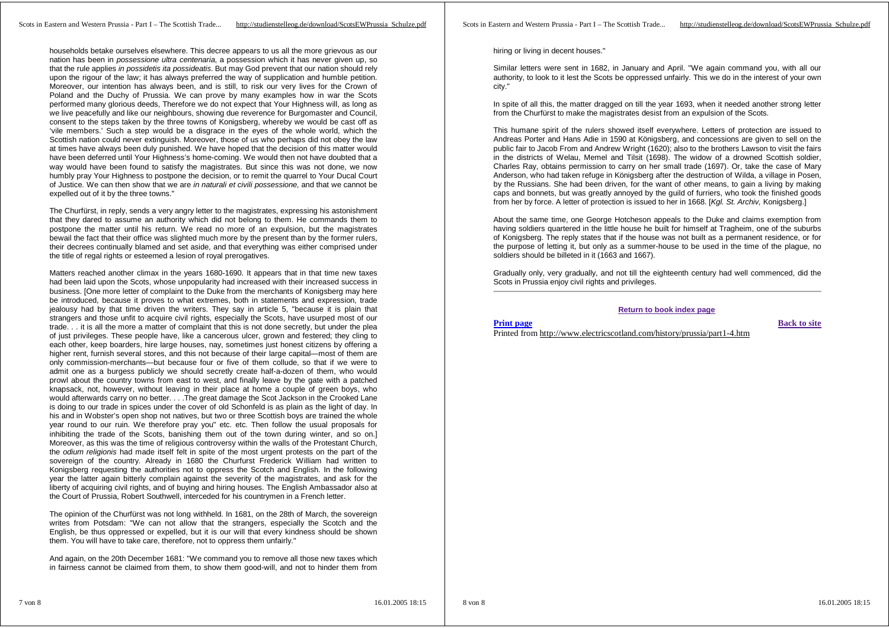households betake ourselves elsewhere. This decree appears to us all the more grievous as our nation has been in *possessione ultra centenaria*, a possession which it has never given up, so that the rule applies *in possidetis ita possideatis*. But may God prevent that our nation should rely upon the rigour of the law; it has always preferred the way of supplication and humble petition. Moreover, our intention has always been, and is still, to risk our very lives for the Crown of Poland and the Duchy of Prussia. We can prove by many examples how in war the Scots performed many glorious deeds, Therefore we do not expect that Your Highness will, as long as we live peacefully and like our neighbours, showing due reverence for Burgomaster and Council, consent to the steps taken by the three towns of Konigsberg, whereby we would be cast off as 'vile members.' Such a step would be a disgrace in the eyes of the whole world, which the Scottish nation could never extinguish. Moreover, those of us who perhaps did not obey the law at times have always been duly punished. We have hoped that the decision of this matter would have been deferred until Your Highness's home-coming. We would then not have doubted that a way would have been found to satisfy the magistrates. But since this was not done, we now humbly pray Your Highness to postpone the decision, or to remit the quarrel to Your Ducal Court of Justice. We can then show that we are *in naturali et civili possessione*, and that we cannot be expelled out of it by the three towns."

The Churfürst, in reply, sends a very angry letter to the magistrates, expressing his astonishment that they dared to assume an authority which did not belong to them. He commands them to postpone the matter until his return. We read no more of an expulsion, but the magistrates bewail the fact that their office was slighted much more by the present than by the former rulers, their decrees continually blamed and set aside, and that everything was either comprised under the title of regal rights or esteemed a lesion of royal prerogatives.

Matters reached another climax in the years 1680-1690. It appears that in that time new taxes had been laid upon the Scots, whose unpopularity had increased with their increased success in business. [One more letter of complaint to the Duke from the merchants of Konigsberg may here be introduced, because it proves to what extremes, both in statements and expression, trade jealousy had by that time driven the writers. They say in article 5, "because it is plain that strangers and those unfit to acquire civil rights, especially the Scots, have usurped most of our trade. . . it is all the more a matter of complaint that this is not done secretly, but under the plea of just privileges. These people have, like a cancerous ulcer, grown and festered; they cling to each other, keep boarders, hire large houses, nay, sometimes just honest citizens by offering a higher rent, furnish several stores, and this not because of their large capital—most of them are only commission-merchants—but because four or five of them collude, so that if we were to admit one as a burgess publicly we should secretly create half-a-dozen of them, who would prowl about the country towns from east to west, and finally leave by the gate with a patched knapsack, not, however, without leaving in their place at home a couple of green boys, who would afterwards carry on no better. . . .The great damage the Scot Jackson in the Crooked Lane is doing to our trade in spices under the cover of old Schonfeld is as plain as the light of day. In his and in Wobster's open shop not natives, but two or three Scottish boys are trained the whole year round to our ruin. We therefore pray you" etc. etc. Then follow the usual proposals for inhibiting the trade of the Scots, banishing them out of the town during winter, and so on.] Moreover, as this was the time of religious controversy within the walls of the Protestant Church, the *odium religionis* had made itself felt in spite of the most urgent protests on the part of the sovereign of the country. Already in 1680 the Churfurst Frederick William had written to Konigsberg requesting the authorities not to oppress the Scotch and English. In the following year the latter again bitterly complain against the severity of the magistrates, and ask for the liberty of acquiring civil rights, and of buying and hiring houses. The English Ambassador also at the Court of Prussia, Robert Southwell, interceded for his countrymen in a French letter.

The opinion of the Churfürst was not long withheld. In 1681, on the 28th of March, the sovereign writes from Potsdam: "We can not allow that the strangers, especially the Scotch and the English, be thus oppressed or expelled, but it is our will that every kindness should be shown them. You will have to take care, therefore, not to oppress them unfairly."

And again, on the 20th December 1681: "We command you to remove all those new taxes which in fairness cannot be claimed from them, to show them good-will, and not to hinder them from hiring or living in decent houses."

Similar letters were sent in 1682, in January and April. "We again command you, with all our authority, to look to it lest the Scots be oppressed unfairly. This we do in the interest of your own city."

In spite of all this, the matter dragged on till the year 1693, when it needed another strong letter from the Churfürst to make the magistrates desist from an expulsion of the Scots.

This humane spirit of the rulers showed itself everywhere. Letters of protection are issued to Andreas Porter and Hans Adie in 1590 at Königsberg, and concessions are given to sell on the public fair to Jacob From and Andrew Wright (1620); also to the brothers Lawson to visit the fairs in the districts of Welau, Memel and Tilsit (1698). The widow of a drowned Scottish soldier, Charles Ray, obtains permission to carry on her small trade (1697). Or, take the case of Mary Anderson, who had taken refuge in Königsberg after the destruction of Wilda, a village in Posen, by the Russians. She had been driven, for the want of other means, to gain a living by making caps and bonnets, but was greatly annoyed by the guild of furriers, who took the finished goods from her by force. A letter of protection is issued to her in 1668. [*Kgl. St. Archiv,* Konigsberg.]

About the same time, one George Hotcheson appeals to the Duke and claims exemption from having soldiers quartered in the little house he built for himself at Tragheim, one of the suburbs of Konigsberg. The reply states that if the house was not built as a permanent residence, or for the purpose of letting it, but only as a summer-house to be used in the time of the plague, no soldiers should be billeted in it (1663 and 1667).

Gradually only, very gradually, and not till the eighteenth century had well commenced, did the Scots in Prussia enjoy civil rights and privileges.

---

**Return to book index page**

**Print page** **Back to site**

Printed from http://www.electricscotland.com/history/prussia/part1-4.htm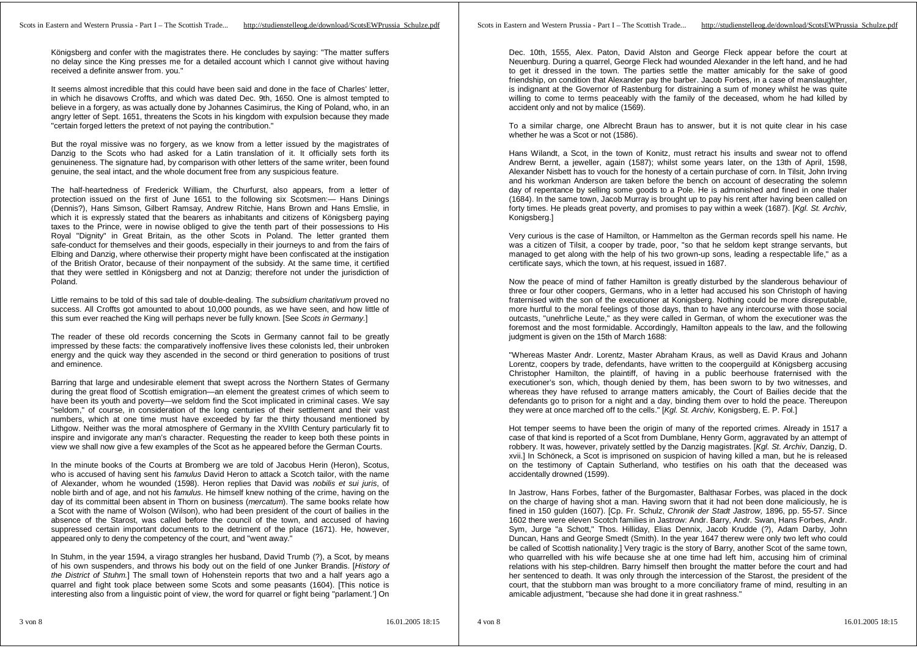Königsberg and confer with the magistrates there. He concludes by saying: "The matter suffers no delay since the King presses me for a detailed account which I cannot give without having received a definite answer from. you."

It seems almost incredible that this could have been said and done in the face of Charles' letter, in which he disavows Croffts, and which was dated Dec. 9th, 1650. One is almost tempted to believe in a forgery, as was actually done by Johannes Casimirus, the King of Poland, who, in an angry letter of Sept. 1651, threatens the Scots in his kingdom with expulsion because they made "certain forged letters the pretext of not paying the contribution."

But the royal missive was no forgery, as we know from a letter issued by the magistrates of Danzig to the Scots who had asked for a Latin translation of it. It officially sets forth its genuineness. The signature had, by comparison with other letters of the same writer, been found genuine, the seal intact, and the whole document free from any suspicious feature.

The half-heartedness of Frederick William, the Churfurst, also appears, from a letter of protection issued on the first of June 1651 to the following six Scotsmen:— Hans Dinings (Dennis?), Hans Simson, Gilbert Ramsay, Andrew Ritchie, Hans Brown and Hans Emslie, in which it is expressly stated that the bearers as inhabitants and citizens of Königsberg paying taxes to the Prince, were in nowise obliged to give the tenth part of their possessions to His Royal "Dignity" in Great Britain, as the other Scots in Poland. The letter granted them safe-conduct for themselves and their goods, especially in their journeys to and from the fairs of Elbing and Danzig, where otherwise their property might have been confiscated at the instigation of the British Orator, because of their nonpayment of the subsidy. At the same time, it certified that they were settled in Königsberg and not at Danzig; therefore not under the jurisdiction of Poland.

Little remains to be told of this sad tale of double-dealing. The *subsidium charitativum* proved no success. All Croffts got amounted to about 10,000 pounds, as we have seen, and how little of this sum ever reached the King will perhaps never be fully known. [See *Scots in Germany.*]

The reader of these old records concerning the Scots in Germany cannot fail to be greatly impressed by these facts: the comparatively inoffensive lives these colonists led, their unbroken energy and the quick way they ascended in the second or third generation to positions of trust and eminence.

Barring that large and undesirable element that swept across the Northern States of Germany during the great flood of Scottish emigration—an element the greatest crimes of which seem to have been its youth and poverty—we seldom find the Scot implicated in criminal cases. We say "seldom," of course, in consideration of the long centuries of their settlement and their vast numbers, which at one time must have exceeded by far the thirty thousand mentioned by Lithgow. Neither was the moral atmosphere of Germany in the XVIIth Century particularly fit to inspire and invigorate any man's character. Requesting the reader to keep both these points in view we shall now give a few examples of the Scot as he appeared before the German Courts.

In the minute books of the Courts at Bromberg we are told of Jacobus Herin (Heron), Scotus, who is accused of having sent his *famulus* David Heron to attack a Scotch tailor, with the name of Alexander, whom he wounded (1598). Heron replies that David was *nobilis et sui juris*, of noble birth and of age, and not his *famulus*. He himself knew nothing of the crime, having on the day of its committal been absent in Thorn on business (*mercatum*). The same books relate how a Scot with the name of Wolson (Wilson), who had been president of the court of bailies in the absence of the Starost, was called before the council of the town, and accused of having suppressed certain important documents to the detriment of the place (1671). He, however, appeared only to deny the competency of the court, and "went away."

In Stuhm, in the year 1594, a virago strangles her husband, David Trumb (?), a Scot, by means of his own suspenders, and throws his body out on the field of one Junker Brandis. [*History of the District of Stuhm.*] The small town of Hohenstein reports that two and a half years ago a quarrel and fight took place between some Scots and some peasants (1604). [This notice is interesting also from a linguistic point of view, the word for quarrel or fight being "parlament.'] On Dec. 10th, 1555, Alex. Paton, David Alston and George Fleck appear before the court at Neuenburg. During a quarrel, George Fleck had wounded Alexander in the left hand, and he had to get it dressed in the town. The parties settle the matter amicably for the sake of good friendship, on condition that Alexander pay the barber. Jacob Forbes, in a case of manslaughter, is indignant at the Governor of Rastenburg for distraining a sum of money whilst he was quite willing to come to terms peaceably with the family of the deceased, whom he had killed by accident only and not by malice (1569).

To a similar charge, one Albrecht Braun has to answer, but it is not quite clear in his case whether he was a Scot or not (1586).

Hans Wilandt, a Scot, in the town of Konitz, must retract his insults and swear not to offend Andrew Bernt, a jeweller, again (1587); whilst some years later, on the 13th of April, 1598, Alexander Nisbett has to vouch for the honesty of a certain purchase of corn. In Tilsit, John Irving and his workman Anderson are taken before the bench on account of desecrating the solemn day of repentance by selling some goods to a Pole. He is admonished and fined in one thaler (1684). In the same town, Jacob Murray is brought up to pay his rent after having been called on forty times. He pleads great poverty, and promises to pay within a week (1687). [*Kgl. St. Archiv,* Konigsberg.]

Very curious is the case of Hamilton, or Hammelton as the German records spell his name. He was a citizen of Tilsit, a cooper by trade, poor, "so that he seldom kept strange servants, but managed to get along with the help of his two grown-up sons, leading a respectable life," as a certificate says, which the town, at his request, issued in 1687.

Now the peace of mind of father Hamilton is greatly disturbed by the slanderous behaviour of three or four other coopers, Germans, who in a letter had accused his son Christoph of having fraternised with the son of the executioner at Konigsberg. Nothing could be more disreputable, more hurtful to the moral feelings of those days, than to have any intercourse with those social outcasts, "unehrliche Leute," as they were called in German, of whom the executioner was the foremost and the most formidable. Accordingly, Hamilton appeals to the law, and the following judgment is given on the 15th of March 1688:

"Whereas Master Andr. Lorentz, Master Abraham Kraus, as well as David Kraus and Johann Lorentz, coopers by trade, defendants, have written to the cooperguild at Königsberg accusing Christopher Hamilton, the plaintiff, of having in a public beerhouse fraternised with the executioner's son, which, though denied by them, has been sworn to by two witnesses, and whereas they have refused to arrange matters amicably, the Court of Bailies decide that the defendants go to prison for a night and a day, binding them over to hold the peace. Thereupon they were at once marched off to the cells." [*Kgl. St. Archiv,* Konigsberg, E. P. Fol.]

Hot temper seems to have been the origin of many of the reported crimes. Already in 1517 a case of that kind is reported of a Scot from Dumblane, Henry Gorm, aggravated by an attempt of robbery. It was, however, privately settled by the Danzig magistrates. [*Kgl. St. Archiv,* Danzig, D. xvii.] In Schöneck, a Scot is imprisoned on suspicion of having killed a man, but he is released on the testimony of Captain Sutherland, who testifies on his oath that the deceased was accidentally drowned (1599).

In Jastrow, Hans Forbes, father of the Burgomaster, Balthasar Forbes, was placed in the dock on the charge of having shot a man. Having sworn that it had not been done maliciously, he is fined in 150 gulden (1607). [Cp. Fr. Schulz, *Chronik der Stadt Jastrow,* 1896, pp. 55-57. Since 1602 there were eleven Scotch families in Jastrow: Andr. Barry, Andr. Swan, Hans Forbes, Andr. Sym, Jurge "a Schott," Thos. Hilliday, Elias Dennix, Jacob Krudde (?), Adam Darby, John Duncan, Hans and George Smedt (Smith). In the year 1647 therew were only two left who could be called of Scottish nationality.] Very tragic is the story of Barry, another Scot of the same town, who quarrelled with his wife because she at one time had left him, accusing him of criminal relations with his step-children. Barry himself then brought the matter before the court and had her sentenced to death. It was only through the intercession of the Starost, the president of the court, that the stubborn man was brought to a more conciliatory frame of mind, resulting in an amicable adjustment, "because she had done it in great rashness."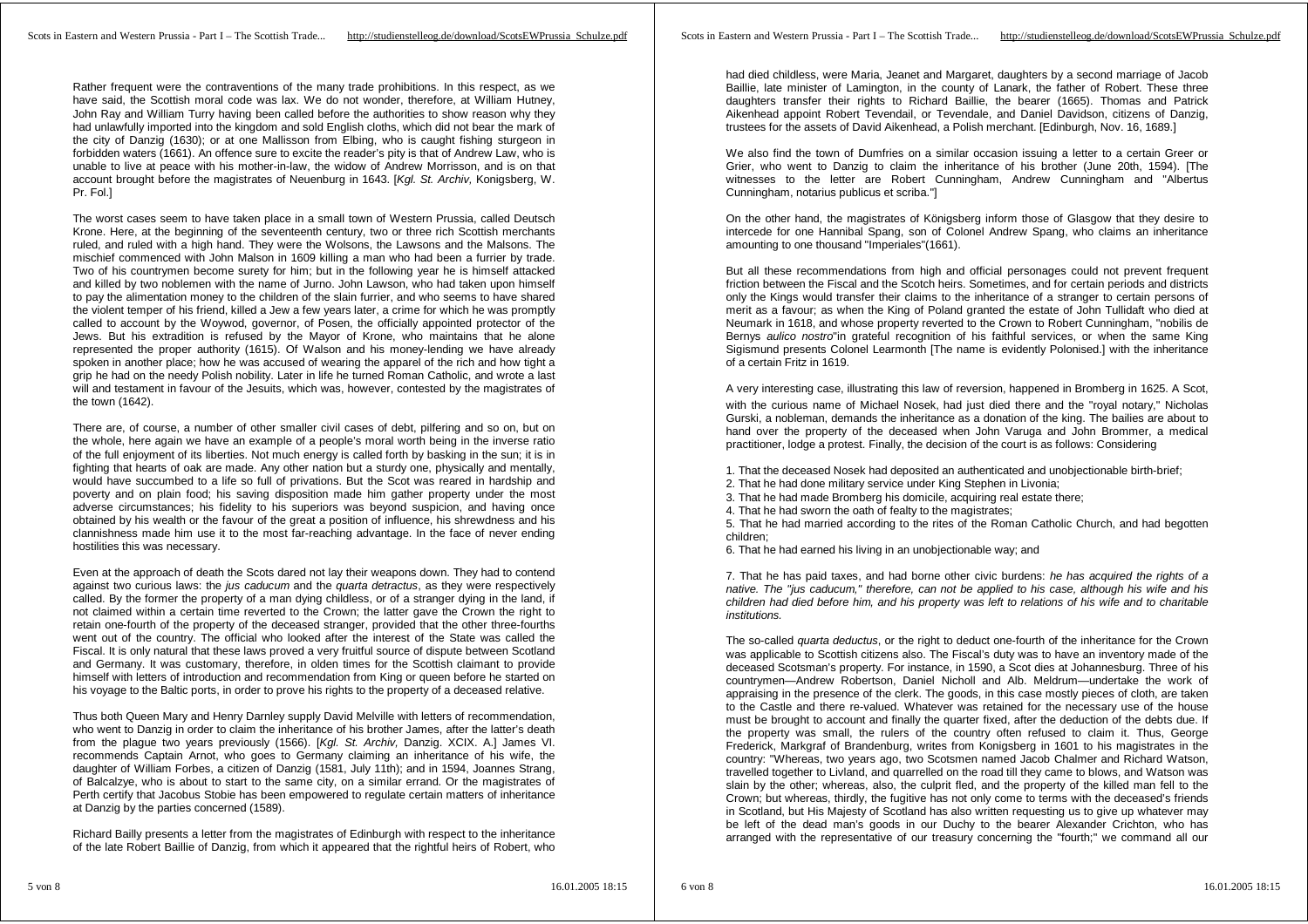Rather frequent were the contraventions of the many trade prohibitions. In this respect, as we have said, the Scottish moral code was lax. We do not wonder, therefore, at William Hutney, John Ray and William Turry having been called before the authorities to show reason why they had unlawfully imported into the kingdom and sold English cloths, which did not bear the mark of the city of Danzig (1630); or at one Mallisson from Elbing, who is caught fishing sturgeon in forbidden waters (1661). An offence sure to excite the reader's pity is that of Andrew Law, who is unable to live at peace with his mother-in-law, the widow of Andrew Morrisson, and is on that account brought before the magistrates of Neuenburg in 1643. [*Kgl. St. Archiv*, Konigsberg, W. Pr. Fol.]

The worst cases seem to have taken place in a small town of Western Prussia, called Deutsch Krone. Here, at the beginning of the seventeenth century, two or three rich Scottish merchants ruled, and ruled with a high hand. They were the Wolsons, the Lawsons and the Malsons. The mischief commenced with John Malson in 1609 killing a man who had been a furrier by trade. Two of his countrymen become surety for him; but in the following year he is himself attacked and killed by two noblemen with the name of Jurno. John Lawson, who had taken upon himself to pay the alimentation money to the children of the slain furrier, and who seems to have shared the violent temper of his friend, killed a Jew a few years later, a crime for which he was promptly called to account by the Woywod, governor, of Posen, the officially appointed protector of the Jews. But his extradition is refused by the Mayor of Krone, who maintains that he alone represented the proper authority (1615). Of Walson and his money-lending we have already spoken in another place; how he was accused of wearing the apparel of the rich and how tight a grip he had on the needy Polish nobility. Later in life he turned Roman Catholic, and wrote a last will and testament in favour of the Jesuits, which was, however, contested by the magistrates of the town (1642).

There are, of course, a number of other smaller civil cases of debt, pilfering and so on, but on the whole, here again we have an example of a people's moral worth being in the inverse ratio of the full enjoyment of its liberties. Not much energy is called forth by basking in the sun; it is in fighting that hearts of oak are made. Any other nation but a sturdy one, physically and mentally, would have succumbed to a life so full of privations. But the Scot was reared in hardship and poverty and on plain food; his saving disposition made him gather property under the most adverse circumstances; his fidelity to his superiors was beyond suspicion, and having once obtained by his wealth or the favour of the great a position of influence, his shrewdness and his clannishness made him use it to the most far-reaching advantage. In the face of never ending hostilities this was necessary.

Even at the approach of death the Scots dared not lay their weapons down. They had to contend against two curious laws: the *jus caducum* and the *quarta detractus*, as they were respectively called. By the former the property of a man dying childless, or of a stranger dying in the land, if not claimed within a certain time reverted to the Crown; the latter gave the Crown the right to retain one-fourth of the property of the deceased stranger, provided that the other three-fourths went out of the country. The official who looked after the interest of the State was called the Fiscal. It is only natural that these laws proved a very fruitful source of dispute between Scotland and Germany. It was customary, therefore, in olden times for the Scottish claimant to provide himself with letters of introduction and recommendation from King or queen before he started on his voyage to the Baltic ports, in order to prove his rights to the property of a deceased relative.

Thus both Queen Mary and Henry Darnley supply David Melville with letters of recommendation, who went to Danzig in order to claim the inheritance of his brother James, after the latter's death from the plague two years previously (1566). [*Kgl. St. Archiv*, Danzig. XCIX. A.] James VI. recommends Captain Arnot, who goes to Germany claiming an inheritance of his wife, the daughter of William Forbes, a citizen of Danzig (1581, July 11th); and in 1594, Joannes Strang, of Balcalzye, who is about to start to the same city, on a similar errand. Or the magistrates of Perth certify that Jacobus Stobie has been empowered to regulate certain matters of inheritance at Danzig by the parties concerned (1589).

Richard Bailly presents a letter from the magistrates of Edinburgh with respect to the inheritance of the late Robert Baillie of Danzig, from which it appeared that the rightful heirs of Robert, who had died childless, were Maria, Jeanet and Margaret, daughters by a second marriage of Jacob Baillie, late minister of Lamington, in the county of Lanark, the father of Robert. These three daughters transfer their rights to Richard Baillie, the bearer (1665). Thomas and Patrick Aikenhead appoint Robert Tevendail, or Tevendale, and Daniel Davidson, citizens of Danzig, trustees for the assets of David Aikenhead, a Polish merchant. [Edinburgh, Nov. 16, 1689.]

We also find the town of Dumfries on a similar occasion issuing a letter to a certain Greer or Grier, who went to Danzig to claim the inheritance of his brother (June 20th, 1594). [The witnesses to the letter are Robert Cunningham, Andrew Cunningham and "Albertus Cunningham, notarius publicus et scriba."]

On the other hand, the magistrates of Königsberg inform those of Glasgow that they desire to intercede for one Hannibal Spang, son of Colonel Andrew Spang, who claims an inheritance amounting to one thousand "Imperiales"(1661).

But all these recommendations from high and official personages could not prevent frequent friction between the Fiscal and the Scotch heirs. Sometimes, and for certain periods and districts only the Kings would transfer their claims to the inheritance of a stranger to certain persons of merit as a favour; as when the King of Poland granted the estate of John Tullidaft who died at Neumark in 1618, and whose property reverted to the Crown to Robert Cunningham, "nobilis de Bernys *aulico nostro*"in grateful recognition of his faithful services, or when the same King Sigismund presents Colonel Learmonth [The name is evidently Polonised.] with the inheritance of a certain Fritz in 1619.

A very interesting case, illustrating this law of reversion, happened in Bromberg in 1625. A Scot, with the curious name of Michael Nosek, had just died there and the "royal notary," Nicholas Gurski, a nobleman, demands the inheritance as a donation of the king. The bailies are about to hand over the property of the deceased when John Varuga and John Brommer, a medical practitioner, lodge a protest. Finally, the decision of the court is as follows: Considering

1. That the deceased Nosek had deposited an authenticated and unobjectionable birth-brief;
2. That he had done military service under King Stephen in Livonia;
3. That he had made Bromberg his domicile, acquiring real estate there;
4. That he had sworn the oath of fealty to the magistrates;
5. That he had married according to the rites of the Roman Catholic Church, and had begotten children;
6. That he had earned his living in an unobjectionable way; and
7. That he has paid taxes, and had borne other civic burdens: *he has acquired the rights of a native. The "jus caducum," therefore, can not be applied to his case, although his wife and his children had died before him, and his property was left to relations of his wife and to charitable institutions.*

The so-called *quarta deductus*, or the right to deduct one-fourth of the inheritance for the Crown was applicable to Scottish citizens also. The Fiscal's duty was to have an inventory made of the deceased Scotsman's property. For instance, in 1590, a Scot dies at Johannesburg. Three of his countrymen—Andrew Robertson, Daniel Nicholl and Alb. Meldrum—undertake the work of appraising in the presence of the clerk. The goods, in this case mostly pieces of cloth, are taken to the Castle and there re-valued. Whatever was retained for the necessary use of the house must be brought to account and finally the quarter fixed, after the deduction of the debts due. If the property was small, the rulers of the country often refused to claim it. Thus, George Frederick, Markgraf of Brandenburg, writes from Konigsberg in 1601 to his magistrates in the country: "Whereas, two years ago, two Scotsmen named Jacob Chalmer and Richard Watson, travelled together to Livland, and quarrelled on the road till they came to blows, and Watson was slain by the other; whereas, also, the culprit fled, and the property of the killed man fell to the Crown; but whereas, thirdly, the fugitive has not only come to terms with the deceased's friends in Scotland, but His Majesty of Scotland has also written requesting us to give up whatever may be left of the dead man's goods in our Duchy to the bearer Alexander Crichton, who has arranged with the representative of our treasury concerning the "fourth;" we command all our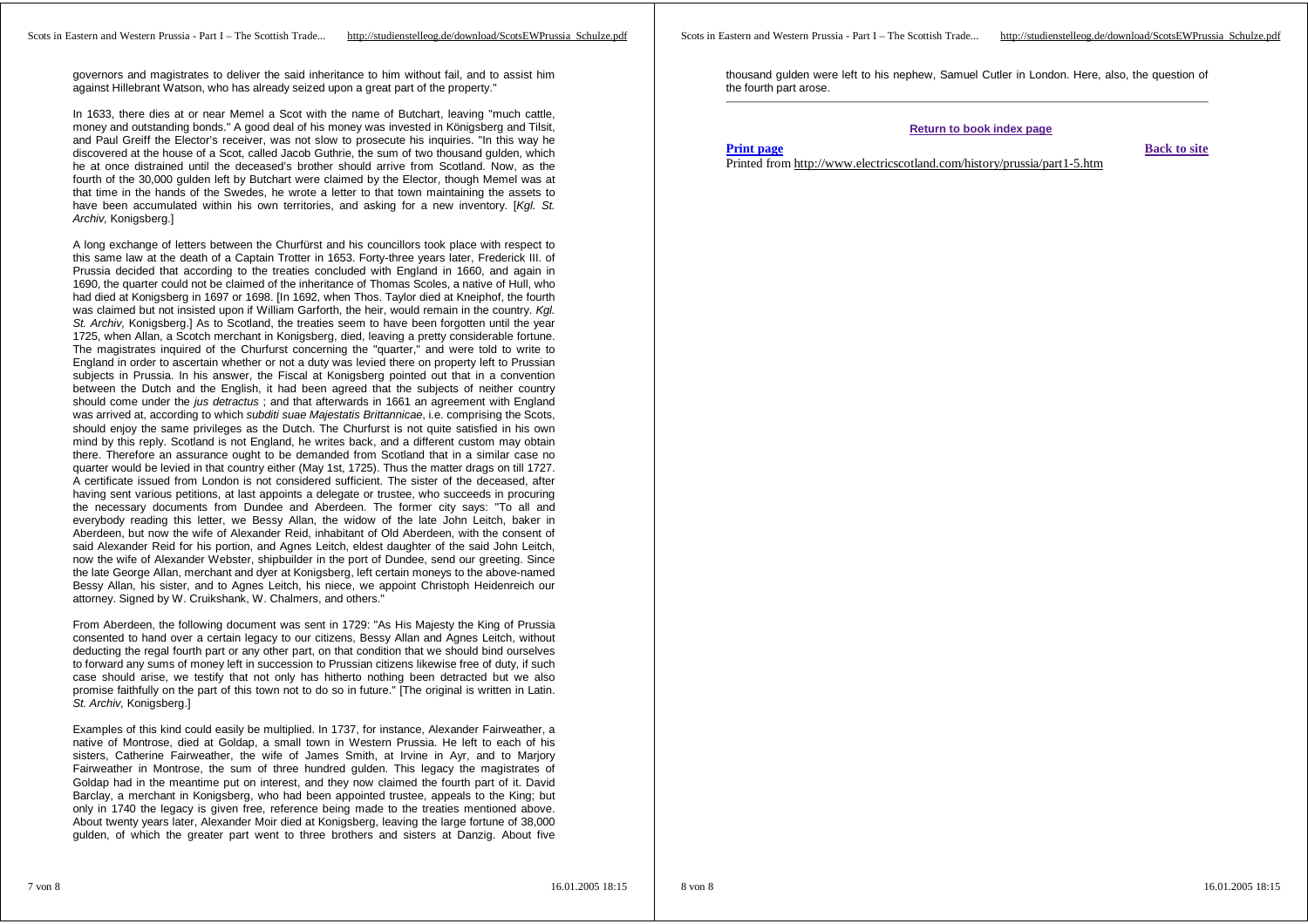governors and magistrates to deliver the said inheritance to him without fail, and to assist him against Hillebrant Watson, who has already seized upon a great part of the property."

In 1633, there dies at or near Memel a Scot with the name of Butchart, leaving "much cattle, money and outstanding bonds." A good deal of his money was invested in Königsberg and Tilsit, and Paul Greiff the Elector's receiver, was not slow to prosecute his inquiries. "In this way he discovered at the house of a Scot, called Jacob Guthrie, the sum of two thousand gulden, which he at once distrained until the deceased's brother should arrive from Scotland. Now, as the fourth of the 30,000 gulden left by Butchart were claimed by the Elector, though Memel was at that time in the hands of the Swedes, he wrote a letter to that town maintaining the assets to have been accumulated within his own territories, and asking for a new inventory. [*Kgl. St. Archiv*, Konigsberg.]

A long exchange of letters between the Churfürst and his councillors took place with respect to this same law at the death of a Captain Trotter in 1653. Forty-three years later, Frederick III. of Prussia decided that according to the treaties concluded with England in 1660, and again in 1690, the quarter could not be claimed of the inheritance of Thomas Scoles, a native of Hull, who had died at Konigsberg in 1697 or 1698. [In 1692, when Thos. Taylor died at Kneiphof, the fourth was claimed but not insisted upon if William Garforth, the heir, would remain in the country. *Kgl. St. Archiv*, Konigsberg.] As to Scotland, the treaties seem to have been forgotten until the year 1725, when Allan, a Scotch merchant in Konigsberg, died, leaving a pretty considerable fortune. The magistrates inquired of the Churfurst concerning the "quarter," and were told to write to England in order to ascertain whether or not a duty was levied there on property left to Prussian subjects in Prussia. In his answer, the Fiscal at Konigsberg pointed out that in a convention between the Dutch and the English, it had been agreed that the subjects of neither country should come under the *jus detractus* ; and that afterwards in 1661 an agreement with England was arrived at, according to which *subditi suae Majestatis Brittannicae*, i.e. comprising the Scots, should enjoy the same privileges as the Dutch. The Churfurst is not quite satisfied in his own mind by this reply. Scotland is not England, he writes back, and a different custom may obtain there. Therefore an assurance ought to be demanded from Scotland that in a similar case no quarter would be levied in that country either (May 1st, 1725). Thus the matter drags on till 1727. A certificate issued from London is not considered sufficient. The sister of the deceased, after having sent various petitions, at last appoints a delegate or trustee, who succeeds in procuring the necessary documents from Dundee and Aberdeen. The former city says: "To all and everybody reading this letter, we Bessy Allan, the widow of the late John Leitch, baker in Aberdeen, but now the wife of Alexander Reid, inhabitant of Old Aberdeen, with the consent of said Alexander Reid for his portion, and Agnes Leitch, eldest daughter of the said John Leitch, now the wife of Alexander Webster, shipbuilder in the port of Dundee, send our greeting. Since the late George Allan, merchant and dyer at Konigsberg, left certain moneys to the above-named Bessy Allan, his sister, and to Agnes Leitch, his niece, we appoint Christoph Heidenreich our attorney. Signed by W. Cruikshank, W. Chalmers, and others."

From Aberdeen, the following document was sent in 1729: "As His Majesty the King of Prussia consented to hand over a certain legacy to our citizens, Bessy Allan and Agnes Leitch, without deducting the regal fourth part or any other part, on that condition that we should bind ourselves to forward any sums of money left in succession to Prussian citizens likewise free of duty, if such case should arise, we testify that not only has hitherto nothing been detracted but we also promise faithfully on the part of this town not to do so in future." [The original is written in Latin. *St. Archiv*, Konigsberg.]

Examples of this kind could easily be multiplied. In 1737, for instance, Alexander Fairweather, a native of Montrose, died at Goldap, a small town in Western Prussia. He left to each of his sisters, Catherine Fairweather, the wife of James Smith, at Irvine in Ayr, and to Marjory Fairweather in Montrose, the sum of three hundred gulden. This legacy the magistrates of Goldap had in the meantime put on interest, and they now claimed the fourth part of it. David Barclay, a merchant in Konigsberg, who had been appointed trustee, appeals to the King; but only in 1740 the legacy is given free, reference being made to the treaties mentioned above. About twenty years later, Alexander Moir died at Konigsberg, leaving the large fortune of 38,000 gulden, of which the greater part went to three brothers and sisters at Danzig. About five thousand gulden were left to his nephew, Samuel Cutler in London. Here, also, the question of the fourth part arose.

---

**Return to book index page**

**Print page** **Back to site**

Printed from http://www.electricscotland.com/history/prussia/part1-5.htm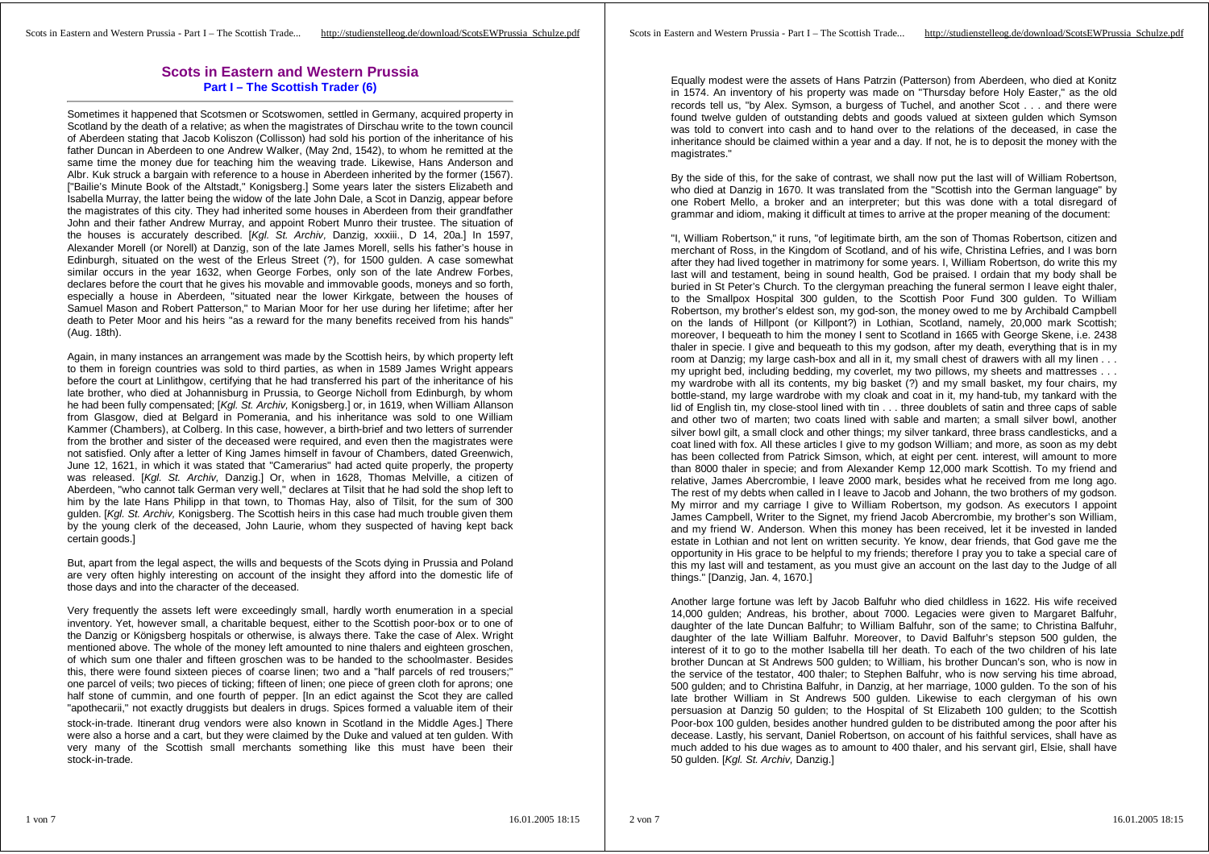## Scots in Eastern and Western Prussia
### Part I – The Scottish Trader (6)

Sometimes it happened that Scotsmen or Scotswomen, settled in Germany, acquired property in Scotland by the death of a relative; as when the magistrates of Dirschau write to the town council of Aberdeen stating that Jacob Koliszon (Collisson) had sold his portion of the inheritance of his father Duncan in Aberdeen to one Andrew Walker, (May 2nd, 1542), to whom he remitted at the same time the money due for teaching him the weaving trade. Likewise, Hans Anderson and Albr. Kuk struck a bargain with reference to a house in Aberdeen inherited by the former (1567). ["Bailie's Minute Book of the Altstadt," Konigsberg.] Some years later the sisters Elizabeth and Isabella Murray, the latter being the widow of the late John Dale, a Scot in Danzig, appear before the magistrates of this city. They had inherited some houses in Aberdeen from their grandfather John and their father Andrew Murray, and appoint Robert Munro their trustee. The situation of the houses is accurately described. [*Kgl. St. Archiv,* Danzig, xxxiii., D 14, 20a.] In 1597, Alexander Morell (or Norell) at Danzig, son of the late James Morell, sells his father's house in Edinburgh, situated on the west of the Erleus Street (?), for 1500 gulden. A case somewhat similar occurs in the year 1632, when George Forbes, only son of the late Andrew Forbes, declares before the court that he gives his movable and immovable goods, moneys and so forth, especially a house in Aberdeen, "situated near the lower Kirkgate, between the houses of Samuel Mason and Robert Patterson," to Marian Moor for her use during her lifetime; after her death to Peter Moor and his heirs "as a reward for the many benefits received from his hands" (Aug. 18th).

Again, in many instances an arrangement was made by the Scottish heirs, by which property left to them in foreign countries was sold to third parties, as when in 1589 James Wright appears before the court at Linlithgow, certifying that he had transferred his part of the inheritance of his late brother, who died at Johannisburg in Prussia, to George Nicholl from Edinburgh, by whom he had been fully compensated; [*Kgl. St. Archiv,* Konigsberg.] or, in 1619, when William Allanson from Glasgow, died at Belgard in Pomerania, and his inheritance was sold to one William Kammer (Chambers), at Colberg. In this case, however, a birth-brief and two letters of surrender from the brother and sister of the deceased were required, and even then the magistrates were not satisfied. Only after a letter of King James himself in favour of Chambers, dated Greenwich, June 12, 1621, in which it was stated that "Camerarius" had acted quite properly, the property was released. [*Kgl. St. Archiv,* Danzig.] Or, when in 1628, Thomas Melville, a citizen of Aberdeen, "who cannot talk German very well," declares at Tilsit that he had sold the shop left to him by the late Hans Philipp in that town, to Thomas Hay, also of Tilsit, for the sum of 300 gulden. [*Kgl. St. Archiv,* Konigsberg. The Scottish heirs in this case had much trouble given them by the young clerk of the deceased, John Laurie, whom they suspected of having kept back certain goods.]

But, apart from the legal aspect, the wills and bequests of the Scots dying in Prussia and Poland are very often highly interesting on account of the insight they afford into the domestic life of those days and into the character of the deceased.

Very frequently the assets left were exceedingly small, hardly worth enumeration in a special inventory. Yet, however small, a charitable bequest, either to the Scottish poor-box or to one of the Danzig or Königsberg hospitals or otherwise, is always there. Take the case of Alex. Wright mentioned above. The whole of the money left amounted to nine thalers and eighteen groschen, of which sum one thaler and fifteen groschen was to be handed to the schoolmaster. Besides this, there were found sixteen pieces of coarse linen; two and a "half parcels of red trousers;" one parcel of veils; two pieces of ticking; fifteen of linen; one piece of green cloth for aprons; one half stone of cummin, and one fourth of pepper. [In an edict against the Scot they are called "apothecarii," not exactly druggists but dealers in drugs. Spices formed a valuable item of their stock-in-trade. Itinerant drug vendors were also known in Scotland in the Middle Ages.] There were also a horse and a cart, but they were claimed by the Duke and valued at ten gulden. With very many of the Scottish small merchants something like this must have been their stock-in-trade.

Equally modest were the assets of Hans Patrzin (Patterson) from Aberdeen, who died at Konitz in 1574. An inventory of his property was made on "Thursday before Holy Easter," as the old records tell us, "by Alex. Symson, a burgess of Tuchel, and another Scot . . . and there were found twelve gulden of outstanding debts and goods valued at sixteen gulden which Symson was told to convert into cash and to hand over to the relations of the deceased, in case the inheritance should be claimed within a year and a day. If not, he is to deposit the money with the magistrates."

By the side of this, for the sake of contrast, we shall now put the last will of William Robertson, who died at Danzig in 1670. It was translated from the "Scottish into the German language" by one Robert Mello, a broker and an interpreter; but this was done with a total disregard of grammar and idiom, making it difficult at times to arrive at the proper meaning of the document:

"I, William Robertson," it runs, "of legitimate birth, am the son of Thomas Robertson, citizen and merchant of Ross, in the Kingdom of Scotland, and of his wife, Christina Lefries, and I was born after they had lived together in matrimony for some years. I, William Robertson, do write this my last will and testament, being in sound health, God be praised. I ordain that my body shall be buried in St Peter's Church. To the clergyman preaching the funeral sermon I leave eight thaler, to the Smallpox Hospital 300 gulden, to the Scottish Poor Fund 300 gulden. To William Robertson, my brother's eldest son, my god-son, the money owed to me by Archibald Campbell on the lands of Hillpont (or Killpont?) in Lothian, Scotland, namely, 20,000 mark Scottish; moreover, I bequeath to him the money I sent to Scotland in 1665 with George Skene, i.e. 2438 thaler in specie. I give and bequeath to this my godson, after my death, everything that is in my room at Danzig; my large cash-box and all in it, my small chest of drawers with all my linen . . . my upright bed, including bedding, my coverlet, my two pillows, my sheets and mattresses . . . my wardrobe with all its contents, my big basket (?) and my small basket, my four chairs, my bottle-stand, my large wardrobe with my cloak and coat in it, my hand-tub, my tankard with the lid of English tin, my close-stool lined with tin . . . three doublets of satin and three caps of sable and other two of marten; two coats lined with sable and marten; a small silver bowl, another silver bowl gilt, a small clock and other things; my silver tankard, three brass candlesticks, and a coat lined with fox. All these articles I give to my godson William; and more, as soon as my debt has been collected from Patrick Simson, which, at eight per cent. interest, will amount to more than 8000 thaler in specie; and from Alexander Kemp 12,000 mark Scottish. To my friend and relative, James Abercrombie, I leave 2000 mark, besides what he received from me long ago. The rest of my debts when called in I leave to Jacob and Johann, the two brothers of my godson. My mirror and my carriage I give to William Robertson, my godson. As executors I appoint James Campbell, Writer to the Signet, my friend Jacob Abercrombie, my brother's son William, and my friend W. Anderson. When this money has been received, let it be invested in landed estate in Lothian and not lent on written security. Ye know, dear friends, that God gave me the opportunity in His grace to be helpful to my friends; therefore I pray you to take a special care of this my last will and testament, as you must give an account on the last day to the Judge of all things." [Danzig, Jan. 4, 1670.]

Another large fortune was left by Jacob Balfuhr who died childless in 1622. His wife received 14,000 gulden; Andreas, his brother, about 7000. Legacies were given to Margaret Balfuhr, daughter of the late Duncan Balfuhr; to William Balfuhr, son of the same; to Christina Balfuhr, daughter of the late William Balfuhr. Moreover, to David Balfuhr's stepson 500 gulden, the interest of it to go to the mother Isabella till her death. To each of the two children of his late brother Duncan at St Andrews 500 gulden; to William, his brother Duncan's son, who is now in the service of the testator, 400 thaler; to Stephen Balfuhr, who is now serving his time abroad, 500 gulden; and to Christina Balfuhr, in Danzig, at her marriage, 1000 gulden. To the son of his late brother William in St Andrews 500 gulden. Likewise to each clergyman of his own persuasion at Danzig 50 gulden; to the Hospital of St Elizabeth 100 gulden; to the Scottish Poor-box 100 gulden, besides another hundred gulden to be distributed among the poor after his decease. Lastly, his servant, Daniel Robertson, on account of his faithful services, shall have as much added to his due wages as to amount to 400 thaler, and his servant girl, Elsie, shall have 50 gulden. [*Kgl. St. Archiv,* Danzig.]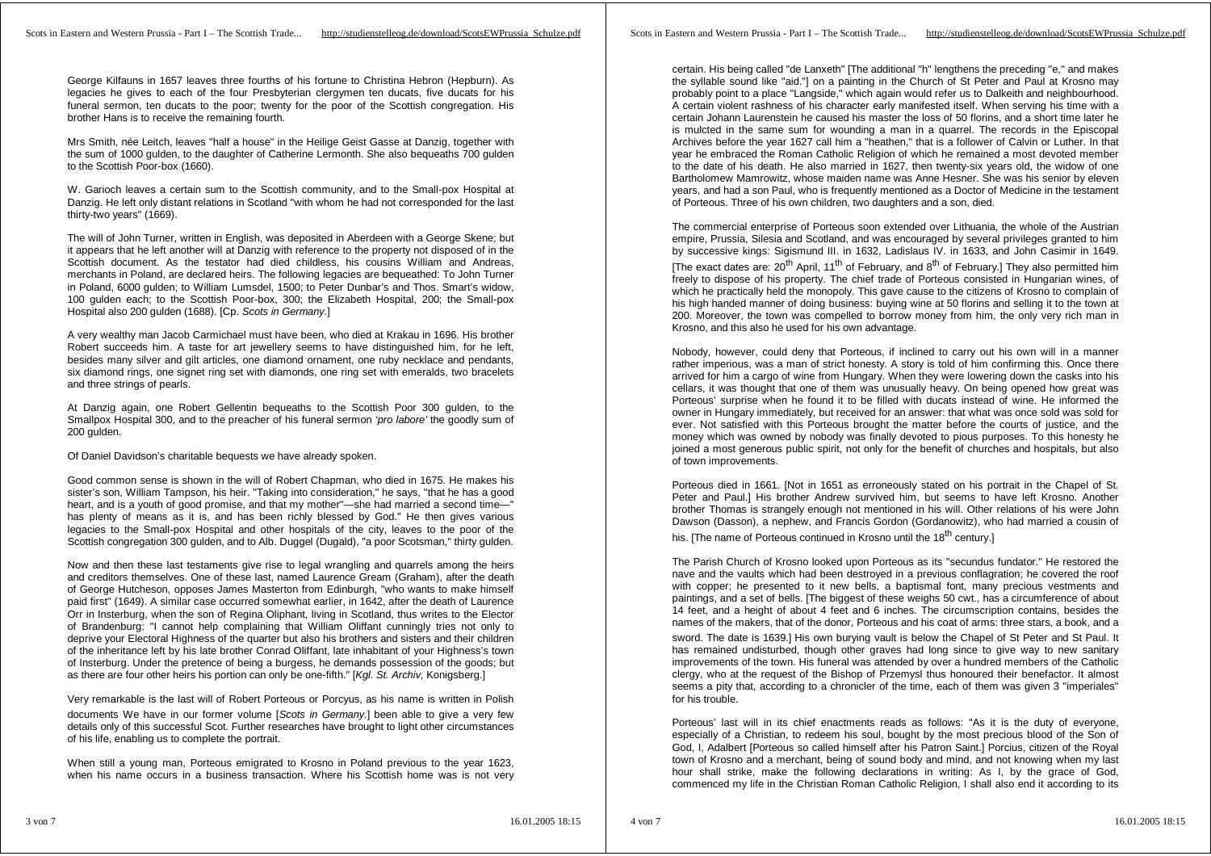George Kilfauns in 1657 leaves three fourths of his fortune to Christina Hebron (Hepburn). As legacies he gives to each of the four Presbyterian clergymen ten ducats, five ducats for his funeral sermon, ten ducats to the poor; twenty for the poor of the Scottish congregation. His brother Hans is to receive the remaining fourth.

Mrs Smith, née Leitch, leaves "half a house" in the Heilige Geist Gasse at Danzig, together with the sum of 1000 gulden, to the daughter of Catherine Lermonth. She also bequeaths 700 gulden to the Scottish Poor-box (1660).

W. Garioch leaves a certain sum to the Scottish community, and to the Small-pox Hospital at Danzig. He left only distant relations in Scotland "with whom he had not corresponded for the last thirty-two years" (1669).

The will of John Turner, written in English, was deposited in Aberdeen with a George Skene; but it appears that he left another will at Danzig with reference to the property not disposed of in the Scottish document. As the testator had died childless, his cousins William and Andreas, merchants in Poland, are declared heirs. The following legacies are bequeathed: To John Turner in Poland, 6000 gulden; to William Lumsdel, 1500; to Peter Dunbar's and Thos. Smart's widow, 100 gulden each; to the Scottish Poor-box, 300; the Elizabeth Hospital, 200; the Small-pox Hospital also 200 gulden (1688). [Cp. *Scots in Germany.*]

A very wealthy man Jacob Carmichael must have been, who died at Krakau in 1696. His brother Robert succeeds him. A taste for art jewellery seems to have distinguished him, for he left, besides many silver and gilt articles, one diamond ornament, one ruby necklace and pendants, six diamond rings, one signet ring set with diamonds, one ring set with emeralds, two bracelets and three strings of pearls.

At Danzig again, one Robert Gellentin bequeaths to the Scottish Poor 300 gulden, to the Smallpox Hospital 300, and to the preacher of his funeral sermon *'pro labore'* the goodly sum of 200 gulden.

Of Daniel Davidson's charitable bequests we have already spoken.

Good common sense is shown in the will of Robert Chapman, who died in 1675. He makes his sister's son, William Tampson, his heir. "Taking into consideration," he says, "that he has a good heart, and is a youth of good promise, and that my mother"—she had married a second time—" has plenty of means as it is, and has been richly blessed by God." He then gives various legacies to the Small-pox Hospital and other hospitals of the city, leaves to the poor of the Scottish congregation 300 gulden, and to Alb. Duggel (Dugald), "a poor Scotsman," thirty gulden.

Now and then these last testaments give rise to legal wrangling and quarrels among the heirs and creditors themselves. One of these last, named Laurence Gream (Graham), after the death of George Hutcheson, opposes James Masterton from Edinburgh, "who wants to make himself paid first" (1649). A similar case occurred somewhat earlier, in 1642, after the death of Laurence Orr in Insterburg, when the son of Regina Oliphant, living in Scotland, thus writes to the Elector of Brandenburg: "I cannot help complaining that William Oliffant cunningly tries not only to deprive your Electoral Highness of the quarter but also his brothers and sisters and their children of the inheritance left by his late brother Conrad Oliffant, late inhabitant of your Highness's town of Insterburg. Under the pretence of being a burgess, he demands possession of the goods; but as there are four other heirs his portion can only be one-fifth." [*Kgl. St. Archiv,* Konigsberg.]

Very remarkable is the last will of Robert Porteous or Porcyus, as his name is written in Polish documents We have in our former volume [*Scots in Germany.*] been able to give a very few details only of this successful Scot. Further researches have brought to light other circumstances of his life, enabling us to complete the portrait.

When still a young man, Porteous emigrated to Krosno in Poland previous to the year 1623, when his name occurs in a business transaction. Where his Scottish home was is not very certain. His being called "de Lanxeth" [The additional "h" lengthens the preceding "e," and makes the syllable sound like "aid."] on a painting in the Church of St Peter and Paul at Krosno may probably point to a place "Langside," which again would refer us to Dalkeith and neighbourhood. A certain violent rashness of his character early manifested itself. When serving his time with a certain Johann Laurenstein he caused his master the loss of 50 florins, and a short time later he is mulcted in the same sum for wounding a man in a quarrel. The records in the Episcopal Archives before the year 1627 call him a "heathen," that is a follower of Calvin or Luther. In that year he embraced the Roman Catholic Religion of which he remained a most devoted member to the date of his death. He also married in 1627, then twenty-six years old, the widow of one Bartholomew Mamrowitz, whose maiden name was Anne Hesner. She was his senior by eleven years, and had a son Paul, who is frequently mentioned as a Doctor of Medicine in the testament of Porteous. Three of his own children, two daughters and a son, died.

The commercial enterprise of Porteous soon extended over Lithuania, the whole of the Austrian empire, Prussia, Silesia and Scotland, and was encouraged by several privileges granted to him by successive kings: Sigismund III. in 1632, Ladislaus IV. in 1633, and John Casimir in 1649. [The exact dates are: 20th April, 11th of February, and 8th of February.] They also permitted him freely to dispose of his property. The chief trade of Porteous consisted in Hungarian wines, of which he practically held the monopoly. This gave cause to the citizens of Krosno to complain of his high handed manner of doing business: buying wine at 50 florins and selling it to the town at 200. Moreover, the town was compelled to borrow money from him, the only very rich man in Krosno, and this also he used for his own advantage.

Nobody, however, could deny that Porteous, if inclined to carry out his own will in a manner rather imperious, was a man of strict honesty. A story is told of him confirming this. Once there arrived for him a cargo of wine from Hungary. When they were lowering down the casks into his cellars, it was thought that one of them was unusually heavy. On being opened how great was Porteous' surprise when he found it to be filled with ducats instead of wine. He informed the owner in Hungary immediately, but received for an answer: that what was once sold was sold for ever. Not satisfied with this Porteous brought the matter before the courts of justice, and the money which was owned by nobody was finally devoted to pious purposes. To this honesty he joined a most generous public spirit, not only for the benefit of churches and hospitals, but also of town improvements.

Porteous died in 1661. [Not in 1651 as erroneously stated on his portrait in the Chapel of St. Peter and Paul.] His brother Andrew survived him, but seems to have left Krosno. Another brother Thomas is strangely enough not mentioned in his will. Other relations of his were John Dawson (Dasson), a nephew, and Francis Gordon (Gordanowitz), who had married a cousin of his. [The name of Porteous continued in Krosno until the 18th century.]

The Parish Church of Krosno looked upon Porteous as its "secundus fundator." He restored the nave and the vaults which had been destroyed in a previous conflagration; he covered the roof with copper; he presented to it new bells, a baptismal font, many precious vestments and paintings, and a set of bells. [The biggest of these weighs 50 cwt., has a circumference of about 14 feet, and a height of about 4 feet and 6 inches. The circumscription contains, besides the names of the makers, that of the donor, Porteous and his coat of arms: three stars, a book, and a sword. The date is 1639.] His own burying vault is below the Chapel of St Peter and St Paul. It has remained undisturbed, though other graves had long since to give way to new sanitary improvements of the town. His funeral was attended by over a hundred members of the Catholic clergy, who at the request of the Bishop of Przemysl thus honoured their benefactor. It almost seems a pity that, according to a chronicler of the time, each of them was given 3 "imperiales" for his trouble.

Porteous' last will in its chief enactments reads as follows: "As it is the duty of everyone, especially of a Christian, to redeem his soul, bought by the most precious blood of the Son of God, I, Adalbert [Porteous so called himself after his Patron Saint.] Porcius, citizen of the Royal town of Krosno and a merchant, being of sound body and mind, and not knowing when my last hour shall strike, make the following declarations in writing: As I, by the grace of God, commenced my life in the Christian Roman Catholic Religion, I shall also end it according to its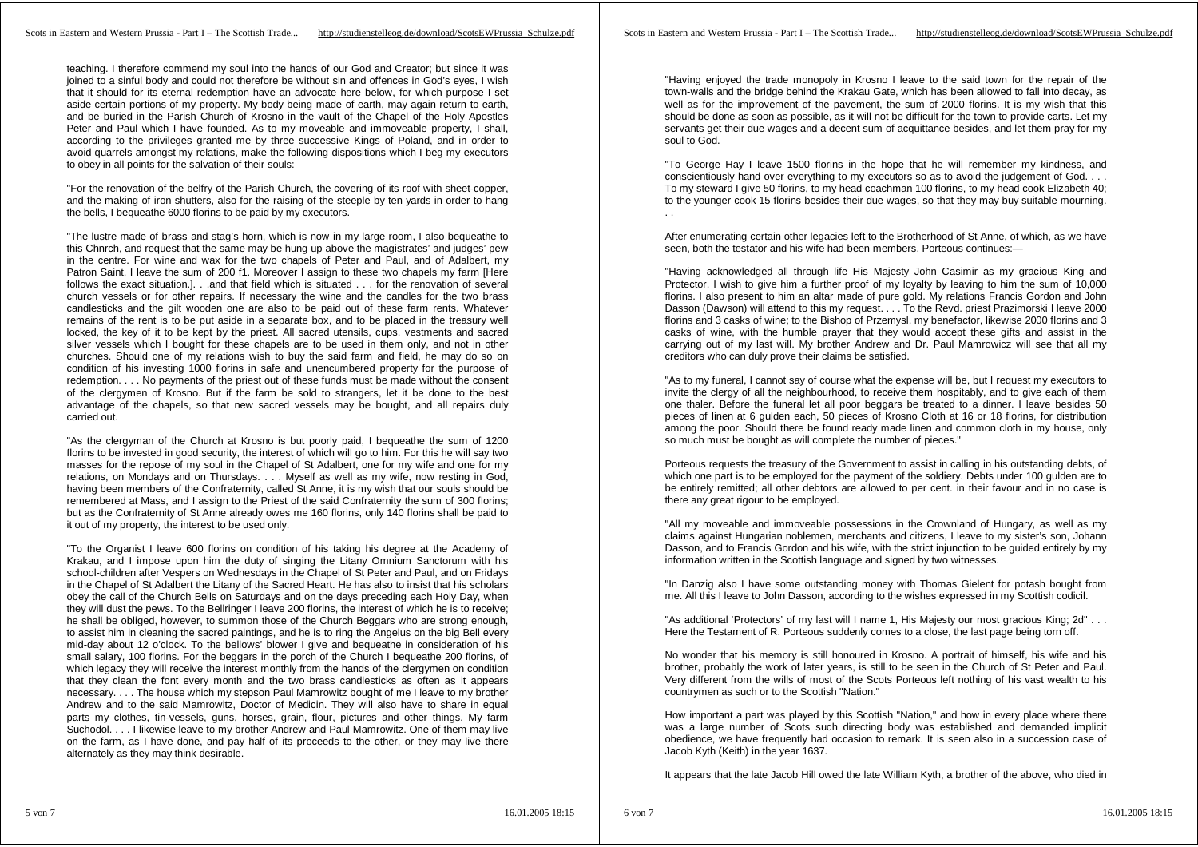teaching. I therefore commend my soul into the hands of our God and Creator; but since it was joined to a sinful body and could not therefore be without sin and offences in God's eyes, I wish that it should for its eternal redemption have an advocate here below, for which purpose I set aside certain portions of my property. My body being made of earth, may again return to earth, and be buried in the Parish Church of Krosno in the vault of the Chapel of the holy Apostles Peter and Paul which I have founded. As to my moveable and immoveable property, I shall, according to the privileges granted me by three successive Kings of Poland, and in order to avoid quarrels amongst my relations, make the following dispositions which I beg my executors to obey in all points for the salvation of their souls:

"For the renovation of the belfry of the Parish Church, the covering of its roof with sheet-copper, and the making of iron shutters, also for the raising of the steeple by ten yards in order to hang the bells, I bequeathe 6000 florins to be paid by my executors.

"The lustre made of brass and stag's horn, which is now in my large room, I also bequeathe to this Chnrch, and request that the same may be hung up above the magistrates' and judges' pew in the centre. For wine and wax for the two chapels of Peter and Paul, and of Adalbert, my Patron Saint, I leave the sum of 200 f1. Moreover I assign to these two chapels my farm [Here follows the exact situation.]. . .and that field which is situated . . . for the renovation of several church vessels or for other repairs. If necessary the wine and the candles for the two brass candlesticks and the gilt wooden one are also to be paid out of these farm rents. Whatever remains of the rent is to be put aside in a separate box, and to be placed in the treasury well locked, the key of it to be kept by the priest. All sacred utensils, cups, vestments and sacred silver vessels which I bought for these chapels are to be used in them only, and not in other churches. Should one of my relations wish to buy the said farm and field, he may do so on condition of his investing 1000 florins in safe and unencumbered property for the purpose of redemption. . . . No payments of the priest out of these funds must be made without the consent of the clergymen of Krosno. But if the farm be sold to strangers, let it be done to the best advantage of the chapels, so that new sacred vessels may be bought, and all repairs duly carried out.

"As the clergyman of the Church at Krosno is but poorly paid, I bequeathe the sum of 1200 florins to be invested in good security, the interest of which will go to him. For this he will say two masses for the repose of my soul in the Chapel of St Adalbert, one for my wife and one for my relations, on Mondays and on Thursdays. . . . Myself as well as my wife, now resting in God, having been members of the Confraternity, called St Anne, it is my wish that our souls should be remembered at Mass, and I assign to the Priest of the said Confraternity the sum of 300 florins; but as the Confraternity of St Anne already owes me 160 florins, only 140 florins shall be paid to it out of my property, the interest to be used only.

"To the Organist I leave 600 florins on condition of his taking his degree at the Academy of Krakau, and I impose upon him the duty of singing the Litany Omnium Sanctorum with his school-children after Vespers on Wednesdays in the Chapel of St Peter and Paul, and on Fridays in the Chapel of St Adalbert the Litany of the Sacred Heart. He has also to insist that his scholars obey the call of the Church Bells on Saturdays and on the days preceding each Holy Day, when they will dust the pews. To the Bellringer I leave 200 florins, the interest of which he is to receive; he shall be obliged, however, to summon those of the Church Beggars who are strong enough, to assist him in cleaning the sacred paintings, and he is to ring the Angelus on the big Bell every mid-day about 12 o'clock. To the bellows' blower I give and bequeathe in consideration of his small salary, 100 florins. For the beggars in the porch of the Church I bequeathe 200 florins, of which legacy they will receive the interest monthly from the hands of the clergymen on condition that they clean the font every month and the two brass candlesticks as often as it appears necessary. . . . The house which my stepson Paul Mamrowitz bought of me I leave to my brother Andrew and to the said Mamrowitz, Doctor of Medicin. They will also have to share in equal parts my clothes, tin-vessels, guns, horses, grain, flour, pictures and other things. My farm Suchodol. . . . I likewise leave to my brother Andrew and Paul Mamrowitz. One of them may live on the farm, as I have done, and pay half of its proceeds to the other, or they may live there alternately as they may think desirable.

"Having enjoyed the trade monopoly in Krosno I leave to the said town for the repair of the town-walls and the bridge behind the Krakau Gate, which has been allowed to fall into decay, as well as for the improvement of the pavement, the sum of 2000 florins. It is my wish that this should be done as soon as possible, as it will not be difficult for the town to provide carts. Let my servants get their due wages and a decent sum of acquittance besides, and let them pray for my soul to God.

"To George Hay I leave 1500 florins in the hope that he will remember my kindness, and conscientiously hand over everything to my executors so as to avoid the judgement of God. . . . To my steward I give 50 florins, to my head coachman 100 florins, to my head cook Elizabeth 40; to the younger cook 15 florins besides their due wages, so that they may buy suitable mourning. . .

After enumerating certain other legacies left to the Brotherhood of St Anne, of which, as we have seen, both the testator and his wife had been members, Porteous continues:—

"Having acknowledged all through life His Majesty John Casimir as my gracious King and Protector, I wish to give him a further proof of my loyalty by leaving to him the sum of 10,000 florins. I also present to him an altar made of pure gold. My relations Francis Gordon and John Dasson (Dawson) will attend to this my request. . . . To the Revd. priest Prazimorski I leave 2000 florins and 3 casks of wine; to the Bishop of Przemysl, my benefactor, likewise 2000 florins and 3 casks of wine, with the humble prayer that they would accept these gifts and assist in the carrying out of my last will. My brother Andrew and Dr. Paul Mamrowicz will see that all my creditors who can duly prove their claims be satisfied.

"As to my funeral, I cannot say of course what the expense will be, but I request my executors to invite the clergy of all the neighbourhood, to receive them hospitably, and to give each of them one thaler. Before the funeral let all poor beggars be treated to a dinner. I leave besides 50 pieces of linen at 6 gulden each, 50 pieces of Krosno Cloth at 16 or 18 florins, for distribution among the poor. Should there be found ready made linen and common cloth in my house, only so much must be bought as will complete the number of pieces."

Porteous requests the treasury of the Government to assist in calling in his outstanding debts, of which one part is to be employed for the payment of the soldiery. Debts under 100 gulden are to be entirely remitted; all other debtors are allowed to per cent. in their favour and in no case is there any great rigour to be employed.

"All my moveable and immoveable possessions in the Crownland of Hungary, as well as my claims against Hungarian noblemen, merchants and citizens, I leave to my sister's son, Johann Dasson, and to Francis Gordon and his wife, with the strict injunction to be guided entirely by my information written in the Scottish language and signed by two witnesses.

"In Danzig also I have some outstanding money with Thomas Gielent for potash bought from me. All this I leave to John Dasson, according to the wishes expressed in my Scottish codicil.

"As additional 'Protectors' of my last will I name 1, His Majesty our most gracious King; 2d" . . . Here the Testament of R. Porteous suddenly comes to a close, the last page being torn off.

No wonder that his memory is still honoured in Krosno. A portrait of himself, his wife and his brother, probably the work of later years, is still to be seen in the Church of St Peter and Paul. Very different from the wills of most of the Scots Porteous left nothing of his vast wealth to his countrymen as such or to the Scottish "Nation."

How important a part was played by this Scottish "Nation," and how in every place where there was a large number of Scots such directing body was established and demanded implicit obedience, we have frequently had occasion to remark. It is seen also in a succession case of Jacob Kyth (Keith) in the year 1637.

It appears that the late Jacob Hill owed the late William Kyth, a brother of the above, who died in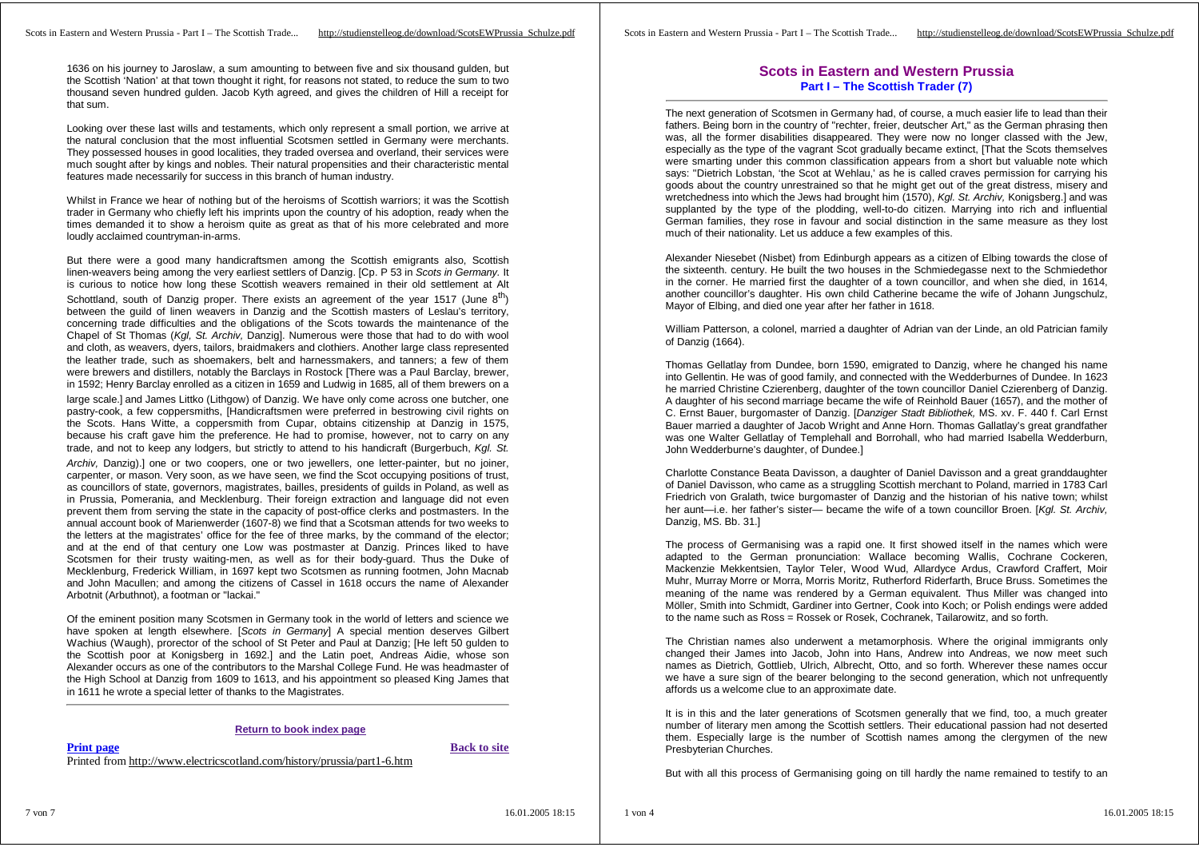1636 on his journey to Jaroslaw, a sum amounting to between five and six thousand gulden, but the Scottish 'Nation' at that town thought it right, for reasons not stated, to reduce the sum to two thousand seven hundred gulden. Jacob Kyth agreed, and gives the children of Hill a receipt for that sum.

Looking over these last wills and testaments, which only represent a small portion, we arrive at the natural conclusion that the most influential Scotsmen settled in Germany were merchants. They possessed houses in good localities, they traded oversea and overland, their services were much sought after by kings and nobles. Their natural propensities and their characteristic mental features made necessarily for success in this branch of human industry.

Whilst in France we hear of nothing but of the heroisms of Scottish warriors; it was the Scottish trader in Germany who chiefly left his imprints upon the country of his adoption, ready when the times demanded it to show a heroism quite as great as that of his more celebrated and more loudly acclaimed countryman-in-arms.

But there were a good many handicraftsmen among the Scottish emigrants also, Scottish linen-weavers being among the very earliest settlers of Danzig. [Cp. P 53 in *Scots in Germany.* It is curious to notice how long these Scottish weavers remained in their old settlement at Alt Schottland, south of Danzig proper. There exists an agreement of the year 1517 (June 8th) between the guild of linen weavers in Danzig and the Scottish masters of Leslau's territory, concerning trade difficulties and the obligations of the Scots towards the maintenance of the Chapel of St Thomas (*Kgl, St. Archiv,* Danzig]. Numerous were those that had to do with wool and cloth, as weavers, dyers, tailors, braidmakers and clothiers. Another large class represented the leather trade, such as shoemakers, belt and harnessmakers, and tanners; a few of them were brewers and distillers, notably the Barclays in Rostock [There was a Paul Barclay, brewer, in 1592; Henry Barclay enrolled as a citizen in 1659 and Ludwig in 1685, all of them brewers on a large scale.] and James Littko (Lithgow) of Danzig. We have only come across one butcher, one pastry-cook, a few coppersmiths, [Handicraftsmen were preferred in bestrowing civil rights on the Scots. Hans Witte, a coppersmith from Cupar, obtains citizenship at Danzig in 1575, because his craft gave him the preference. He had to promise, however, not to carry on any trade, and not to keep any lodgers, but strictly to attend to his handicraft (Burgerbuch, *Kgl. St. Archiv,* Danzig).] one or two coopers, one or two jewellers, one letter-painter, but no joiner, carpenter, or mason. Very soon, as we have seen, we find the Scot occupying positions of trust, as councillors of state, governors, magistrates, bailles, presidents of guilds in Poland, as well as in Prussia, Pomerania, and Mecklenburg. Their foreign extraction and language did not even prevent them from serving the state in the capacity of post-office clerks and postmasters. In the annual account book of Marienwerder (1607-8) we find that a Scotsman attends for two weeks to the letters at the magistrates' office for the fee of three marks, by the command of the elector; and at the end of that century one Low was postmaster at Danzig. Princes liked to have Scotsmen for their trusty waiting-men, as well as for their body-guard. Thus the Duke of Mecklenburg, Frederick William, in 1697 kept two Scotsmen as running footmen, John Macnab and John Macullen; and among the citizens of Cassel in 1618 occurs the name of Alexander Arbotnit (Arbuthnot), a footman or "lackai."

Of the eminent position many Scotsmen in Germany took in the world of letters and science we have spoken at length elsewhere. [*Scots in Germany*] A special mention deserves Gilbert Wachius (Waugh), prorector of the school of St Peter and Paul at Danzig; [He left 50 gulden to the Scottish poor at Konigsberg in 1692.] and the Latin poet, Andreas Aidie, whose son Alexander occurs as one of the contributors to the Marshal College Fund. He was headmaster of the High School at Danzig from 1609 to 1613, and his appointment so pleased King James that in 1611 he wrote a special letter of thanks to the Magistrates.

**Return to book index page**

**Print page** **Back to site**

Printed from http://www.electricscotland.com/history/prussia/part1-6.htm

# Scots in Eastern and Western Prussia

## Part I – The Scottish Trader (7)

The next generation of Scotsmen in Germany had, of course, a much easier life to lead than their fathers. Being born in the country of "rechter, freier, deutscher Art," as the German phrasing then was, all the former disabilities disappeared. They were now no longer classed with the Jew, especially as the type of the vagrant Scot gradually became extinct, [That the Scots themselves were smarting under this common classification appears from a short but valuable note which says: "Dietrich Lobstan, 'the Scot at Wehlau,' as he is called craves permission for carrying his goods about the country unrestrained so that he might get out of the great distress, misery and wretchedness into which the Jews had brought him (1570), *Kgl. St. Archiv,* Konigsberg.] and was supplanted by the type of the plodding, well-to-do citizen. Marrying into rich and influential German families, they rose in favour and social distinction in the same measure as they lost much of their nationality. Let us adduce a few examples of this.

Alexander Niesebet (Nisbet) from Edinburgh appears as a citizen of Elbing towards the close of the sixteenth. century. He built the two houses in the Schmiedegasse next to the Schmiedethor in the corner. He married first the daughter of a town councillor, and when she died, in 1614, another councillor's daughter. His own child Catherine became the wife of Johann Jungschulz, Mayor of Elbing, and died one year after her father in 1618.

William Patterson, a colonel, married a daughter of Adrian van der Linde, an old Patrician family of Danzig (1664).

Thomas Gellatlay from Dundee, born 1590, emigrated to Danzig, where he changed his name into Gellentin. He was of good family, and connected with the Wedderburnes of Dundee. In 1623 he married Christine Czierenberg, daughter of the town councillor Daniel Czierenberg of Danzig. A daughter of his second marriage became the wife of Reinhold Bauer (1657), and the mother of C. Ernst Bauer, burgomaster of Danzig. [*Danziger Stadt Bibliothek,* MS. xv. F. 440 f. Carl Ernst Bauer married a daughter of Jacob Wright and Anne Horn. Thomas Gallatlay's great grandfather was one Walter Gellatlay of Templehall and Borrohall, who had married Isabella Wedderburn, John Wedderburne's daughter, of Dundee.]

Charlotte Constance Beata Davisson, a daughter of Daniel Davisson and a great granddaughter of Daniel Davisson, who came as a struggling Scottish merchant to Poland, married in 1783 Carl Friedrich von Gralath, twice burgomaster of Danzig and the historian of his native town; whilst her aunt—i.e. her father's sister— became the wife of a town councillor Broen. [*Kgl. St. Archiv,* Danzig, MS. Bb. 31.]

The process of Germanising was a rapid one. It first showed itself in the names which were adapted to the German pronunciation: Wallace becoming Wallis, Cochrane Cockeren, Mackenzie Mekkentsien, Taylor Teler, Wood Wud, Allardyce Ardus, Crawford Craffert, Moir Muhr, Murray Morre or Morra, Morris Moritz, Rutherford Riderfarth, Bruce Bruss. Sometimes the meaning of the name was rendered by a German equivalent. Thus Miller was changed into Möller, Smith into Schmidt, Gardiner into Gertner, Cook into Koch; or Polish endings were added to the name such as Ross = Rossek or Rosek, Cochranek, Tailarowitz, and so forth.

The Christian names also underwent a metamorphosis. Where the original immigrants only changed their James into Jacob, John into Hans, Andrew into Andreas, we now meet such names as Dietrich, Gottlieb, Ulrich, Albrecht, Otto, and so forth. Wherever these names occur we have a sure sign of the bearer belonging to the second generation, which not unfrequently affords us a welcome clue to an approximate date.

It is in this and the later generations of Scotsmen generally that we find, too, a much greater number of literary men among the Scottish settlers. Their educational passion had not deserted them. Especially large is the number of Scottish names among the clergymen of the new Presbyterian Churches.

But with all this process of Germanising going on till hardly the name remained to testify to an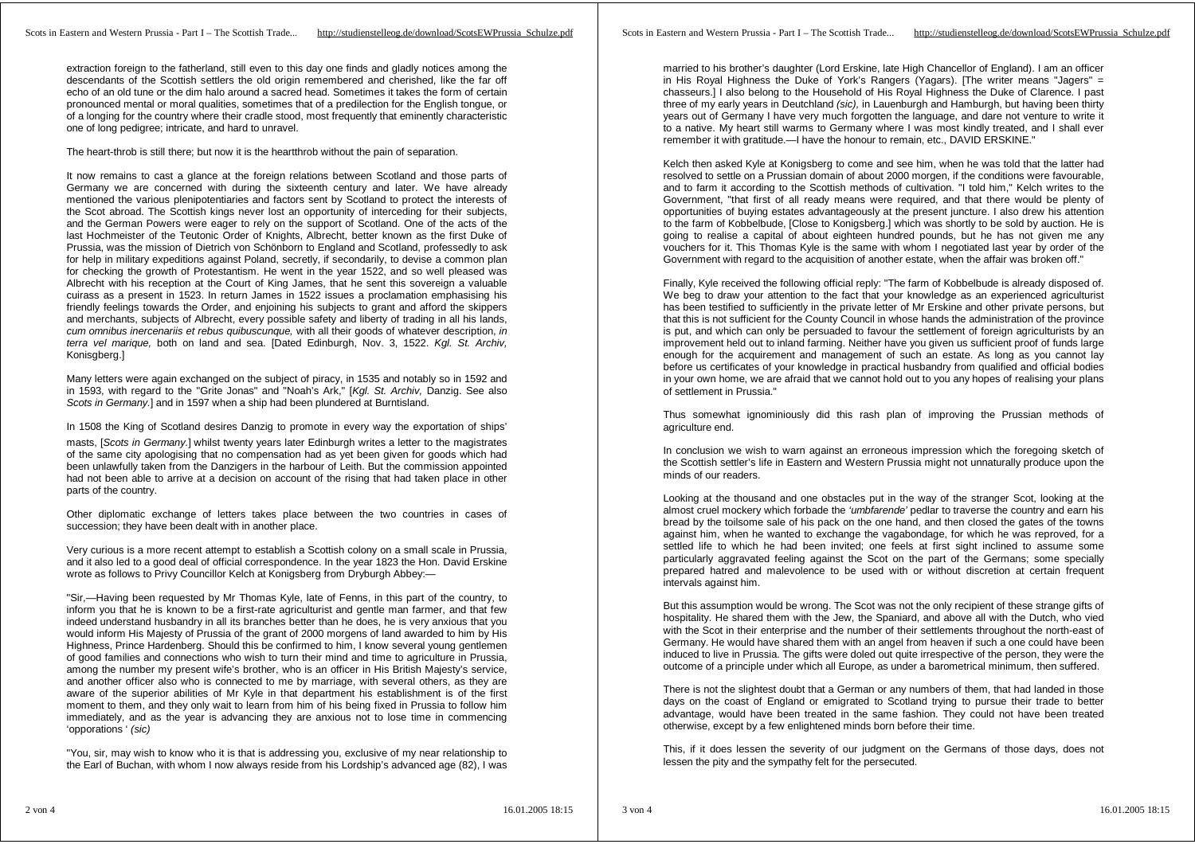extraction foreign to the fatherland, still even to this day one finds and gladly notices among the descendants of the Scottish settlers the old origin remembered and cherished, like the far off echo of an old tune or the dim halo around a sacred head. Sometimes it takes the form of certain pronounced mental or moral qualities, sometimes that of a predilection for the English tongue, or of a longing for the country where their cradle stood, most frequently that eminently characteristic one of long pedigree; intricate, and hard to unravel.

The heart-throb is still there; but now it is the heartthrob without the pain of separation.

It now remains to cast a glance at the foreign relations between Scotland and those parts of Germany we are concerned with during the sixteenth century and later. We have already mentioned the various plenipotentiaries and factors sent by Scotland to protect the interests of the Scot abroad. The Scottish kings never lost an opportunity of interceding for their subjects, and the German Powers were eager to rely on the support of Scotland. One of the acts of the last Hochmeister of the Teutonic Order of Knights, Albrecht, better known as the first Duke of Prussia, was the mission of Dietrich von Schönborn to England and Scotland, professedly to ask for help in military expeditions against Poland, secretly, if secondarily, to devise a common plan for checking the growth of Protestantism. He went in the year 1522, and so well pleased was Albrecht with his reception at the Court of King James, that he sent this sovereign a valuable cuirass as a present in 1523. In return James in 1522 issues a proclamation emphasising his friendly feelings towards the Order, and enjoining his subjects to grant and afford the skippers and merchants, subjects of Albrecht, every possible safety and liberty of trading in all his lands, *cum omnibus inercenariis et rebus quibuscunque,* with all their goods of whatever description, *in terra vel marique,* both on land and sea. [Dated Edinburgh, Nov. 3, 1522. *Kgl. St. Archiv,* Konisgberg.]

Many letters were again exchanged on the subject of piracy, in 1535 and notably so in 1592 and in 1593, with regard to the "Grite Jonas" and "Noah's Ark," [*Kgl. St. Archiv,* Danzig. See also *Scots in Germany.*] and in 1597 when a ship had been plundered at Burntisland.

In 1508 the King of Scotland desires Danzig to promote in every way the exportation of ships' masts, [*Scots in Germany.*] whilst twenty years later Edinburgh writes a letter to the magistrates of the same city apologising that no compensation had as yet been given for goods which had been unlawfully taken from the Danzigers in the harbour of Leith. But the commission appointed had not been able to arrive at a decision on account of the rising that had taken place in other parts of the country.

Other diplomatic exchange of letters takes place between the two countries in cases of succession; they have been dealt with in another place.

Very curious is a more recent attempt to establish a Scottish colony on a small scale in Prussia, and it also led to a good deal of official correspondence. In the year 1823 the Hon. David Erskine wrote as follows to Privy Councillor Kelch at Konigsberg from Dryburgh Abbey:—

"Sir,—Having been requested by Mr Thomas Kyle, late of Fenns, in this part of the country, to inform you that he is known to be a first-rate agriculturist and gentle man farmer, and that few indeed understand husbandry in all its branches better than he does, he is very anxious that you would inform His Majesty of Prussia of the grant of 2000 morgens of land awarded to him by His Highness, Prince Hardenberg. Should this be confirmed to him, I know several young gentlemen of good families and connections who wish to turn their mind and time to agriculture in Prussia, among the number my present wife's brother, who is an officer in His British Majesty's service, and another officer also who is connected to me by marriage, with several others, as they are aware of the superior abilities of Mr Kyle in that department his establishment is of the first moment to them, and they only wait to learn from him of his being fixed in Prussia to follow him immediately, and as the year is advancing they are anxious not to lose time in commencing 'opporations ' *(sic)*

"You, sir, may wish to know who it is that is addressing you, exclusive of my near relationship to the Earl of Buchan, with whom I now always reside from his Lordship's advanced age (82), I was married to his brother's daughter (Lord Erskine, late High Chancellor of England). I am an officer in His Royal Highness the Duke of York's Rangers (Yagars). [The writer means "Jagers" = chasseurs.] I also belong to the Household of His Royal Highness the Duke of Clarence. I past three of my early years in Deutchland *(sic),* in Lauenburgh and Hamburgh, but having been thirty years out of Germany I have very much forgotten the language, and dare not venture to write it to a native. My heart still warms to Germany where I was most kindly treated, and I shall ever remember it with gratitude.—I have the honour to remain, etc., DAVID ERSKINE."

Kelch then asked Kyle at Konigsberg to come and see him, when he was told that the latter had resolved to settle on a Prussian domain of about 2000 morgen, if the conditions were favourable, and to farm it according to the Scottish methods of cultivation. "I told him," Kelch writes to the Government, "that first of all ready means were required, and that there would be plenty of opportunities of buying estates advantageously at the present juncture. I also drew his attention to the farm of Kobbelbude, [Close to Konigsberg.] which was shortly to be sold by auction. He is going to realise a capital of about eighteen hundred pounds, but he has not given me any vouchers for it. This Thomas Kyle is the same with whom I negotiated last year by order of the Government with regard to the acquisition of another estate, when the affair was broken off."

Finally, Kyle received the following official reply: "The farm of Kobbelbude is already disposed of. We beg to draw your attention to the fact that your knowledge as an experienced agriculturist has been testified to sufficiently in the private letter of Mr Erskine and other private persons, but that this is not sufficient for the County Council in whose hands the administration of the province is put, and which can only be persuaded to favour the settlement of foreign agriculturists by an improvement held out to inland farming. Neither have you given us sufficient proof of funds large enough for the acquirement and management of such an estate. As long as you cannot lay before us certificates of your knowledge in practical husbandry from qualified and official bodies in your own home, we are afraid that we cannot hold out to you any hopes of realising your plans of settlement in Prussia."

Thus somewhat ignominiously did this rash plan of improving the Prussian methods of agriculture end.

In conclusion we wish to warn against an erroneous impression which the foregoing sketch of the Scottish settler's life in Eastern and Western Prussia might not unnaturally produce upon the minds of our readers.

Looking at the thousand and one obstacles put in the way of the stranger Scot, looking at the almost cruel mockery which forbade the *'umbfarende'* pedlar to traverse the country and earn his bread by the toilsome sale of his pack on the one hand, and then closed the gates of the towns against him, when he wanted to exchange the vagabondage, for which he was reproved, for a settled life to which he had been invited; one feels at first sight inclined to assume some particularly aggravated feeling against the Scot on the part of the Germans; some specially prepared hatred and malevolence to be used with or without discretion at certain frequent intervals against him.

But this assumption would be wrong. The Scot was not the only recipient of these strange gifts of hospitality. He shared them with the Jew, the Spaniard, and above all with the Dutch, who vied with the Scot in their enterprise and the number of their settlements throughout the north-east of Germany. He would have shared them with an angel from heaven if such a one could have been induced to live in Prussia. The gifts were doled out quite irrespective of the person, they were the outcome of a principle under which all Europe, as under a barometrical minimum, then suffered.

There is not the slightest doubt that a German or any numbers of them, that had landed in those days on the coast of England or emigrated to Scotland trying to pursue their trade to better advantage, would have been treated in the same fashion. They could not have been treated otherwise, except by a few enlightened minds born before their time.

This, if it does lessen the severity of our judgment on the Germans of those days, does not lessen the pity and the sympathy felt for the persecuted.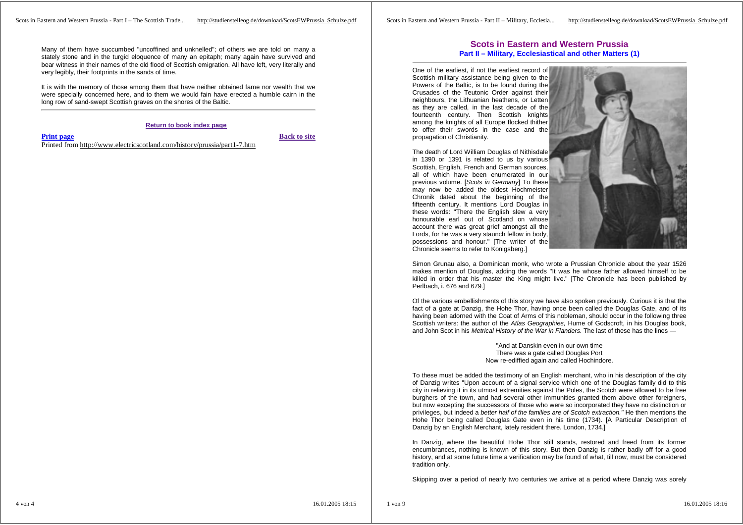Many of them have succumbed "uncoffined and unknelled"; of others we are told on many a stately stone and in the turgid eloquence of many an epitaph; many again have survived and bear witness in their names of the old flood of Scottish emigration. All have left, very literally and very legibly, their footprints in the sands of time.

It is with the memory of those among them that have neither obtained fame nor wealth that we were specially concerned here, and to them we would fain have erected a humble cairn in the long row of sand-swept Scottish graves on the shores of the Baltic.

---

**Return to book index page**

**Print page** **Back to site**

Printed from http://www.electricscotland.com/history/prussia/part1-7.htm

## Scots in Eastern and Western Prussia

### Part II – Military, Ecclesiastical and other Matters (1)

One of the earliest, if not the earliest record of Scottish military assistance being given to the Powers of the Baltic, is to be found during the Crusades of the Teutonic Order against their neighbours, the Lithuanian heathens, or Letten as they are called, in the last decade of the fourteenth century. Then Scottish knights among the knights of all Europe flocked thither to offer their swords in the case and the propagation of Christianity.

The death of Lord William Douglas of Nithisdale in 1390 or 1391 is related to us by various Scottish, English, French and German sources, all of which have been enumerated in our previous volume. [*Scots in Germany*] To these may now be added the oldest Hochmeister Chronik dated about the beginning of the fifteenth century. It mentions Lord Douglas in these words: "There the English slew a very honourable earl out of Scotland on whose account there was great grief amongst all the Lords, for he was a very staunch fellow in body, possessions and honour." [The writer of the Chronicle seems to refer to Konigsberg.]

Simon Grunau also, a Dominican monk, who wrote a Prussian Chronicle about the year 1526 makes mention of Douglas, adding the words "It was he whose father allowed himself to be killed in order that his master the King might live." [The Chronicle has been published by Perlbach, i. 676 and 679.]

Of the various embellishments of this story we have also spoken previously. Curious it is that the fact of a gate at Danzig, the Hohe Thor, having once been called the Douglas Gate, and of its having been adorned with the Coat of Arms of this nobleman, should occur in the following three Scottish writers: the author of the *Atlas Geographies,* Hume of Godscroft, in his Douglas book, and John Scot in his *Metrical History of the War in Flanders.* The last of these has the lines —

> "And at Danskin even in our own time
> There was a gate called Douglas Port
> Now re-ediffied again and called Hochindore.

To these must be added the testimony of an English merchant, who in his description of the city of Danzig writes "Upon account of a signal service which one of the Douglas family did to this city in relieving it in its utmost extremities against the Poles, the Scotch were allowed to be free burghers of the town, and had several other immunities granted them above other foreigners, but now excepting the successors of those who were so incorporated they have no distinction or privileges, but indeed a *better half of the families are of Scotch extraction."* He then mentions the Hohe Thor being called Douglas Gate even in his time (1734). [A Particular Description of Danzig by an English Merchant, lately resident there. London, 1734.]

In Danzig, where the beautiful Hohe Thor still stands, restored and freed from its former encumbrances, nothing is known of this story. But then Danzig is rather badly off for a good history, and at some future time a verification may be found of what, till now, must be considered tradition only.

Skipping over a period of nearly two centuries we arrive at a period where Danzig was sorely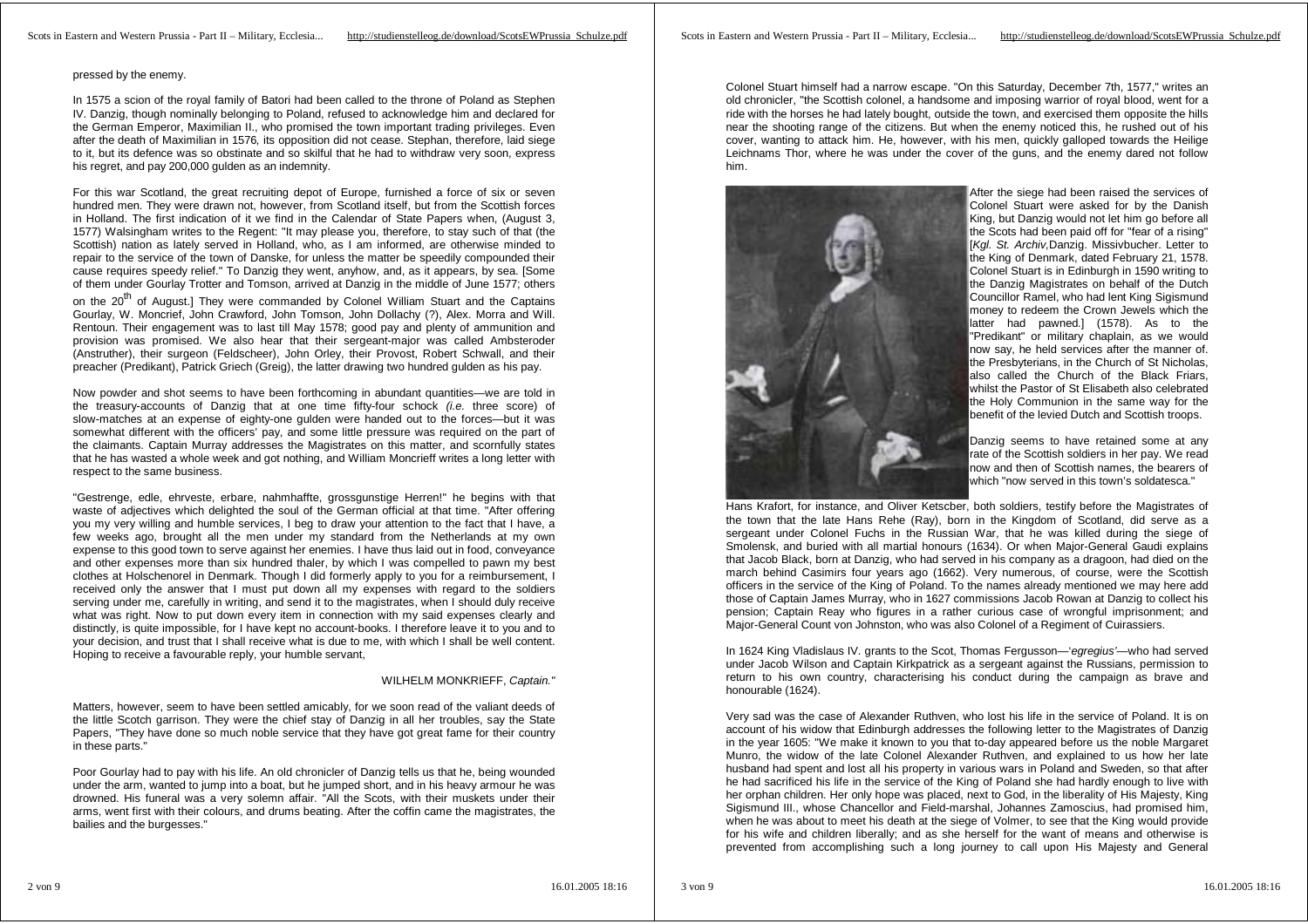pressed by the enemy.

In 1575 a scion of the royal family of Batori had been called to the throne of Poland as Stephen IV. Danzig, though nominally belonging to Poland, refused to acknowledge him and declared for the German Emperor, Maximilian II., who promised the town important trading privileges. Even after the death of Maximilian in 1576, its opposition did not cease. Stephan, therefore, laid siege to it, but its defence was so obstinate and so skilful that he had to withdraw very soon, express his regret, and pay 200,000 gulden as an indemnity.

For this war Scotland, the great recruiting depot of Europe, furnished a force of six or seven hundred men. They were drawn not, however, from Scotland itself, but from the Scottish forces in Holland. The first indication of it we find in the Calendar of State Papers when, (August 3, 1577) Walsingham writes to the Regent: "It may please you, therefore, to stay such of that (the Scottish) nation as lately served in Holland, who, as I am informed, are otherwise minded to repair to the service of the town of Danske, for unless the matter be speedily compounded their cause requires speedy relief." To Danzig they went, anyhow, and, as it appears, by sea. [Some of them under Gourlay Trotter and Tomson, arrived at Danzig in the middle of June 1577; others on the 20th of August.] They were commanded by Colonel William Stuart and the Captains Gourlay, W. Moncrief, John Crawford, John Tomson, John Dollachy (?), Alex. Morra and Will. Rentoun. Their engagement was to last till May 1578; good pay and plenty of ammunition and provision was promised. We also hear that their sergeant-major was called Ambsteroder (Anstruther), their surgeon (Feldscheer), John Orley, their Provost, Robert Schwall, and their preacher (Predikant), Patrick Griech (Greig), the latter drawing two hundred gulden as his pay.

Now powder and shot seems to have been forthcoming in abundant quantities—we are told in the treasury-accounts of Danzig that at one time fifty-four schock *(i.e.* three score) of slow-matches at an expense of eighty-one gulden were handed out to the forces—but it was somewhat different with the officers' pay, and some little pressure was required on the part of the claimants. Captain Murray addresses the Magistrates on this matter, and scornfully states that he has wasted a whole week and got nothing, and William Moncrieff writes a long letter with respect to the same business.

"Gestrenge, edle, ehrveste, erbare, nahmhaffte, grossgunstige Herren!" he begins with that waste of adjectives which delighted the soul of the German official at that time. "After offering you my very willing and humble services, I beg to draw your attention to the fact that I have, a few weeks ago, brought all the men under my standard from the Netherlands at my own expense to this good town to serve against her enemies. I have thus laid out in food, conveyance and other expenses more than six hundred thaler, by which I was compelled to pawn my best clothes at Holschenorel in Denmark. Though I did formerly apply to you for a reimbursement, I received only the answer that I must put down all my expenses with regard to the soldiers serving under me, carefully in writing, and send it to the magistrates, when I should duly receive what was right. Now to put down every item in connection with my said expenses clearly and distinctly, is quite impossible, for I have kept no account-books. I therefore leave it to you and to your decision, and trust that I shall receive what is due to me, with which I shall be well content. Hoping to receive a favourable reply, your humble servant,

WILHELM MONKRIEFF, *Captain."*

Matters, however, seem to have been settled amicably, for we soon read of the valiant deeds of the little Scotch garrison. They were the chief stay of Danzig in all her troubles, say the State Papers, "They have done so much noble service that they have got great fame for their country in these parts."

Poor Gourlay had to pay with his life. An old chronicler of Danzig tells us that he, being wounded under the arm, wanted to jump into a boat, but he jumped short, and in his heavy armour he was drowned. His funeral was a very solemn affair. "All the Scots, with their muskets under their arms, went first with their colours, and drums beating. After the coffin came the magistrates, the bailies and the burgesses."

Colonel Stuart himself had a narrow escape. "On this Saturday, December 7th, 1577," writes an old chronicler, "the Scottish colonel, a handsome and imposing warrior of royal blood, went for a ride with the horses he had lately bought, outside the town, and exercised them opposite the hills near the shooting range of the citizens. But when the enemy noticed this, he rushed out of his cover, wanting to attack him. He, however, with his men, quickly galloped towards the Heilige Leichnams Thor, where he was under the cover of the guns, and the enemy dared not follow him.

After the siege had been raised the services of Colonel Stuart were asked for by the Danish King, but Danzig would not let him go before all the Scots had been paid off for "fear of a rising" [*Kgl. St. Archiv*,Danzig. Missivbucher. Letter to the King of Denmark, dated February 21, 1578. Colonel Stuart is in Edinburgh in 1590 writing to the Danzig Magistrates on behalf of the Dutch Councillor Ramel, who had lent King Sigismund money to redeem the Crown Jewels which the latter had pawned.] (1578). As to the "Predikant" or military chaplain, as we would now say, he held services after the manner of. the Presbyterians, in the Church of St Nicholas, also called the Church of the Black Friars, whilst the Pastor of St Elisabeth also celebrated the Holy Communion in the same way for the benefit of the levied Dutch and Scottish troops.

Danzig seems to have retained some at any rate of the Scottish soldiers in her pay. We read now and then of Scottish names, the bearers of which "now served in this town's soldatesca."

Hans Krafort, for instance, and Oliver Ketscber, both soldiers, testify before the Magistrates of the town that the late Hans Rehe (Ray), born in the Kingdom of Scotland, did serve as a sergeant under Colonel Fuchs in the Russian War, that he was killed during the siege of Smolensk, and buried with all martial honours (1634). Or when Major-General Gaudi explains that Jacob Black, born at Danzig, who had served in his company as a dragoon, had died on the march behind Casimirs four years ago (1662). Very numerous, of course, were the Scottish officers in the service of the King of Poland. To the names already mentioned we may here add those of Captain James Murray, who in 1627 commissions Jacob Rowan at Danzig to collect his pension; Captain Reay who figures in a rather curious case of wrongful imprisonment; and Major-General Count von Johnston, who was also Colonel of a Regiment of Cuirassiers.

In 1624 King Vladislaus IV. grants to the Scot, Thomas Fergusson—'*egregius'*—who had served under Jacob Wilson and Captain Kirkpatrick as a sergeant against the Russians, permission to return to his own country, characterising his conduct during the campaign as brave and honourable (1624).

Very sad was the case of Alexander Ruthven, who lost his life in the service of Poland. It is on account of his widow that Edinburgh addresses the following letter to the Magistrates of Danzig in the year 1605: "We make it known to you that to-day appeared before us the noble Margaret Munro, the widow of the late Colonel Alexander Ruthven, and explained to us how her late husband had spent and lost all his property in various wars in Poland and Sweden, so that after he had sacrificed his life in the service of the King of Poland she had hardly enough to live with her orphan children. Her only hope was placed, next to God, in the liberality of His Majesty, King Sigismund III., whose Chancellor and Field-marshal, Johannes Zamoscius, had promised him, when he was about to meet his death at the siege of Volmer, to see that the King would provide for his wife and children liberally; and as she herself for the want of means and otherwise is prevented from accomplishing such a long journey to call upon His Majesty and General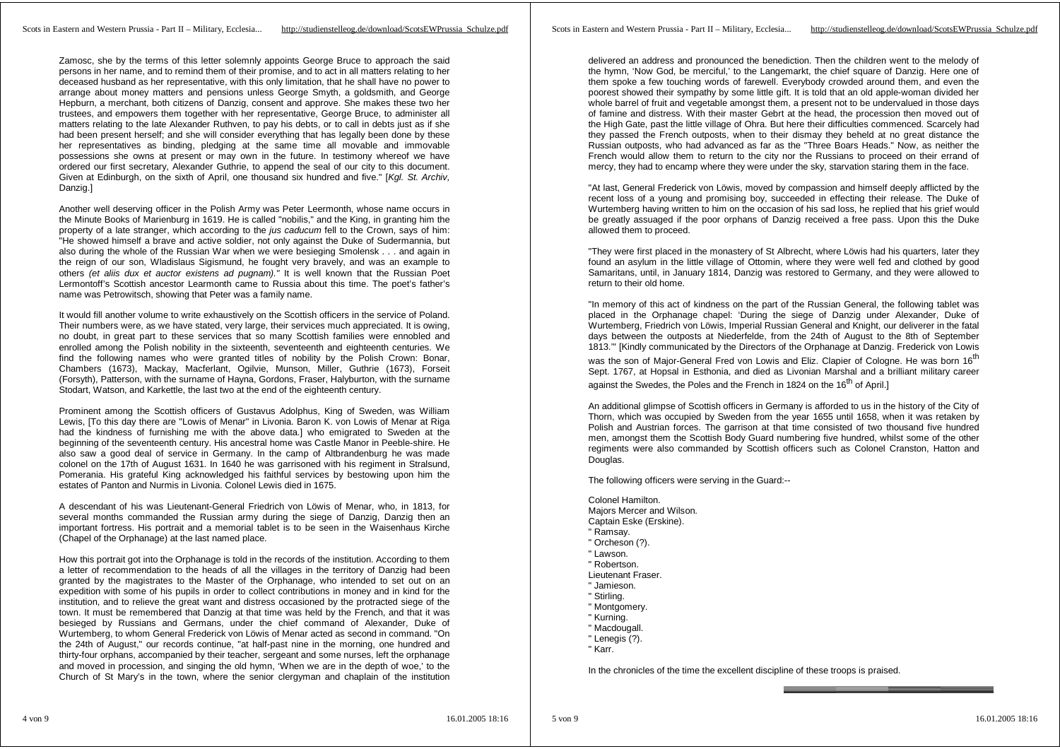Zamosc, she by the terms of this letter solemnly appoints George Bruce to approach the said persons in her name, and to remind them of their promise, and to act in all matters relating to her deceased husband as her representative, with this only limitation, that he shall have no power to arrange about money matters and pensions unless George Smyth, a goldsmith, and George Hepburn, a merchant, both citizens of Danzig, consent and approve. She makes these two her trustees, and empowers them together with her representative, George Bruce, to administer all matters relating to the late Alexander Ruthven, to pay his debts, or to call in debts just as if she had been present herself; and she will consider everything that has legally been done by these her representatives as binding, pledging at the same time all movable and immovable possessions she owns at present or may own in the future. In testimony whereof we have ordered our first secretary, Alexander Guthrie, to append the seal of our city to this document. Given at Edinburgh, on the sixth of April, one thousand six hundred and five." [*Kgl. St. Archiv*, Danzig.]

Another well deserving officer in the Polish Army was Peter Leermonth, whose name occurs in the Minute Books of Marienburg in 1619. He is called "nobilis," and the King, in granting him the property of a late stranger, which according to the *jus caducum* fell to the Crown, says of him: "He showed himself a brave and active soldier, not only against the Duke of Sudermannia, but also during the whole of the Russian War when we were besieging Smolensk . . . and again in the reign of our son, Wladislaus Sigismund, he fought very bravely, and was an example to others *(et aliis dux et auctor existens ad pugnam)*." It is well known that the Russian Poet Lermontoff's Scottish ancestor Learmonth came to Russia about this time. The poet's father's name was Petrowitsch, showing that Peter was a family name.

It would fill another volume to write exhaustively on the Scottish officers in the service of Poland. Their numbers were, as we have stated, very large, their services much appreciated. It is owing, no doubt, in great part to these services that so many Scottish families were ennobled and enrolled among the Polish nobility in the sixteenth, seventeenth and eighteenth centuries. We find the following names who were granted titles of nobility by the Polish Crown: Bonar, Chambers (1673), Mackay, Macferlant, Ogilvie, Munson, Miller, Guthrie (1673), Forseit (Forsyth), Patterson, with the surname of Hayna, Gordons, Fraser, Halyburton, with the surname Stodart, Watson, and Karkettle, the last two at the end of the eighteenth century.

Prominent among the Scottish officers of Gustavus Adolphus, King of Sweden, was William Lewis, [To this day there are "Lowis of Menar" in Livonia. Baron K. von Lowis of Menar at Riga had the kindness of furnishing me with the above data.] who emigrated to Sweden at the beginning of the seventeenth century. His ancestral home was Castle Manor in Peeble-shire. He also saw a good deal of service in Germany. In the camp of Altbrandenburg he was made colonel on the 17th of August 1631. In 1640 he was garrisoned with his regiment in Stralsund, Pomerania. His grateful King acknowledged his faithful services by bestowing upon him the estates of Panton and Nurmis in Livonia. Colonel Lewis died in 1675.

A descendant of his was Lieutenant-General Friedrich von Löwis of Menar, who, in 1813, for several months commanded the Russian army during the siege of Danzig, Danzig then an important fortress. His portrait and a memorial tablet is to be seen in the Waisenhaus Kirche (Chapel of the Orphanage) at the last named place.

How this portrait got into the Orphanage is told in the records of the institution. According to them a letter of recommendation to the heads of all the villages in the territory of Danzig had been granted by the magistrates to the Master of the Orphanage, who intended to set out on an expedition with some of his pupils in order to collect contributions in money and in kind for the institution, and to relieve the great want and distress occasioned by the protracted siege of the town. It must be remembered that Danzig at that time was held by the French, and that it was besieged by Russians and Germans, under the chief command of Alexander, Duke of Wurtemberg, to whom General Frederick von Löwis of Menar acted as second in command. "On the 24th of August," our records continue, "at half-past nine in the morning, one hundred and thirty-four orphans, accompanied by their teacher, sergeant and some nurses, left the orphanage and moved in procession, and singing the old hymn, 'When we are in the depth of woe,' to the Church of St Mary's in the town, where the senior clergyman and chaplain of the institution delivered an address and pronounced the benediction. Then the children went to the melody of the hymn, 'Now God, be merciful,' to the Langemarkt, the chief square of Danzig. Here one of them spoke a few touching words of farewell. Everybody crowded around them, and even the poorest showed their sympathy by some little gift. It is told that an old apple-woman divided her whole barrel of fruit and vegetable amongst them, a present not to be undervalued in those days of famine and distress. With their master Gebrt at the head, the procession then moved out of the High Gate, past the little village of Ohra. But here their difficulties commenced. Scarcely had they passed the French outposts, when to their dismay they beheld at no great distance the Russian outposts, who had advanced as far as the "Three Boars Heads." Now, as neither the French would allow them to return to the city nor the Russians to proceed on their errand of mercy, they had to encamp where they were under the sky, starvation staring them in the face.

"At last, General Frederick von Löwis, moved by compassion and himself deeply afflicted by the recent loss of a young and promising boy, succeeded in effecting their release. The Duke of Wurtemberg having written to him on the occasion of his sad loss, he replied that his grief would be greatly assuaged if the poor orphans of Danzig received a free pass. Upon this the Duke allowed them to proceed.

"They were first placed in the monastery of St Albrecht, where Löwis had his quarters, later they found an asylum in the little village of Ottomin, where they were well fed and clothed by good Samaritans, until, in January 1814, Danzig was restored to Germany, and they were allowed to return to their old home.

"In memory of this act of kindness on the part of the Russian General, the following tablet was placed in the Orphanage chapel: 'During the siege of Danzig under Alexander, Duke of Wurtemberg, Friedrich von Löwis, Imperial Russian General and Knight, our deliverer in the fatal days between the outposts at Niederfelde, from the 24th of August to the 8th of September 1813.'" [Kindly communicated by the Directors of the Orphanage at Danzig. Frederick von Lowis was the son of Major-General Fred von Lowis and Eliz. Clapier of Cologne. He was born 16th Sept. 1767, at Hopsal in Esthonia, and died as Livonian Marshal and a brilliant military career against the Swedes, the Poles and the French in 1824 on the 16th of April.]

An additional glimpse of Scottish officers in Germany is afforded to us in the history of the City of Thorn, which was occupied by Sweden from the year 1655 until 1658, when it was retaken by Polish and Austrian forces. The garrison at that time consisted of two thousand five hundred men, amongst them the Scottish Body Guard numbering five hundred, whilst some of the other regiments were also commanded by Scottish officers such as Colonel Cranston, Hatton and Douglas.

The following officers were serving in the Guard:--

Colonel Hamilton.
Majors Mercer and Wilson.
Captain Eske (Erskine).
" Ramsay.
" Orcheson (?).
" Lawson.
" Robertson.
Lieutenant Fraser.
" Jamieson.
" Stirling.
" Montgomery.
" Kurning.
" Macdougall.
" Lenegis (?).
" Karr.

In the chronicles of the time the excellent discipline of these troops is praised.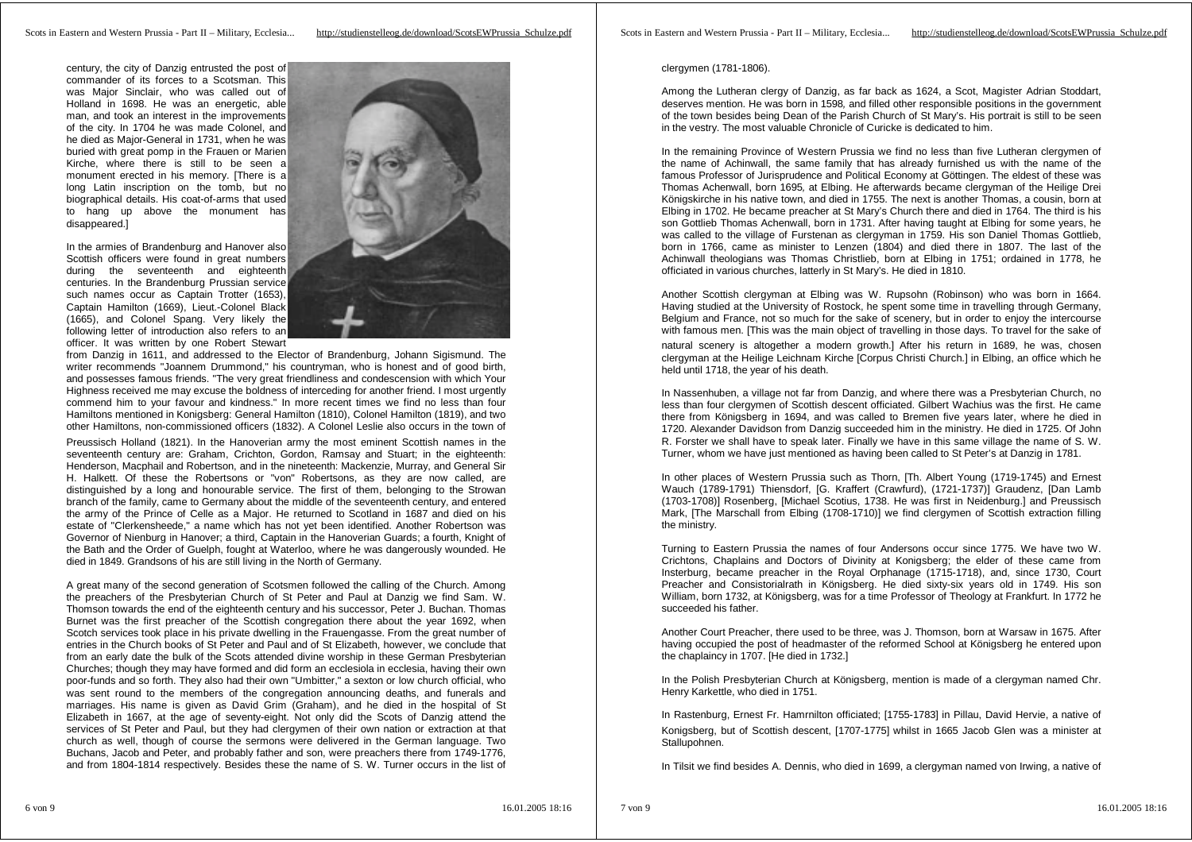century, the city of Danzig entrusted the post of commander of its forces to a Scotsman. This was Major Sinclair, who was called out of Holland in 1698. He was an energetic, able man, and took an interest in the improvements of the city. In 1704 he was made Colonel, and he died as Major-General in 1731, when he was buried with great pomp in the Frauen or Marien Kirche, where there is still to be seen a monument erected in his memory. [There is a long Latin inscription on the tomb, but no biographical details. His coat-of-arms that used to hang up above the monument has disappeared.]

In the armies of Brandenburg and Hanover also Scottish officers were found in great numbers during the seventeenth and eighteenth centuries. In the Brandenburg Prussian service such names occur as Captain Trotter (1653), Captain Hamilton (1669), Lieut.-Colonel Black (1665), and Colonel Spang. Very likely the following letter of introduction also refers to an officer. It was written by one Robert Stewart from Danzig in 1611, and addressed to the Elector of Brandenburg, Johann Sigismund. The writer recommends "Joannem Drummond," his countryman, who is honest and of good birth, and possesses famous friends. "The very great friendliness and condescension with which Your Highness received me may excuse the boldness of interceding for another friend. I most urgently commend him to your favour and kindness." In more recent times we find no less than four Hamiltons mentioned in Konigsberg: General Hamilton (1810), Colonel Hamilton (1819), and two other Hamiltons, non-commissioned officers (1832). A Colonel Leslie also occurs in the town of Preussisch Holland (1821). In the Hanoverian army the most eminent Scottish names in the seventeenth century are: Graham, Crichton, Gordon, Ramsay and Stuart; in the eighteenth: Henderson, Macphail and Robertson, and in the nineteenth: Mackenzie, Murray, and General Sir H. Halkett. Of these the Robertsons or "von" Robertsons, as they are now called, are distinguished by a long and honourable service. The first of them, belonging to the Strowan branch of the family, came to Germany about the middle of the seventeenth century, and entered the army of the Prince of Celle as a Major. He returned to Scotland in 1687 and died on his estate of "Clerkensheede," a name which has not yet been identified. Another Robertson was Governor of Nienburg in Hanover; a third, Captain in the Hanoverian Guards; a fourth, Knight of the Bath and the Order of Guelph, fought at Waterloo, where he was dangerously wounded. He died in 1849. Grandsons of his are still living in the North of Germany.

A great many of the second generation of Scotsmen followed the calling of the Church. Among the preachers of the Presbyterian Church of St Peter and Paul at Danzig we find Sam. W. Thomson towards the end of the eighteenth century and his successor, Peter J. Buchan. Thomas Burnet was the first preacher of the Scottish congregation there about the year 1692, when Scotch services took place in his private dwelling in the Frauengasse. From the great number of entries in the Church books of St Peter and Paul and of St Elizabeth, however, we conclude that from an early date the bulk of the Scots attended divine worship in these German Presbyterian Churches; though they may have formed and did form an ecclesiola in ecclesia, having their own poor-funds and so forth. They also had their own "Umbitter," a sexton or low church official, who was sent round to the members of the congregation announcing deaths, and funerals and marriages. His name is given as David Grim (Graham), and he died in the hospital of St Elizabeth in 1667, at the age of seventy-eight. Not only did the Scots of Danzig attend the services of St Peter and Paul, but they had clergymen of their own nation or extraction at that church as well, though of course the sermons were delivered in the German language. Two Buchans, Jacob and Peter, and probably father and son, were preachers there from 1749-1776, and from 1804-1814 respectively. Besides these the name of S. W. Turner occurs in the list of clergymen (1781-1806).

Among the Lutheran clergy of Danzig, as far back as 1624, a Scot, Magister Adrian Stoddart, deserves mention. He was born in 1598, and filled other responsible positions in the government of the town besides being Dean of the Parish Church of St Mary's. His portrait is still to be seen in the vestry. The most valuable Chronicle of Curicke is dedicated to him.

In the remaining Province of Western Prussia we find no less than five Lutheran clergymen of the name of Achinwall, the same family that has already furnished us with the name of the famous Professor of Jurisprudence and Political Economy at Göttingen. The eldest of these was Thomas Achenwall, born 1695, at Elbing. He afterwards became clergyman of the Heilige Drei Königskirche in his native town, and died in 1755. The next is another Thomas, a cousin, born at Elbing in 1702. He became preacher at St Mary's Church there and died in 1764. The third is his son Gottlieb Thomas Achenwall, born in 1731. After having taught at Elbing for some years, he was called to the village of Furstenan as clergyman in 1759. His son Daniel Thomas Gottlieb, born in 1766, came as minister to Lenzen (1804) and died there in 1807. The last of the Achinwall theologians was Thomas Christlieb, born at Elbing in 1751; ordained in 1778, he officiated in various churches, latterly in St Mary's. He died in 1810.

Another Scottish clergyman at Elbing was W. Rupsohn (Robinson) who was born in 1664. Having studied at the University of Rostock, he spent some time in travelling through Germany, Belgium and France, not so much for the sake of scenery, but in order to enjoy the intercourse with famous men. [This was the main object of travelling in those days. To travel for the sake of natural scenery is altogether a modern growth.] After his return in 1689, he was, chosen clergyman at the Heilige Leichnam Kirche [Corpus Christi Church.] in Elbing, an office which he held until 1718, the year of his death.

In Nassenhuben, a village not far from Danzig, and where there was a Presbyterian Church, no less than four clergymen of Scottish descent officiated. Gilbert Wachius was the first. He came there from Königsberg in 1694, and was called to Bremen five years later, where he died in 1720. Alexander Davidson from Danzig succeeded him in the ministry. He died in 1725. Of John R. Forster we shall have to speak later. Finally we have in this same village the name of S. W. Turner, whom we have just mentioned as having been called to St Peter's at Danzig in 1781.

In other places of Western Prussia such as Thorn, [Th. Albert Young (1719-1745) and Ernest Wauch (1789-1791) Thiensdorf, [G. Kraffert (Crawfurd), (1721-1737)] Graudenz, [Dan Lamb (1703-1708)] Rosenberg, [Michael Scotius, 1738. He was first in Neidenburg.] and Preussisch Mark, [The Marschall from Elbing (1708-1710)] we find clergymen of Scottish extraction filling the ministry.

Turning to Eastern Prussia the names of four Andersons occur since 1775. We have two W. Crichtons, Chaplains and Doctors of Divinity at Konigsberg; the elder of these came from Insterburg, became preacher in the Royal Orphanage (1715-1718), and, since 1730, Court Preacher and Consistorialrath in Königsberg. He died sixty-six years old in 1749. His son William, born 1732, at Königsberg, was for a time Professor of Theology at Frankfurt. In 1772 he succeeded his father.

Another Court Preacher, there used to be three, was J. Thomson, born at Warsaw in 1675. After having occupied the post of headmaster of the reformed School at Königsberg he entered upon the chaplaincy in 1707. [He died in 1732.]

In the Polish Presbyterian Church at Königsberg, mention is made of a clergyman named Chr. Henry Karkettle, who died in 1751.

In Rastenburg, Ernest Fr. Hamrnilton officiated; [1755-1783] in Pillau, David Hervie, a native of Konigsberg, but of Scottish descent, [1707-1775] whilst in 1665 Jacob Glen was a minister at Stallupohnen.

In Tilsit we find besides A. Dennis, who died in 1699, a clergyman named von Irwing, a native of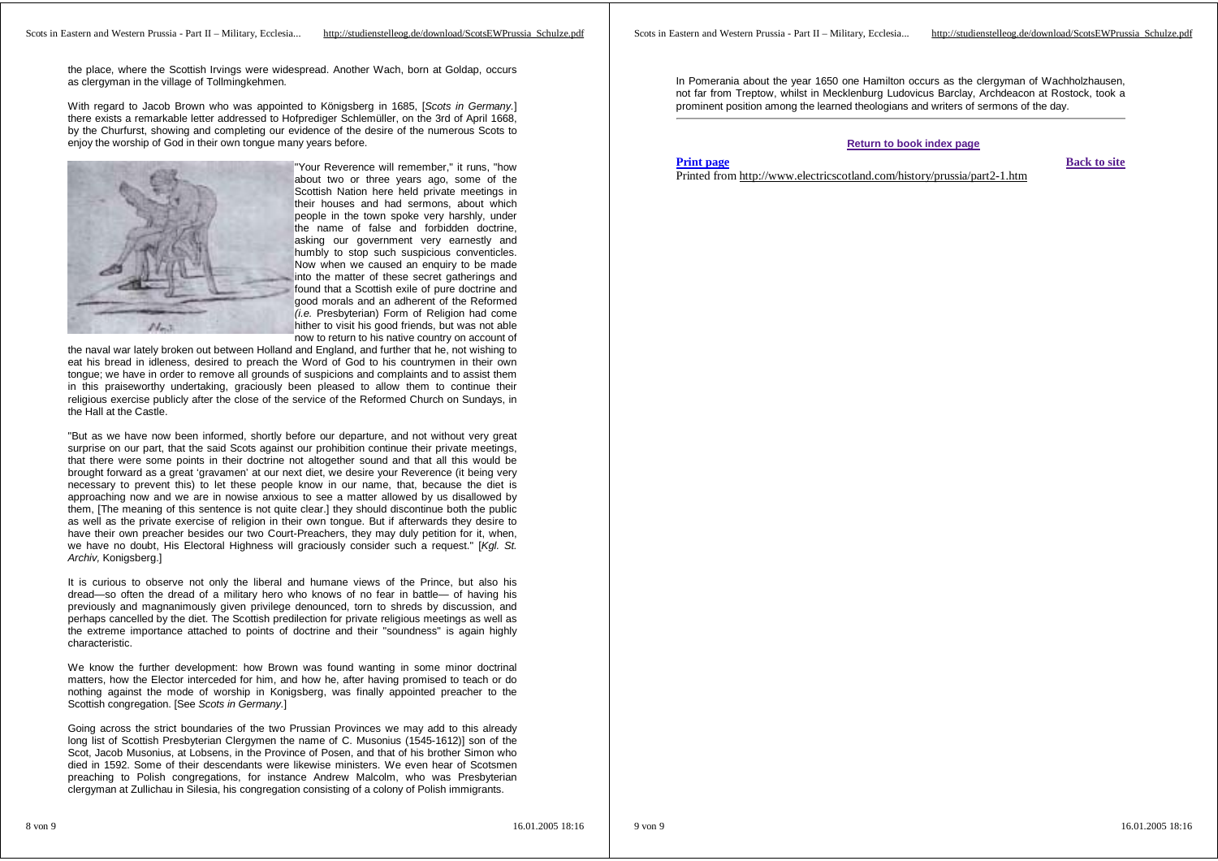the place, where the Scottish Irvings were widespread. Another Wach, born at Goldap, occurs as clergyman in the village of Tollmingkehmen.

With regard to Jacob Brown who was appointed to Königsberg in 1685, [*Scots in Germany.*] there exists a remarkable letter addressed to Hofprediger Schlemüller, on the 3rd of April 1668, by the Churfurst, showing and completing our evidence of the desire of the numerous Scots to enjoy the worship of God in their own tongue many years before.

"Your Reverence will remember," it runs, "how about two or three years ago, some of the Scottish Nation here held private meetings in their houses and had sermons, about which people in the town spoke very harshly, under the name of false and forbidden doctrine, asking our government very earnestly and humbly to stop such suspicious conventicles. Now when we caused an enquiry to be made into the matter of these secret gatherings and found that a Scottish exile of pure doctrine and good morals and an adherent of the Reformed (*i.e.* Presbyterian) Form of Religion had come hither to visit his good friends, but was not able now to return to his native country on account of the naval war lately broken out between Holland and England, and further that he, not wishing to eat his bread in idleness, desired to preach the Word of God to his countrymen in their own tongue; we have in order to remove all grounds of suspicions and complaints and to assist them in this praiseworthy undertaking, graciously been pleased to allow them to continue their religious exercise publicly after the close of the service of the Reformed Church on Sundays, in the Hall at the Castle.

"But as we have now been informed, shortly before our departure, and not without very great surprise on our part, that the said Scots against our prohibition continue their private meetings, that there were some points in their doctrine not altogether sound and that all this would be brought forward as a great 'gravamen' at our next diet, we desire your Reverence (it being very necessary to prevent this) to let these people know in our name, that, because the diet is approaching now and we are in nowise anxious to see a matter allowed by us disallowed by them, [The meaning of this sentence is not quite clear.] they should discontinue both the public as well as the private exercise of religion in their own tongue. But if afterwards they desire to have their own preacher besides our two Court-Preachers, they may duly petition for it, when, we have no doubt, His Electoral Highness will graciously consider such a request." [*Kgl. St. Archiv,* Konigsberg.]

It is curious to observe not only the liberal and humane views of the Prince, but also his dread—so often the dread of a military hero who knows of no fear in battle— of having his previously and magnanimously given privilege denounced, torn to shreds by discussion, and perhaps cancelled by the diet. The Scottish predilection for private religious meetings as well as the extreme importance attached to points of doctrine and their "soundness" is again highly characteristic.

We know the further development: how Brown was found wanting in some minor doctrinal matters, how the Elector interceded for him, and how he, after having promised to teach or do nothing against the mode of worship in Konigsberg, was finally appointed preacher to the Scottish congregation. [See *Scots in Germany.*]

Going across the strict boundaries of the two Prussian Provinces we may add to this already long list of Scottish Presbyterian Clergymen the name of C. Musonius (1545-1612)] son of the Scot, Jacob Musonius, at Lobsens, in the Province of Posen, and that of his brother Simon who died in 1592. Some of their descendants were likewise ministers. We even hear of Scotsmen preaching to Polish congregations, for instance Andrew Malcolm, who was Presbyterian clergyman at Zullichau in Silesia, his congregation consisting of a colony of Polish immigrants.

In Pomerania about the year 1650 one Hamilton occurs as the clergyman of Wachholzhausen, not far from Treptow, whilst in Mecklenburg Ludovicus Barclay, Archdeacon at Rostock, took a prominent position among the learned theologians and writers of sermons of the day.

Return to book index page

Print page

Back to site

Printed from http://www.electricscotland.com/history/prussia/part2-1.htm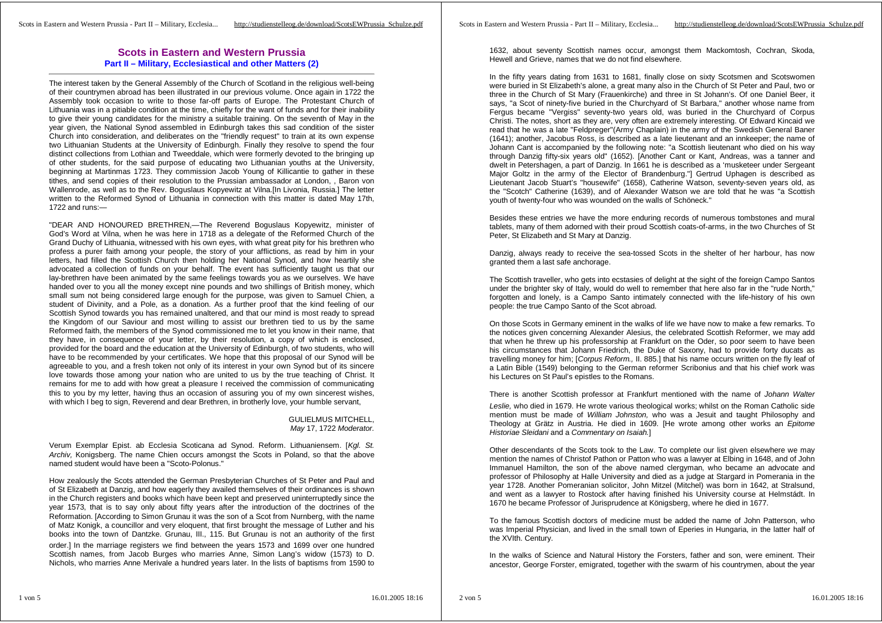## Scots in Eastern and Western Prussia

### Part II – Military, Ecclesiastical and other Matters (2)

The interest taken by the General Assembly of the Church of Scotland in the religious well-being of their countrymen abroad has been illustrated in our previous volume. Once again in 1722 the Assembly took occasion to write to those far-off parts of Europe. The Protestant Church of Lithuania was in a pitiable condition at the time, chiefly for the want of funds and for their inability to give their young candidates for the ministry a suitable training. On the seventh of May in the year given, the National Synod assembled in Edinburgh takes this sad condition of the sister Church into consideration, and deliberates on the "friendly request" to train at its own expense two Lithuanian Students at the University of Edinburgh. Finally they resolve to spend the four distinct collections from Lothian and Tweeddale, which were formerly devoted to the bringing up of other students, for the said purpose of educating two Lithuanian youths at the University, beginning at Martinmas 1723. They commission Jacob Young of Killicantie to gather in these tithes, and send copies of their resolution to the Prussian ambassador at London, , Baron von Wallenrode, as well as to the Rev. Boguslaus Kopyewitz at Vilna.[In Livonia, Russia.] The letter written to the Reformed Synod of Lithuania in connection with this matter is dated May 17th, 1722 and runs:—

"DEAR AND HONOURED BRETHREN,—The Reverend Boguslaus Kopyewitz, minister of God's Word at Vilna, when he was here in 1718 as a delegate of the Reformed Church of the Grand Duchy of Lithuania, witnessed with his own eyes, with what great pity for his brethren who profess a purer faith among your people, the story of your afflictions, as read by him in your letters, had filled the Scottish Church then holding her National Synod, and how heartily she advocated a collection of funds on your behalf. The event has sufficiently taught us that our lay-brethren have been animated by the same feelings towards you as we ourselves. We have handed over to you all the money except nine pounds and two shillings of British money, which small sum not being considered large enough for the purpose, was given to Samuel Chien, a student of Divinity, and a Pole, as a donation. As a further proof that the kind feeling of our Scottish Synod towards you has remained unaltered, and that our mind is most ready to spread the Kingdom of our Saviour and most willing to assist our brethren tied to us by the same Reformed faith, the members of the Synod commissioned me to let you know in their name, that they have, in consequence of your letter, by their resolution, a copy of which is enclosed, provided for the board and the education at the University of Edinburgh, of two students, who will have to be recommended by your certificates. We hope that this proposal of our Synod will be agreeable to you, and a fresh token not only of its interest in your own Synod but of its sincere love towards those among your nation who are united to us by the true teaching of Christ. It remains for me to add with how great a pleasure I received the commission of communicating this to you by my letter, having thus an occasion of assuring you of my own sincerest wishes, with which I beg to sign, Reverend and dear Brethren, in brotherly love, your humble servant,

GULIELMUS MITCHELL,
*May* 17, 1722 *Moderator.*

Verum Exemplar Epist. ab Ecclesia Scoticana ad Synod. Reform. Lithuaniensem. [*Kgl. St. Archiv,* Konigsberg. The name Chien occurs amongst the Scots in Poland, so that the above named student would have been a "Scoto-Polonus."

How zealously the Scots attended the German Presbyterian Churches of St Peter and Paul and of St Elizabeth at Danzig, and how eagerly they availed themselves of their ordinances is shown in the Church registers and books which have been kept and preserved uninterruptedly since the year 1573, that is to say only about fifty years after the introduction of the doctrines of the Reformation. [According to Simon Grunau it was the son of a Scot from Nurnberg, with the name of Matz Konigk, a councillor and very eloquent, that first brought the message of Luther and his books into the town of Dantzke. Grunau, III., 115. But Grunau is not an authority of the first order.] In the marriage registers we find between the years 1573 and 1699 over one hundred Scottish names, from Jacob Burges who marries Anne, Simon Lang's widow (1573) to D. Nichols, who marries Anne Merivale a hundred years later. In the lists of baptisms from 1590 to 1632, about seventy Scottish names occur, amongst them Mackomtosh, Cochran, Skoda, Hewell and Grieve, names that we do not find elsewhere.

In the fifty years dating from 1631 to 1681, finally close on sixty Scotsmen and Scotswomen were buried in St Elizabeth's alone, a great many also in the Church of St Peter and Paul, two or three in the Church of St Mary (Frauenkirche) and three in St Johann's. Of one Daniel Beer, it says, "a Scot of ninety-five buried in the Churchyard of St Barbara," another whose name from Fergus became "Vergiss" seventy-two years old, was buried in the Churchyard of Corpus Christi. The notes, short as they are, very often are extremely interesting. Of Edward Kincaid we read that he was a late "Feldpreger"(Army Chaplain) in the army of the Swedish General Baner (1641); another, Jacobus Ross, is described as a late lieutenant and an innkeeper; the name of Johann Cant is accompanied by the following note: "a Scottish lieutenant who died on his way through Danzig fifty-six years old" (1652). [Another Cant or Kant, Andreas, was a tanner and dwelt in Petershagen, a part of Danzig. In 1661 he is described as a 'musketeer under Sergeant Major Goltz in the army of the Elector of Brandenburg."] Gertrud Uphagen is described as Lieutenant Jacob Stuart's "housewife" (1658), Catherine Watson, seventy-seven years old, as the "Scotch" Catherine (1639), and of Alexander Watson we are told that he was "a Scottish youth of twenty-four who was wounded on the walls of Schöneck."

Besides these entries we have the more enduring records of numerous tombstones and mural tablets, many of them adorned with their proud Scottish coats-of-arms, in the two Churches of St Peter, St Elizabeth and St Mary at Danzig.

Danzig, always ready to receive the sea-tossed Scots in the shelter of her harbour, has now granted them a last safe anchorage.

The Scottish traveller, who gets into ecstasies of delight at the sight of the foreign Campo Santos under the brighter sky of Italy, would do well to remember that here also far in the "rude North," forgotten and lonely, is a Campo Santo intimately connected with the life-history of his own people: the true Campo Santo of the Scot abroad.

On those Scots in Germany eminent in the walks of life we have now to make a few remarks. To the notices given concerning Alexander Alesius, the celebrated Scottish Reformer, we may add that when he threw up his professorship at Frankfurt on the Oder, so poor seem to have been his circumstances that Johann Friedrich, the Duke of Saxony, had to provide forty ducats as travelling money for him; [*Corpus Reform.,* II. 885.] that his name occurs written on the fly leaf of a Latin Bible (1549) belonging to the German reformer Scribonius and that his chief work was his Lectures on St Paul's epistles to the Romans.

There is another Scottish professor at Frankfurt mentioned with the name of *Johann Walter Leslie,* who died in 1679. He wrote various theological works; whilst on the Roman Catholic side mention must be made of *William Johnston,* who was a Jesuit and taught Philosophy and Theology at Grätz in Austria. He died in 1609. [He wrote among other works an *Epitome Historiae Sleidani* and a *Commentary on Isaiah.*]

Other descendants of the Scots took to the Law. To complete our list given elsewhere we may mention the names of Christof Pathon or Patton who was a lawyer at Elbing in 1648, and of John Immanuel Hamilton, the son of the above named clergyman, who became an advocate and professor of Philosophy at Halle University and died as a judge at Stargard in Pomerania in the year 1728. Another Pomeranian solicitor, John Mitzel (Mitchel) was born in 1642, at Stralsund, and went as a lawyer to Rostock after having finished his University course at Helmstádt. In 1670 he became Professor of Jurisprudence at Königsberg, where he died in 1677.

To the famous Scottish doctors of medicine must be added the name of John Patterson, who was Imperial Physician, and lived in the small town of Eperies in Hungaria, in the latter half of the XVIth. Century.

In the walks of Science and Natural History the Forsters, father and son, were eminent. Their ancestor, George Forster, emigrated, together with the swarm of his countrymen, about the year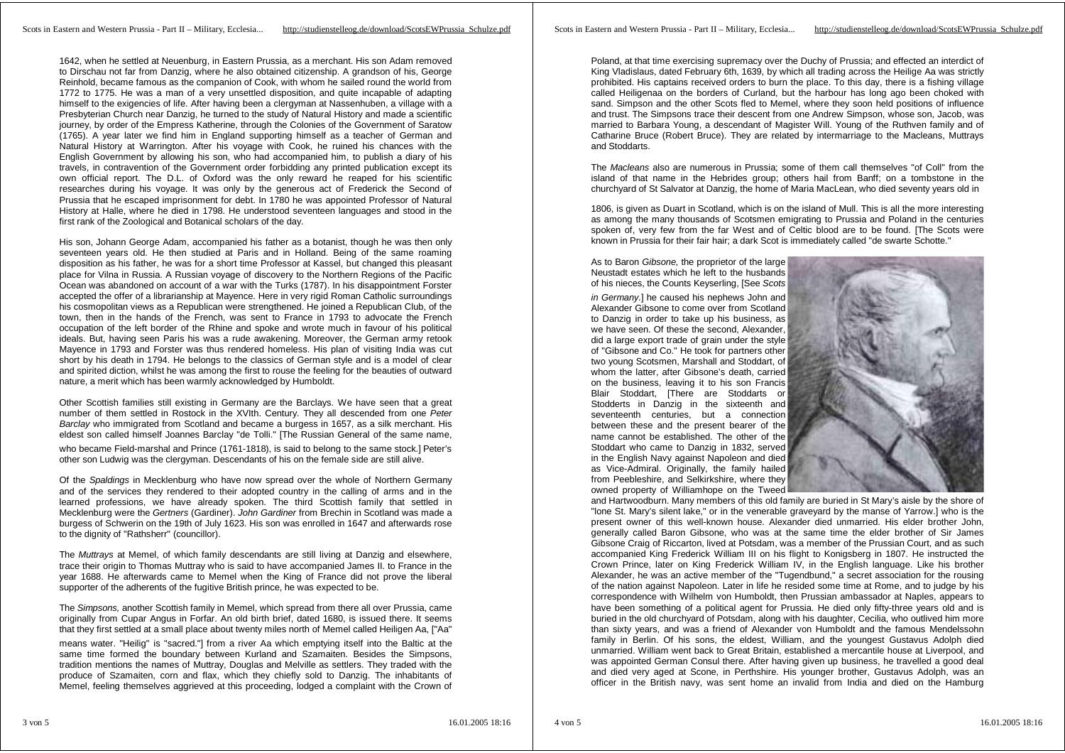1642, when he settled at Neuenburg, in Eastern Prussia, as a merchant. His son Adam removed to Dirschau not far from Danzig, where he also obtained citizenship. A grandson of his, George Reinhold, became famous as the companion of Cook, with whom he sailed round the world from 1772 to 1775. He was a man of a very unsettled disposition, and quite incapable of adapting himself to the exigencies of life. After having been a clergyman at Nassenhuben, a village with a Presbyterian Church near Danzig, he turned to the study of Natural History and made a scientific journey, by order of the Empress Katherine, through the Colonies of the Government of Saratow (1765). A year later we find him in England supporting himself as a teacher of German and Natural History at Warrington. After his voyage with Cook, he ruined his chances with the English Government by allowing his son, who had accompanied him, to publish a diary of his travels, in contravention of the Government order forbidding any printed publication except its own official report. The D.L. of Oxford was the only reward he reaped for his scientific researches during his voyage. It was only by the generous act of Frederick the Second of Prussia that he escaped imprisonment for debt. In 1780 he was appointed Professor of Natural History at Halle, where he died in 1798. He understood seventeen languages and stood in the first rank of the Zoological and Botanical scholars of the day.

His son, Johann George Adam, accompanied his father as a botanist, though he was then only seventeen years old. He then studied at Paris and in Holland. Being of the same roaming disposition as his father, he was for a short time Professor at Kassel, but changed this pleasant place for Vilna in Russia. A Russian voyage of discovery to the Northern Regions of the Pacific Ocean was abandoned on account of a war with the Turks (1787). In his disappointment Forster accepted the offer of a librarianship at Mayence. Here in very rigid Roman Catholic surroundings his cosmopolitan views as a Republican were strengthened. He joined a Republican Club, of the town, then in the hands of the French, was sent to France in 1793 to advocate the French occupation of the left border of the Rhine and spoke and wrote much in favour of his political ideals. But, having seen Paris his was a rude awakening. Moreover, the German army retook Mayence in 1793 and Forster was thus rendered homeless. His plan of visiting India was cut short by his death in 1794. He belongs to the classics of German style and is a model of clear and spirited diction, whilst he was among the first to rouse the feeling for the beauties of outward nature, a merit which has been warmly acknowledged by Humboldt.

Other Scottish families still existing in Germany are the Barclays. We have seen that a great number of them settled in Rostock in the XVIth. Century. They all descended from one *Peter Barclay* who immigrated from Scotland and became a burgess in 1657, as a silk merchant. His eldest son called himself Joannes Barclay "de Tolli." [The Russian General of the same name, who became Field-marshal and Prince (1761-1818), is said to belong to the same stock.] Peter's other son Ludwig was the clergyman. Descendants of his on the female side are still alive.

Of the *Spaldings* in Mecklenburg who have now spread over the whole of Northern Germany and of the services they rendered to their adopted country in the calling of arms and in the learned professions, we have already spoken. The third Scottish family that settled in Mecklenburg were the *Gertners* (Gardiner). *John Gardiner* from Brechin in Scotland was made a burgess of Schwerin on the 19th of July 1623. His son was enrolled in 1647 and afterwards rose to the dignity of "Rathsherr" (councillor).

The *Muttrays* at Memel, of which family descendants are still living at Danzig and elsewhere, trace their origin to Thomas Muttray who is said to have accompanied James II. to France in the year 1688. He afterwards came to Memel when the King of France did not prove the liberal supporter of the adherents of the fugitive British prince, he was expected to be.

The *Simpsons,* another Scottish family in Memel, which spread from there all over Prussia, came originally from Cupar Angus in Forfar. An old birth brief, dated 1680, is issued there. It seems that they first settled at a small place about twenty miles north of Memel called Heiligen Aa, ["Aa" means water. "Heilig" is "sacred."] from a river Aa which emptying itself into the Baltic at the same time formed the boundary between Kurland and Szamaiten. Besides the Simpsons, tradition mentions the names of Muttray, Douglas and Melville as settlers. They traded with the produce of Szamaiten, corn and flax, which they chiefly sold to Danzig. The inhabitants of Memel, feeling themselves aggrieved at this proceeding, lodged a complaint with the Crown of Poland, at that time exercising supremacy over the Duchy of Prussia; and effected an interdict of King Vladislaus, dated February 6th, 1639, by which all trading across the Heilige Aa was strictly prohibited. His captains received orders to burn the place. To this day, there is a fishing village called Heiligenaa on the borders of Curland, but the harbour has long ago been choked with sand. Simpson and the other Scots fled to Memel, where they soon held positions of influence and trust. The Simpsons trace their descent from one Andrew Simpson, whose son, Jacob, was married to Barbara Young, a descendant of Magister Will. Young of the Ruthven family and of Catharine Bruce (Robert Bruce). They are related by intermarriage to the Macleans, Muttrays and Stoddarts.

The *Macleans* also are numerous in Prussia; some of them call themselves "of Coll" from the island of that name in the Hebrides group; others hail from Banff; on a tombstone in the churchyard of St Salvator at Danzig, the home of Maria MacLean, who died seventy years old in 1806, is given as Duart in Scotland, which is on the island of Mull. This is all the more interesting as among the many thousands of Scotsmen emigrating to Prussia and Poland in the centuries spoken of, very few from the far West and of Celtic blood are to be found. [The Scots were known in Prussia for their fair hair; a dark Scot is immediately called "de swarte Schotte."

As to Baron *Gibsone,* the proprietor of the large Neustadt estates which he left to the husbands of his nieces, the Counts Keyserling, [See *Scots in Germany*.] he caused his nephews John and Alexander Gibsone to come over from Scotland to Danzig in order to take up his business, as we have seen. Of these the second, Alexander, did a large export trade of grain under the style of "Gibsone and Co." He took for partners other two young Scotsmen, Marshall and Stoddart, of whom the latter, after Gibsone's death, carried on the business, leaving it to his son Francis Blair Stoddart, [There are Stoddarts or Stodderts in Danzig in the sixteenth and seventeenth centuries, but a connection between these and the present bearer of the name cannot be established. The other of the Stoddart who came to Danzig in 1832, served in the English Navy against Napoleon and died as Vice-Admiral. Originally, the family hailed from Peebleshire, and Selkirkshire, where they owned property of Williamhope on the Tweed and Hartwoodburn. Many members of this old family are buried in St Mary's aisle by the shore of "lone St. Mary's silent lake," or in the venerable graveyard by the manse of Yarrow.] who is the present owner of this well-known house. Alexander died unmarried. His elder brother John, generally called Baron Gibsone, who was at the same time the elder brother of Sir James Gibsone Craig of Riccarton, lived at Potsdam, was a member of the Prussian Court, and as such accompanied King Frederick William III on his flight to Konigsberg in 1807. He instructed the Crown Prince, later on King Frederick William IV, in the English language. Like his brother Alexander, he was an active member of the "Tugendbund," a secret association for the rousing of the nation against Napoleon. Later in life he resided some time at Rome, and to judge by his correspondence with Wilhelm von Humboldt, then Prussian ambassador at Naples, appears to have been something of a political agent for Prussia. He died only fifty-three years old and is buried in the old churchyard of Potsdam, along with his daughter, Cecilia, who outlived him more than sixty years, and was a friend of Alexander von Humboldt and the famous Mendelssohn family in Berlin. Of his sons, the eldest, William, and the youngest Gustavus Adolph died unmarried. William went back to Great Britain, established a mercantile house at Liverpool, and was appointed German Consul there. After having given up business, he travelled a good deal and died very aged at Scone, in Perthshire. His younger brother, Gustavus Adolph, was an officer in the British navy, was sent home an invalid from India and died on the Hamburg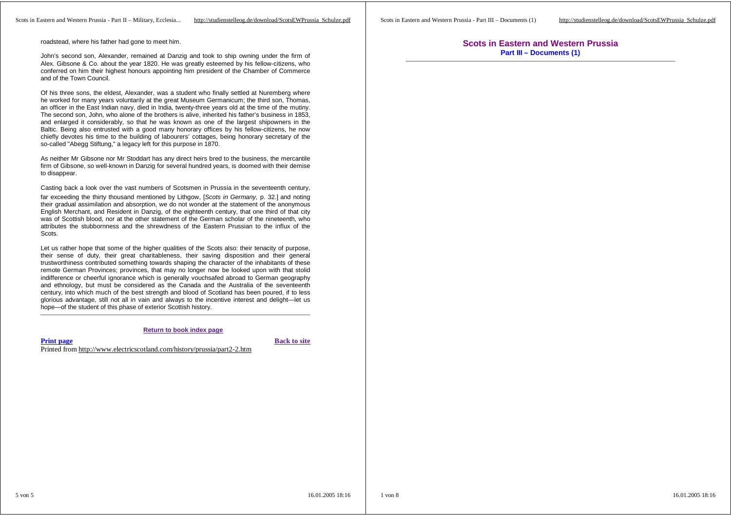roadstead, where his father had gone to meet him.

John's second son, Alexander, remained at Danzig and took to ship owning under the firm of Alex. Gibsone & Co. about the year 1820. He was greatly esteemed by his fellow-citizens, who conferred on him their highest honours appointing him president of the Chamber of Commerce and of the Town Council.

Of his three sons, the eldest, Alexander, was a student who finally settled at Nuremberg where he worked for many years voluntarily at the great Museum Germanicum; the third son, Thomas, an officer in the East Indian navy, died in India, twenty-three years old at the time of the mutiny. The second son, John, who alone of the brothers is alive, inherited his father's business in 1853, and enlarged it considerably, so that he was known as one of the largest shipowners in the Baltic. Being also entrusted with a good many honorary offices by his fellow-citizens, he now chiefly devotes his time to the building of labourers' cottages, being honorary secretary of the so-called "Abegg Stiftung," a legacy left for this purpose in 1870.

As neither Mr Gibsone nor Mr Stoddart has any direct heirs bred to the business, the mercantile firm of Gibsone, so well-known in Danzig for several hundred years, is doomed with their demise to disappear.

Casting back a look over the vast numbers of Scotsmen in Prussia in the seventeenth century, far exceeding the thirty thousand mentioned by Lithgow, [*Scots in Germany,* p. 32.] and noting their gradual assimilation and absorption, we do not wonder at the statement of the anonymous English Merchant, and Resident in Danzig, of the eighteenth century, that one third of that city was of Scottish blood, nor at the other statement of the German scholar of the nineteenth, who attributes the stubbornness and the shrewdness of the Eastern Prussian to the influx of the Scots.

Let us rather hope that some of the higher qualities of the Scots also: their tenacity of purpose, their sense of duty, their great charitableness, their saving disposition and their general trustworthiness contributed something towards shaping the character of the inhabitants of these remote German Provinces; provinces, that may no longer now be looked upon with that stolid indifference or cheerful ignorance which is generally vouchsafed abroad to German geography and ethnology, but must be considered as the Canada and the Australia of the seventeenth century, into which much of the best strength and blood of Scotland has been poured, if to less glorious advantage, still not all in vain and always to the incentive interest and delight—let us hope—of the student of this phase of exterior Scottish history.

---

**Return to book index page**

**Print page** **Back to site**

Printed from http://www.electricscotland.com/history/prussia/part2-2.htm

# Scots in Eastern and Western Prussia

## Part III – Documents (1)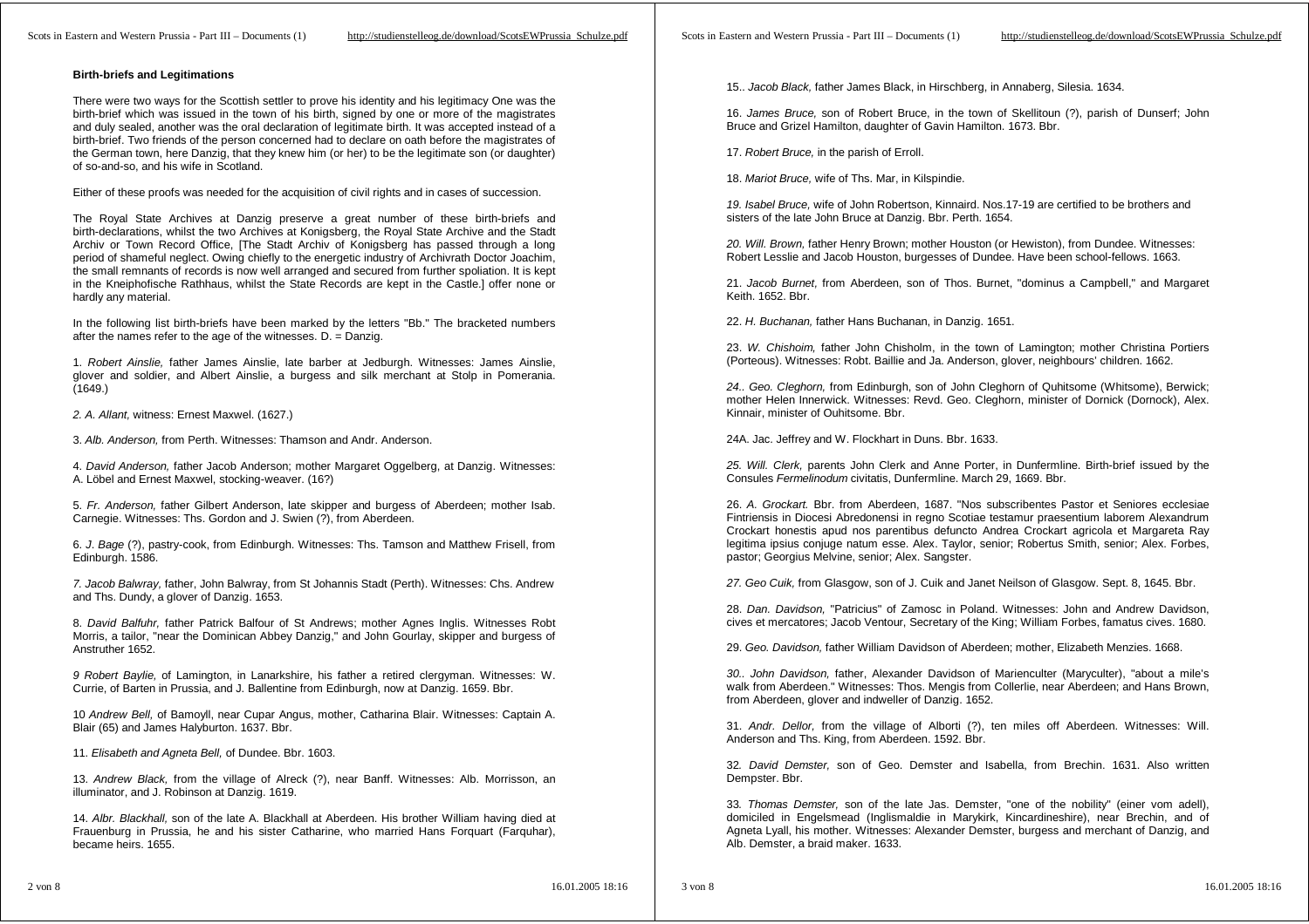## Birth-briefs and Legitimations

There were two ways for the Scottish settler to prove his identity and his legitimacy One was the birth-brief which was issued in the town of his birth, signed by one or more of the magistrates and duly sealed, another was the oral declaration of legitimate birth. It was accepted instead of a birth-brief. Two friends of the person concerned had to declare on oath before the magistrates of the German town, here Danzig, that they knew him (or her) to be the legitimate son (or daughter) of so-and-so, and his wife in Scotland.

Either of these proofs was needed for the acquisition of civil rights and in cases of succession.

The Royal State Archives at Danzig preserve a great number of these birth-briefs and birth-declarations, whilst the two Archives at Konigsberg, the Royal State Archive and the Stadt Archiv or Town Record Office, [The Stadt Archiv of Konigsberg has passed through a long period of shameful neglect. Owing chiefly to the energetic industry of Archivrath Doctor Joachim, the small remnants of records is now well arranged and secured from further spoliation. It is kept in the Kneiphofische Rathhaus, whilst the State Records are kept in the Castle.] offer none or hardly any material.

In the following list birth-briefs have been marked by the letters "Bb." The bracketed numbers after the names refer to the age of the witnesses. D. = Danzig.

1. *Robert Ainslie,* father James Ainslie, late barber at Jedburgh. Witnesses: James Ainslie, glover and soldier, and Albert Ainslie, a burgess and silk merchant at Stolp in Pomerania. (1649.)

*2. A. Allant,* witness: Ernest Maxwel. (1627.)

3. *Alb. Anderson,* from Perth. Witnesses: Thamson and Andr. Anderson.

4. *David Anderson,* father Jacob Anderson; mother Margaret Oggelberg, at Danzig. Witnesses: A. Löbel and Ernest Maxwel, stocking-weaver. (16?)

5. *Fr. Anderson,* father Gilbert Anderson, late skipper and burgess of Aberdeen; mother Isab. Carnegie. Witnesses: Ths. Gordon and J. Swien (?), from Aberdeen.

6. *J. Bage* (?), pastry-cook, from Edinburgh. Witnesses: Ths. Tamson and Matthew Frisell, from Edinburgh. 1586.

*7. Jacob Balwray,* father, John Balwray, from St Johannis Stadt (Perth). Witnesses: Chs. Andrew and Ths. Dundy, a glover of Danzig. 1653.

8. *David Balfuhr,* father Patrick Balfour of St Andrews; mother Agnes Inglis. Witnesses Robt Morris, a tailor, "near the Dominican Abbey Danzig," and John Gourlay, skipper and burgess of Anstruther 1652.

*9 Robert Baylie,* of Lamington, in Lanarkshire, his father a retired clergyman. Witnesses: W. Currie, of Barten in Prussia, and J. Ballentine from Edinburgh, now at Danzig. 1659. Bbr.

10 *Andrew Bell,* of Bamoyll, near Cupar Angus, mother, Catharina Blair. Witnesses: Captain A. Blair (65) and James Halyburton. 1637. Bbr.

11. *Elisabeth and Agneta Bell,* of Dundee. Bbr. 1603.

13. *Andrew Black,* from the village of Alreck (?), near Banff. Witnesses: Alb. Morrisson, an illuminator, and J. Robinson at Danzig. 1619.

14. *Albr. Blackhall,* son of the late A. Blackhall at Aberdeen. His brother William having died at Frauenburg in Prussia, he and his sister Catharine, who married Hans Forquart (Farquhar), became heirs. 1655.

15.. *Jacob Black,* father James Black, in Hirschberg, in Annaberg, Silesia. 1634.

16. *James Bruce,* son of Robert Bruce, in the town of Skellitoun (?), parish of Dunserf; John Bruce and Grizel Hamilton, daughter of Gavin Hamilton. 1673. Bbr.

17. *Robert Bruce,* in the parish of Erroll.

18. *Mariot Bruce,* wife of Ths. Mar, in Kilspindie.

*19. Isabel Bruce,* wife of John Robertson, Kinnaird. Nos.17-19 are certified to be brothers and sisters of the late John Bruce at Danzig. Bbr. Perth. 1654.

*20. Will. Brown,* father Henry Brown; mother Houston (or Hewiston), from Dundee. Witnesses: Robert Lesslie and Jacob Houston, burgesses of Dundee. Have been school-fellows. 1663.

21. *Jacob Burnet,* from Aberdeen, son of Thos. Burnet, "dominus a Campbell," and Margaret Keith. 1652. Bbr.

22. *H. Buchanan,* father Hans Buchanan, in Danzig. 1651.

23. *W. Chishoim,* father John Chisholm, in the town of Lamington; mother Christina Portiers (Porteous). Witnesses: Robt. Baillie and Ja. Anderson, glover, neighbours' children. 1662.

*24.. Geo. Cleghorn,* from Edinburgh, son of John Cleghorn of Quhitsome (Whitsome), Berwick; mother Helen Innerwick. Witnesses: Revd. Geo. Cleghorn, minister of Dornick (Dornock), Alex. Kinnair, minister of Ouhitsome. Bbr.

24A. Jac. Jeffrey and W. Flockhart in Duns. Bbr. 1633.

*25. Will. Clerk,* parents John Clerk and Anne Porter, in Dunfermline. Birth-brief issued by the Consules *Fermelinodum* civitatis, Dunfermline. March 29, 1669. Bbr.

26. *A. Grockart.* Bbr. from Aberdeen, 1687. "Nos subscribentes Pastor et Seniores ecclesiae Fintriensis in Diocesi Abredonensi in regno Scotiae testamur praesentium laborem Alexandrum Crockart honestis apud nos parentibus defuncto Andrea Crockart agricola et Margareta Ray legitima ipsius conjuge natum esse. Alex. Taylor, senior; Robertus Smith, senior; Alex. Forbes, pastor; Georgius Melvine, senior; Alex. Sangster.

*27. Geo Cuik,* from Glasgow, son of J. Cuik and Janet Neilson of Glasgow. Sept. 8, 1645. Bbr.

28. *Dan. Davidson,* "Patricius" of Zamosc in Poland. Witnesses: John and Andrew Davidson, cives et mercatores; Jacob Ventour, Secretary of the King; William Forbes, famatus cives. 1680.

29. *Geo. Davidson,* father William Davidson of Aberdeen; mother, Elizabeth Menzies. 1668.

*30.. John Davidson,* father, Alexander Davidson of Marienculter (Maryculter), "about a mile's walk from Aberdeen." Witnesses: Thos. Mengis from Collerlie, near Aberdeen; and Hans Brown, from Aberdeen, glover and indweller of Danzig. 1652.

31. *Andr. Dellor,* from the village of Alborti (?), ten miles off Aberdeen. Witnesses: Will. Anderson and Ths. King, from Aberdeen. 1592. Bbr.

32. *David Demster,* son of Geo. Demster and Isabella, from Brechin. 1631. Also written Dempster. Bbr.

33. *Thomas Demster,* son of the late Jas. Demster, "one of the nobility" (einer vom adell), domiciled in Engelsmead (Inglismaldie in Marykirk, Kincardineshire), near Brechin, and of Agneta Lyall, his mother. Witnesses: Alexander Demster, burgess and merchant of Danzig, and Alb. Demster, a braid maker. 1633.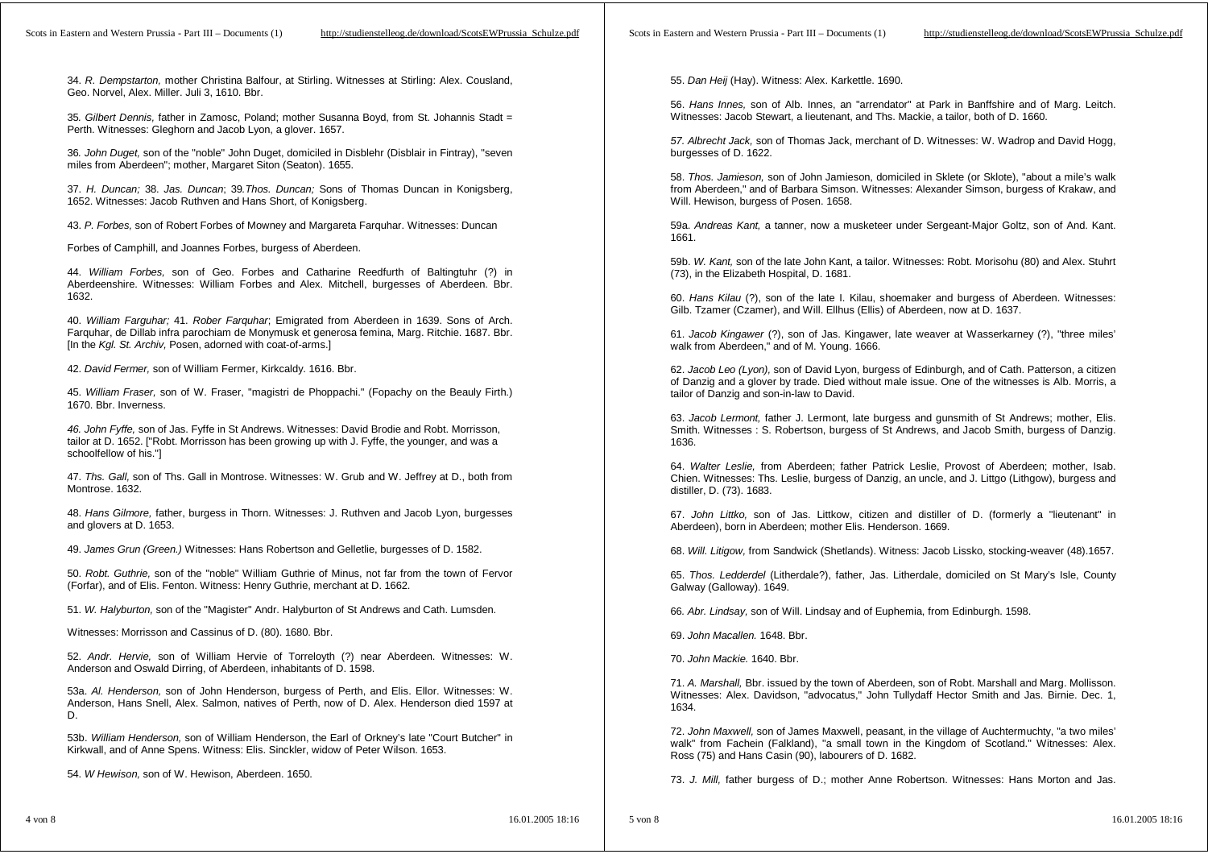34. *R. Dempstarton,* mother Christina Balfour, at Stirling. Witnesses at Stirling: Alex. Cousland, Geo. Norvel, Alex. Miller. Juli 3, 1610. Bbr.

35. *Gilbert Dennis,* father in Zamosc, Poland; mother Susanna Boyd, from St. Johannis Stadt = Perth. Witnesses: Gleghorn and Jacob Lyon, a glover. 1657.

36. *John Duget,* son of the "noble" John Duget, domiciled in Disblehr (Disblair in Fintray), "seven miles from Aberdeen"; mother, Margaret Siton (Seaton). 1655.

37. *H. Duncan;* 38. *Jas. Duncan*; 39.*Thos. Duncan;* Sons of Thomas Duncan in Konigsberg, 1652. Witnesses: Jacob Ruthven and Hans Short, of Konigsberg.

43. *P. Forbes,* son of Robert Forbes of Mowney and Margareta Farquhar. Witnesses: Duncan

Forbes of Camphill, and Joannes Forbes, burgess of Aberdeen.

44. *William Forbes,* son of Geo. Forbes and Catharine Reedfurth of Baltingtuhr (?) in Aberdeenshire. Witnesses: William Forbes and Alex. Mitchell, burgesses of Aberdeen. Bbr. 1632.

40. *William Farguhar;* 41. *Rober Farquhar*; Emigrated from Aberdeen in 1639. Sons of Arch. Farquhar, de Dillab infra parochiam de Monymusk et generosa femina, Marg. Ritchie. 1687. Bbr. [In the *Kgl. St. Archiv,* Posen, adorned with coat-of-arms.]

42. *David Fermer,* son of William Fermer, Kirkcaldy. 1616. Bbr.

45. *William Fraser,* son of W. Fraser, "magistri de Phoppachi." (Fopachy on the Beauly Firth.) 1670. Bbr. Inverness.

*46. John Fyffe,* son of Jas. Fyffe in St Andrews. Witnesses: David Brodie and Robt. Morrisson, tailor at D. 1652. ["Robt. Morrisson has been growing up with J. Fyffe, the younger, and was a schoolfellow of his."]

47. *Ths. Gall,* son of Ths. Gall in Montrose. Witnesses: W. Grub and W. Jeffrey at D., both from Montrose. 1632.

48. *Hans Gilmore,* father, burgess in Thorn. Witnesses: J. Ruthven and Jacob Lyon, burgesses and glovers at D. 1653.

49. *James Grun (Green.)* Witnesses: Hans Robertson and Gelletlie, burgesses of D. 1582.

50. *Robt. Guthrie,* son of the "noble" William Guthrie of Minus, not far from the town of Fervor (Forfar), and of Elis. Fenton. Witness: Henry Guthrie, merchant at D. 1662.

51. *W. Halyburton,* son of the "Magister" Andr. Halyburton of St Andrews and Cath. Lumsden.

Witnesses: Morrisson and Cassinus of D. (80). 1680. Bbr.

52. *Andr. Hervie,* son of William Hervie of Torreloyth (?) near Aberdeen. Witnesses: W. Anderson and Oswald Dirring, of Aberdeen, inhabitants of D. 1598.

53a. *Al. Henderson,* son of John Henderson, burgess of Perth, and Elis. Ellor. Witnesses: W. Anderson, Hans Snell, Alex. Salmon, natives of Perth, now of D. Alex. Henderson died 1597 at D.

53b. *William Henderson,* son of William Henderson, the Earl of Orkney's late "Court Butcher" in Kirkwall, and of Anne Spens. Witness: Elis. Sinckler, widow of Peter Wilson. 1653.

54. *W Hewison,* son of W. Hewison, Aberdeen. 1650.

55. *Dan Heij* (Hay). Witness: Alex. Karkettle. 1690.

56. *Hans Innes,* son of Alb. Innes, an "arrendator" at Park in Banffshire and of Marg. Leitch. Witnesses: Jacob Stewart, a lieutenant, and Ths. Mackie, a tailor, both of D. 1660.

*57. Albrecht Jack,* son of Thomas Jack, merchant of D. Witnesses: W. Wadrop and David Hogg, burgesses of D. 1622.

58. *Thos. Jamieson,* son of John Jamieson, domiciled in Sklete (or Sklote), "about a mile's walk from Aberdeen," and of Barbara Simson. Witnesses: Alexander Simson, burgess of Krakaw, and Will. Hewison, burgess of Posen. 1658.

59a. *Andreas Kant,* a tanner, now a musketeer under Sergeant-Major Goltz, son of And. Kant. 1661.

59b. *W. Kant,* son of the late John Kant, a tailor. Witnesses: Robt. Morisohu (80) and Alex. Stuhrt (73), in the Elizabeth Hospital, D. 1681.

60. *Hans Kilau* (?), son of the late I. Kilau, shoemaker and burgess of Aberdeen. Witnesses: Gilb. Tzamer (Czamer), and Will. Ellhus (Ellis) of Aberdeen, now at D. 1637.

61. *Jacob Kingawer* (?), son of Jas. Kingawer, late weaver at Wasserkarney (?), "three miles' walk from Aberdeen," and of M. Young. 1666.

62. *Jacob Leo (Lyon),* son of David Lyon, burgess of Edinburgh, and of Cath. Patterson, a citizen of Danzig and a glover by trade. Died without male issue. One of the witnesses is Alb. Morris, a tailor of Danzig and son-in-law to David.

63. *Jacob Lermont,* father J. Lermont, late burgess and gunsmith of St Andrews; mother, Elis. Smith. Witnesses : S. Robertson, burgess of St Andrews, and Jacob Smith, burgess of Danzig. 1636.

64. *Walter Leslie,* from Aberdeen; father Patrick Leslie, Provost of Aberdeen; mother, Isab. Chien. Witnesses: Ths. Leslie, burgess of Danzig, an uncle, and J. Littgo (Lithgow), burgess and distiller, D. (73). 1683.

67. *John Littko,* son of Jas. Littkow, citizen and distiller of D. (formerly a "lieutenant" in Aberdeen), born in Aberdeen; mother Elis. Henderson. 1669.

68. *Will. Litigow,* from Sandwick (Shetlands). Witness: Jacob Lissko, stocking-weaver (48).1657.

65. *Thos. Ledderdel* (Litherdale?), father, Jas. Litherdale, domiciled on St Mary's Isle, County Galway (Galloway). 1649.

66. *Abr. Lindsay,* son of Will. Lindsay and of Euphemia, from Edinburgh. 1598.

69. *John Macallen.* 1648. Bbr.

70. *John Mackie.* 1640. Bbr.

71. *A. Marshall,* Bbr. issued by the town of Aberdeen, son of Robt. Marshall and Marg. Mollisson. Witnesses: Alex. Davidson, "advocatus," John Tullydaff Hector Smith and Jas. Birnie. Dec. 1, 1634.

72. *John Maxwell,* son of James Maxwell, peasant, in the village of Auchtermuchty, "a two miles' walk" from Fachein (Falkland), "a small town in the Kingdom of Scotland." Witnesses: Alex. Ross (75) and Hans Casin (90), labourers of D. 1682.

73. *J. Mill,* father burgess of D.; mother Anne Robertson. Witnesses: Hans Morton and Jas.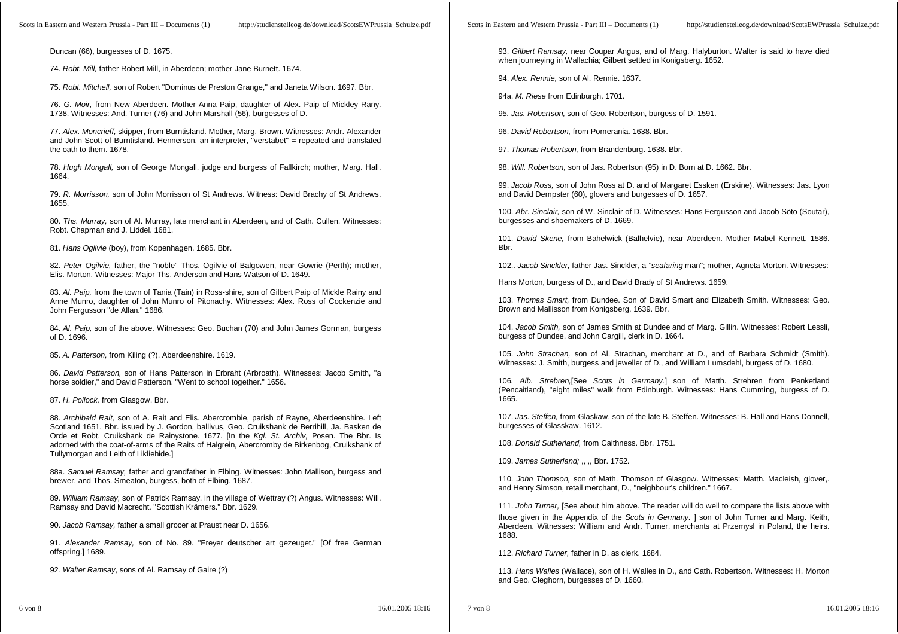Duncan (66), burgesses of D. 1675.

74. *Robt. Mill,* father Robert Mill, in Aberdeen; mother Jane Burnett. 1674.

75. *Robt. Mitchell,* son of Robert "Dominus de Preston Grange," and Janeta Wilson. 1697. Bbr.

76. *G. Moir,* from New Aberdeen. Mother Anna Paip, daughter of Alex. Paip of Mickley Rany. 1738. Witnesses: And. Turner (76) and John Marshall (56), burgesses of D.

77. *Alex. Moncrieff,* skipper, from Burntisland. Mother, Marg. Brown. Witnesses: Andr. Alexander and John Scott of Burntisland. Hennerson, an interpreter, "verstabet" = repeated and translated the oath to them. 1678.

78. *Hugh Mongall,* son of George Mongall, judge and burgess of Fallkirch; mother, Marg. Hall. 1664.

79. *R. Morrisson,* son of John Morrisson of St Andrews. Witness: David Brachy of St Andrews. 1655.

80. *Ths. Murray,* son of Al. Murray, late merchant in Aberdeen, and of Cath. Cullen. Witnesses: Robt. Chapman and J. Liddel. 1681.

81. *Hans Ogilvie* (boy), from Kopenhagen. 1685. Bbr.

82. *Peter Ogilvie,* father, the "noble" Thos. Ogilvie of Balgowen, near Gowrie (Perth); mother, Elis. Morton. Witnesses: Major Ths. Anderson and Hans Watson of D. 1649.

83. *Al. Paip,* from the town of Tania (Tain) in Ross-shire, son of Gilbert Paip of Mickle Rainy and Anne Munro, daughter of John Munro of Pitonachy. Witnesses: Alex. Ross of Cockenzie and John Fergusson "de Allan." 1686.

84. *Al. Paip,* son of the above. Witnesses: Geo. Buchan (70) and John James Gorman, burgess of D. 1696.

85. *A. Patterson,* from Kiling (?), Aberdeenshire. 1619.

86. *David Patterson,* son of Hans Patterson in Erbraht (Arbroath). Witnesses: Jacob Smith, "a horse soldier," and David Patterson. "Went to school together." 1656.

87. *H. Pollock,* from Glasgow. Bbr.

88. *Archibald Rait,* son of A. Rait and Elis. Abercrombie, parish of Rayne, Aberdeenshire. Left Scotland 1651. Bbr. issued by J. Gordon, ballivus, Geo. Cruikshank de Berrihill, Ja. Basken de Orde et Robt. Cruikshank de Rainystone. 1677. [In the *Kgl. St. Archiv,* Posen. The Bbr. Is adorned with the coat-of-arms of the Raits of Halgrein, Abercromby de Birkenbog, Cruikshank of Tullymorgan and Leith of Likliehide.]

88a. *Samuel Ramsay,* father and grandfather in Elbing. Witnesses: John Mallison, burgess and brewer, and Thos. Smeaton, burgess, both of Elbing. 1687.

89. *William Ramsay,* son of Patrick Ramsay, in the village of Wettray (?) Angus. Witnesses: Will. Ramsay and David Macrecht. "Scottish Krämers." Bbr. 1629.

90. *Jacob Ramsay,* father a small grocer at Praust near D. 1656.

91. *Alexander Ramsay,* son of No. 89. "Freyer deutscher art gezeuget." [Of free German offspring.] 1689.

92. *Walter Ramsay*, sons of Al. Ramsay of Gaire (?)

93. *Gilbert Ramsay,* near Coupar Angus, and of Marg. Halyburton. Walter is said to have died when journeying in Wallachia; Gilbert settled in Konigsberg. 1652.

94. *Alex. Rennie,* son of Al. Rennie. 1637.

94a. *M. Riese* from Edinburgh. 1701.

95. *Jas. Robertson,* son of Geo. Robertson, burgess of D. 1591.

96. *David Robertson,* from Pomerania. 1638. Bbr.

97. *Thomas Robertson,* from Brandenburg. 1638. Bbr.

98. *Will. Robertson,* son of Jas. Robertson (95) in D. Born at D. 1662. Bbr.

99. *Jacob Ross,* son of John Ross at D. and of Margaret Essken (Erskine). Witnesses: Jas. Lyon and David Dempster (60), glovers and burgesses of D. 1657.

100. *Abr. Sinclair,* son of W. Sinclair of D. Witnesses: Hans Fergusson and Jacob Söto (Soutar), burgesses and shoemakers of D. 1669.

101. *David Skene,* from Bahelwick (Balhelvie), near Aberdeen. Mother Mabel Kennett. 1586. Bbr.

102.. *Jacob Sinckler,* father Jas. Sinckler, a "seafaring man"; mother, Agneta Morton. Witnesses:

Hans Morton, burgess of D., and David Brady of St Andrews. 1659.

103. *Thomas Smart,* from Dundee. Son of David Smart and Elizabeth Smith. Witnesses: Geo. Brown and Mallisson from Konigsberg. 1639. Bbr.

104. *Jacob Smith,* son of James Smith at Dundee and of Marg. Gillin. Witnesses: Robert Lessli, burgess of Dundee, and John Cargill, clerk in D. 1664.

105. *John Strachan,* son of Al. Strachan, merchant at D., and of Barbara Schmidt (Smith). Witnesses: J. Smith, burgess and jeweller of D., and William Lumsdehl, burgess of D. 1680.

106. *Alb. Strebren,*[See *Scots in Germany.*] son of Matth. Strehren from Penketland (Pencaitland), "eight miles" walk from Edinburgh. Witnesses: Hans Cumming, burgess of D. 1665.

107. *Jas. Steffen,* from Glaskaw, son of the late B. Steffen. Witnesses: B. Hall and Hans Donnell, burgesses of Glasskaw. 1612.

108. *Donald Sutherland,* from Caithness. Bbr. 1751.

109. *James Sutherland;* ,, ,, Bbr. 1752.

110. *John Thomson,* son of Math. Thomson of Glasgow. Witnesses: Matth. Macleish, glover,. and Henry Simson, retail merchant, D., "neighbour's children." 1667.

111. *John Turner,* [See about him above. The reader will do well to compare the lists above with those given in the Appendix of the *Scots in Germany.* ] son of John Turner and Marg. Keith, Aberdeen. Witnesses: William and Andr. Turner, merchants at Przemysl in Poland, the heirs. 1688.

112. *Richard Turner,* father in D. as clerk. 1684.

113. *Hans Walles* (Wallace), son of H. Walles in D., and Cath. Robertson. Witnesses: H. Morton and Geo. Cleghorn, burgesses of D. 1660.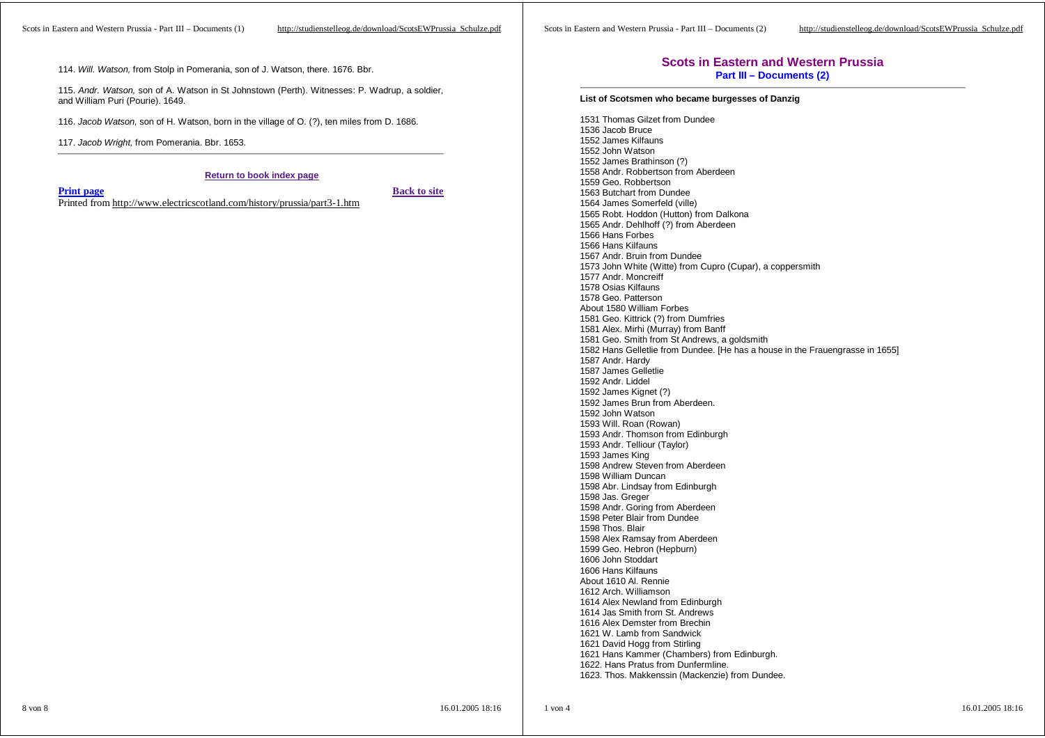114. *Will. Watson,* from Stolp in Pomerania, son of J. Watson, there. 1676. Bbr.

115. *Andr. Watson,* son of A. Watson in St Johnstown (Perth). Witnesses: P. Wadrup, a soldier, and William Puri (Pourie). 1649.

116. *Jacob Watson,* son of H. Watson, born in the village of O. (?), ten miles from D. 1686.

117. *Jacob Wright,* from Pomerania. Bbr. 1653.

---

**Return to book index page**

**Print page** **Back to site**

Printed from http://www.electricscotland.com/history/prussia/part3-1.htm

## Scots in Eastern and Western Prussia

### Part III – Documents (2)

---

**List of Scotsmen who became burgesses of Danzig**

1531 Thomas Gilzet from Dundee
1536 Jacob Bruce
1552 James Kilfauns
1552 John Watson
1552 James Brathinson (?)
1558 Andr. Robbertson from Aberdeen
1559 Geo. Robbertson
1563 Butchart from Dundee
1564 James Somerfeld (ville)
1565 Robt. Hoddon (Hutton) from Dalkona
1565 Andr. Dehlhoff (?) from Aberdeen
1566 Hans Forbes
1566 Hans Kilfauns
1567 Andr. Bruin from Dundee
1573 John White (Witte) from Cupro (Cupar), a coppersmith
1577 Andr. Moncreiff
1578 Osias Kilfauns
1578 Geo. Patterson
About 1580 William Forbes
1581 Geo. Kittrick (?) from Dumfries
1581 Alex. Mirhi (Murray) from Banff
1581 Geo. Smith from St Andrews, a goldsmith
1582 Hans Gelletlie from Dundee. [He has a house in the Frauengrasse in 1655]
1587 Andr. Hardy
1587 James Gelletlie
1592 Andr. Liddel
1592 James Kignet (?)
1592 James Brun from Aberdeen.
1592 John Watson
1593 Will. Roan (Rowan)
1593 Andr. Thomson from Edinburgh
1593 Andr. Telliour (Taylor)
1593 James King
1598 Andrew Steven from Aberdeen
1598 William Duncan
1598 Abr. Lindsay from Edinburgh
1598 Jas. Greger
1598 Andr. Goring from Aberdeen
1598 Peter Blair from Dundee
1598 Thos. Blair
1598 Alex Ramsay from Aberdeen
1599 Geo. Hebron (Hepburn)
1606 John Stoddart
1606 Hans Kilfauns
About 1610 Al. Rennie
1612 Arch. Williamson
1614 Alex Newland from Edinburgh
1614 Jas Smith from St. Andrews
1616 Alex Demster from Brechin
1621 W. Lamb from Sandwick
1621 David Hogg from Stirling
1621 Hans Kammer (Chambers) from Edinburgh.
1622. Hans Pratus from Dunfermline.
1623. Thos. Makkenssin (Mackenzie) from Dundee.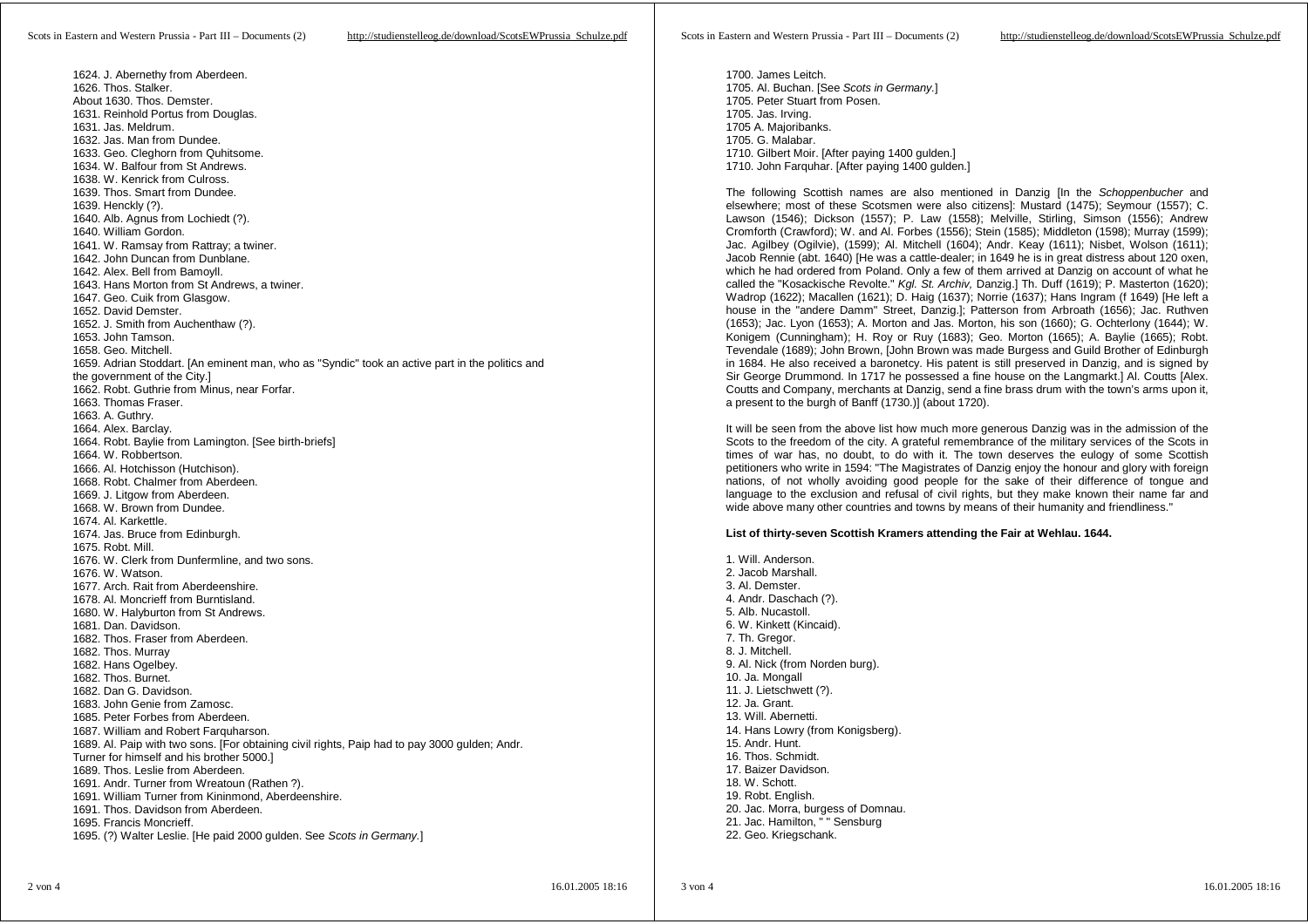1624. J. Abernethy from Aberdeen.
1626. Thos. Stalker.
About 1630. Thos. Demster.
1631. Reinhold Portus from Douglas.
1631. Jas. Meldrum.
1632. Jas. Man from Dundee.
1633. Geo. Cleghorn from Quhitsome.
1634. W. Balfour from St Andrews.
1638. W. Kenrick from Culross.
1639. Thos. Smart from Dundee.
1639. Henckly (?).
1640. Alb. Agnus from Lochiedt (?).
1640. William Gordon.
1641. W. Ramsay from Rattray; a twiner.
1642. John Duncan from Dunblane.
1642. Alex. Bell from Bamoyll.
1643. Hans Morton from St Andrews, a twiner.
1647. Geo. Cuik from Glasgow.
1652. David Demster.
1652. J. Smith from Auchenthaw (?).
1653. John Tamson.
1658. Geo. Mitchell.
1659. Adrian Stoddart. [An eminent man, who as "Syndic" took an active part in the politics and the government of the City.]
1662. Robt. Guthrie from Minus, near Forfar.
1663. Thomas Fraser.
1663. A. Guthry.
1664. Alex. Barclay.
1664. Robt. Baylie from Lamington. [See birth-briefs]
1664. W. Robbertson.
1666. Al. Hotchisson (Hutchison).
1668. Robt. Chalmer from Aberdeen.
1669. J. Litgow from Aberdeen.
1668. W. Brown from Dundee.
1674. Al. Karkettle.
1674. Jas. Bruce from Edinburgh.
1675. Robt. Mill.
1676. W. Clerk from Dunfermline, and two sons.
1676. W. Watson.
1677. Arch. Rait from Aberdeenshire.
1678. Al. Moncrieff from Burntisland.
1680. W. Halyburton from St Andrews.
1681. Dan. Davidson.
1682. Thos. Fraser from Aberdeen.
1682. Thos. Murray
1682. Hans Ogelbey.
1682. Thos. Burnet.
1682. Dan G. Davidson.
1683. John Genie from Zamosc.
1685. Peter Forbes from Aberdeen.
1687. William and Robert Farquharson.
1689. Al. Paip with two sons. [For obtaining civil rights, Paip had to pay 3000 gulden; Andr. Turner for himself and his brother 5000.]
1689. Thos. Leslie from Aberdeen.
1691. Andr. Turner from Wreatoun (Rathen ?).
1691. William Turner from Kininmond, Aberdeenshire.
1691. Thos. Davidson from Aberdeen.
1695. Francis Moncrieff.
1695. (?) Walter Leslie. [He paid 2000 gulden. See *Scots in Germany.*]
1700. James Leitch.
1705. Al. Buchan. [See *Scots in Germany.*]
1705. Peter Stuart from Posen.
1705. Jas. Irving.
1705 A. Majoribanks.
1705. G. Malabar.
1710. Gilbert Moir. [After paying 1400 gulden.]
1710. John Farquhar. [After paying 1400 gulden.]

The following Scottish names are also mentioned in Danzig [In the *Schoppenbucher* and elsewhere; most of these Scotsmen were also citizens]: Mustard (1475); Seymour (1557); C. Lawson (1546); Dickson (1557); P. Law (1558); Melville, Stirling, Simson (1556); Andrew Cromforth (Crawford); W. and Al. Forbes (1556); Stein (1585); Middleton (1598); Murray (1599); Jac. Agilbey (Ogilvie), (1599); Al. Mitchell (1604); Andr. Keay (1611); Nisbet, Wolson (1611); Jacob Rennie (abt. 1640) [He was a cattle-dealer; in 1649 he is in great distress about 120 oxen, which he had ordered from Poland. Only a few of them arrived at Danzig on account of what he called the "Kosackische Revolte." *Kgl. St. Archiv,* Danzig.] Th. Duff (1619); P. Masterton (1620); Wadrop (1622); Macallen (1621); D. Haig (1637); Norrie (1637); Hans Ingram (f 1649) [He left a house in the "andere Damm" Street, Danzig.]; Patterson from Arbroath (1656); Jac. Ruthven (1653); Jac. Lyon (1653); A. Morton and Jas. Morton, his son (1660); G. Ochterlony (1644); W. Konigem (Cunningham); H. Roy or Ruy (1683); Geo. Morton (1665); A. Baylie (1665); Robt. Tevendale (1689); John Brown, [John Brown was made Burgess and Guild Brother of Edinburgh in 1684. He also received a baronetcy. His patent is still preserved in Danzig, and is signed by Sir George Drummond. In 1717 he possessed a fine house on the Langmarkt.] Al. Coutts [Alex. Coutts and Company, merchants at Danzig, send a fine brass drum with the town's arms upon it, a present to the burgh of Banff (1730.)] (about 1720).

It will be seen from the above list how much more generous Danzig was in the admission of the Scots to the freedom of the city. A grateful remembrance of the military services of the Scots in times of war has, no doubt, to do with it. The town deserves the eulogy of some Scottish petitioners who write in 1594: "The Magistrates of Danzig enjoy the honour and glory with foreign nations, of not wholly avoiding good people for the sake of their difference of tongue and language to the exclusion and refusal of civil rights, but they make known their name far and wide above many other countries and towns by means of their humanity and friendliness."

**List of thirty-seven Scottish Kramers attending the Fair at Wehlau. 1644.**

1. Will. Anderson.
2. Jacob Marshall.
3. Al. Demster.
4. Andr. Daschach (?).
5. Alb. Nucastoll.
6. W. Kinkett (Kincaid).
7. Th. Gregor.
8. J. Mitchell.
9. Al. Nick (from Norden burg).
10. Ja. Mongall
11. J. Lietschwett (?).
12. Ja. Grant.
13. Will. Abernetti.
14. Hans Lowry (from Konigsberg).
15. Andr. Hunt.
16. Thos. Schmidt.
17. Baizer Davidson.
18. W. Schott.
19. Robt. English.
20. Jac. Morra, burgess of Domnau.
21. Jac. Hamilton, " " Sensburg
22. Geo. Kriegschank.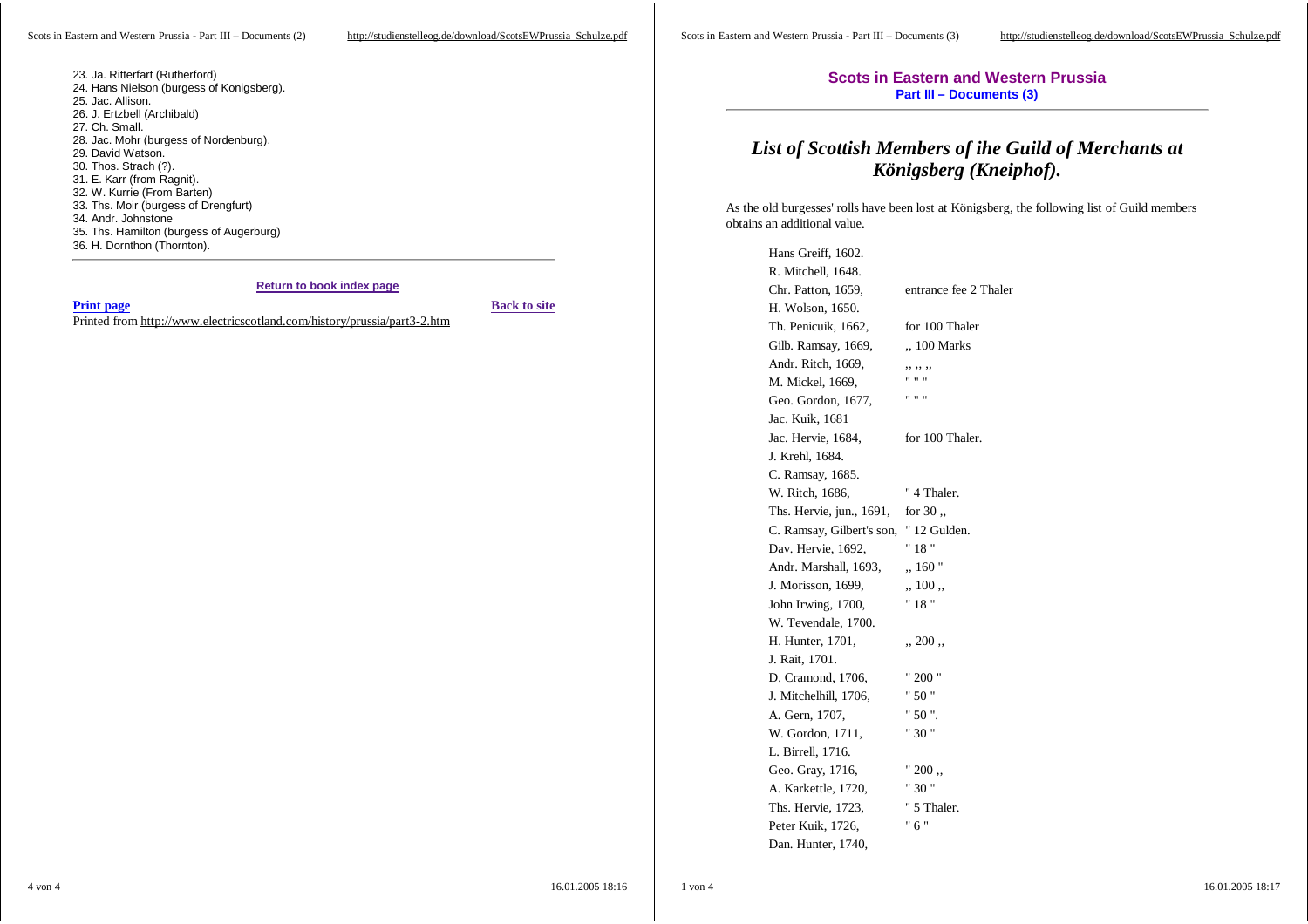23. Ja. Ritterfart (Rutherford)
24. Hans Nielson (burgess of Konigsberg).
25. Jac. Allison.
26. J. Ertzbell (Archibald)
27. Ch. Small.
28. Jac. Mohr (burgess of Nordenburg).
29. David Watson.
30. Thos. Strach (?).
31. E. Karr (from Ragnit).
32. W. Kurrie (From Barten)
33. Ths. Moir (burgess of Drengfurt)
34. Andr. Johnstone
35. Ths. Hamilton (burgess of Augerburg)
36. H. Dornthon (Thornton).

---

**Return to book index page**

**Print page** **Back to site**

Printed from http://www.electricscotland.com/history/prussia/part3-2.htm

**Scots in Eastern and Western Prussia**
**Part III – Documents (3)**

---

# *List of Scottish Members of ihe Guild of Merchants at Königsberg (Kneiphof).*

As the old burgesses' rolls have been lost at Königsberg, the following list of Guild members obtains an additional value.

| | |
|---|---|
| Hans Greiff, 1602. | |
| R. Mitchell, 1648. | |
| Chr. Patton, 1659, | entrance fee 2 Thaler |
| H. Wolson, 1650. | |
| Th. Penicuik, 1662, | for 100 Thaler |
| Gilb. Ramsay, 1669, | ,, 100 Marks |
| Andr. Ritch, 1669, | ,, ,, ,, |
| M. Mickel, 1669, | " " " |
| Geo. Gordon, 1677, | " " " |
| Jac. Kuik, 1681 | |
| Jac. Hervie, 1684, | for 100 Thaler. |
| J. Krehl, 1684. | |
| C. Ramsay, 1685. | |
| W. Ritch, 1686, | " 4 Thaler. |
| Ths. Hervie, jun., 1691, | for 30 ,, |
| C. Ramsay, Gilbert's son, | " 12 Gulden. |
| Dav. Hervie, 1692, | " 18 " |
| Andr. Marshall, 1693, | ,, 160 " |
| J. Morisson, 1699, | ,, 100 ,, |
| John Irwing, 1700, | " 18 " |
| W. Tevendale, 1700. | |
| H. Hunter, 1701, | ,, 200 ,, |
| J. Rait, 1701. | |
| D. Cramond, 1706, | " 200 " |
| J. Mitchelhill, 1706, | " 50 " |
| A. Gern, 1707, | " 50 ". |
| W. Gordon, 1711, | " 30 " |
| L. Birrell, 1716. | |
| Geo. Gray, 1716, | " 200 ,, |
| A. Karkettle, 1720, | " 30 " |
| Ths. Hervie, 1723, | " 5 Thaler. |
| Peter Kuik, 1726, | " 6 " |
| Dan. Hunter, 1740, | |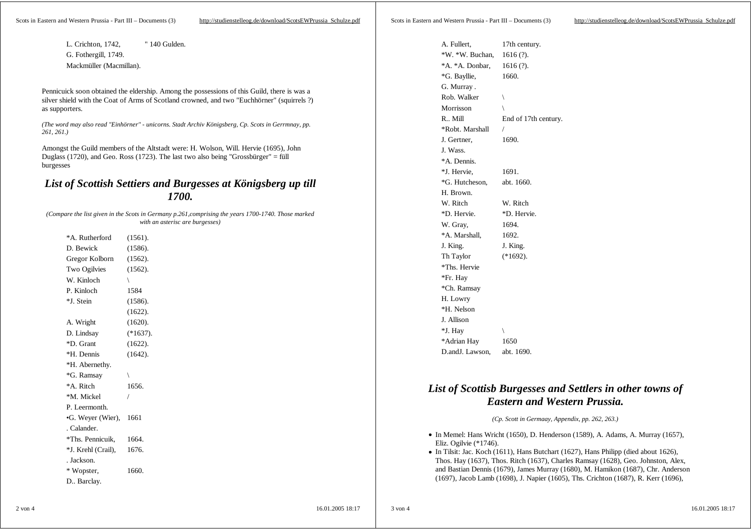L. Crichton, 1742, " 140 Gulden.
G. Fothergill, 1749.
Mackmüller (Macmillan).

Pennicuick soon obtained the eldership. Among the possessions of this Guild, there is was a silver shield with the Coat of Arms of Scotland crowned, and two "Euchhörner" (squirrels ?) as supporters.

*(The word may also read "Einhörner" - unicorns. Stadt Archiv Königsberg, Cp. Scots in Gerrmnay, pp. 261, 261.)*

Amongst the Guild members of the Altstadt were: H. Wolson, Will. Hervie (1695), John Duglass (1720), and Geo. Ross (1723). The last two also being "Grossbürger" = füll burgesses

## List of Scottish Settiers and Burgesses at Königsberg up till 1700.

*(Compare the list given in the Scots in Germany p.261,comprising the years 1700-1740. Those marked with an asterisc are burgesses)*

| | |
|---|---|
| *A. Rutherford | (1561). |
| D. Bewick | (1586). |
| Gregor Kolborn | (1562). |
| Two Ogilvies | (1562). |
| W. Kinloch | \ |
| P. Kinloch | 1584 |
| *J. Stein | (1586). |
| | (1622). |
| A. Wright | (1620). |
| D. Lindsay | (*1637). |
| *D. Grant | (1622). |
| *H. Dennis | (1642). |
| *H. Abernethy. | |
| *G. Ramsay | \ |
| *A. Ritch | 1656. |
| *M. Mickel | / |
| P. Leermonth. | |
| •G. Weyer (Wier), | 1661 |
| . Calander. | |
| *Ths. Pennicuik, | 1664. |
| *J. Krehl (Crail), | 1676. |
| . Jackson. | |
| * Wopster, | 1660. |
| D.. Barclay. | |
| A. Fullert, | 17th century. |
| *W. *W. Buchan, | 1616 (?). |
| *A. *A. Donbar, | 1616 (?). |
| *G. Bayllie, | 1660. |
| G. Murray . | |
| Rob. Walker | \ |
| Morrisson | \ |
| R.. Mill | End of 17th century. |
| *Robt. Marshall | / |
| J. Gertner, | 1690. |
| J. Wass. | |
| *A. Dennis. | |
| *J. Hervie, | 1691. |
| *G. Hutcheson, | abt. 1660. |
| H. Brown. | |
| W. Ritch | W. Ritch |
| *D. Hervie. | *D. Hervie. |
| W. Gray, | 1694. |
| *A. Marshall, | 1692. |
| J. King. | J. King. |
| Th Taylor | (*1692). |
| *Ths. Hervie | |
| *Fr. Hay | |
| *Ch. Ramsay | |
| H. Lowry | |
| *H. Nelson | |
| J. Allison | |
| *J. Hay | \ |
| *Adrian Hay | 1650 |
| D.andJ. Lawson, | abt. 1690. |

## List of Scottisb Burgesses and Settlers in other towns of Eastern and Western Prussia.

*(Cp. Scott in Germaay, Appendix, pp. 262, 263.)*

- In Memel: Hans Wricht (1650), D. Henderson (1589), A. Adams, A. Murray (1657), Eliz. Ogilvie (*1746).
- In Tilsit: Jac. Koch (1611), Hans Butchart (1627), Hans Philipp (died about 1626), Thos. Hay (1637), Thos. Ritch (1637), Charles Ramsay (1628), Geo. Johnston, Alex, and Bastian Dennis (1679), James Murray (1680), M. Hamikon (1687), Chr. Anderson (1697), Jacob Lamb (1698), J. Napier (1605), Ths. Crichton (1687), R. Kerr (1696),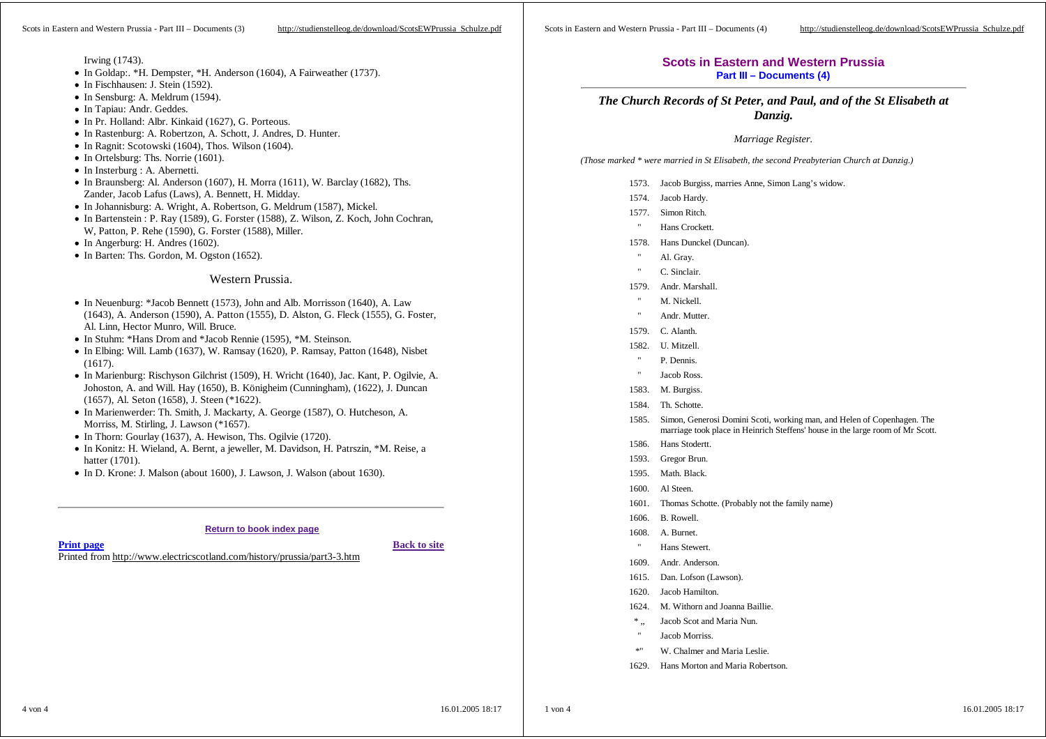Irwing (1743).

- In Goldap:. *H. Dempster, *H. Anderson (1604), A Fairweather (1737).
- In Fischhausen: J. Stein (1592).
- In Sensburg: A. Meldrum (1594).
- In Tapiau: Andr. Geddes.
- In Pr. Holland: Albr. Kinkaid (1627), G. Porteous.
- In Rastenburg: A. Robertzon, A. Schott, J. Andres, D. Hunter.
- In Ragnit: Scotowski (1604), Thos. Wilson (1604).
- In Ortelsburg: Ths. Norrie (1601).
- In Insterburg : A. Abernetti.
- In Braunsberg: Al. Anderson (1607), H. Morra (1611), W. Barclay (1682), Ths. Zander, Jacob Lafus (Laws), A. Bennett, H. Midday.
- In Johannisburg: A. Wright, A. Robertson, G. Meldrum (1587), Mickel.
- In Bartenstein : P. Ray (1589), G. Forster (1588), Z. Wilson, Z. Koch, John Cochran, W, Patton, P. Rehe (1590), G. Forster (1588), Miller.
- In Angerburg: H. Andres (1602).
- In Barten: Ths. Gordon, M. Ogston (1652).

## Western Prussia.

- In Neuenburg: *Jacob Bennett (1573), John and Alb. Morrisson (1640), A. Law (1643), A. Anderson (1590), A. Patton (1555), D. Alston, G. Fleck (1555), G. Foster, Al. Linn, Hector Munro, Will. Bruce.
- In Stuhm: *Hans Drom and *Jacob Rennie (1595), *M. Steinson.
- In Elbing: Will. Lamb (1637), W. Ramsay (1620), P. Ramsay, Patton (1648), Nisbet (1617).
- In Marienburg: Rischyson Gilchrist (1509), H. Wricht (1640), Jac. Kant, P. Ogilvie, A. Johoston, A. and Will. Hay (1650), B. Königheim (Cunningham), (1622), J. Duncan (1657), Al. Seton (1658), J. Steen (*1622).
- In Marienwerder: Th. Smith, J. Mackarty, A. George (1587), O. Hutcheson, A. Morriss, M. Stirling, J. Lawson (*1657).
- In Thorn: Gourlay (1637), A. Hewison, Ths. Ogilvie (1720).
- In Konitz: H. Wieland, A. Bernt, a jeweller, M. Davidson, H. Patrszin, *M. Reise, a hatter (1701).
- In D. Krone: J. Malson (about 1600), J. Lawson, J. Walson (about 1630).

---

Return to book index page

Print page Back to site

Printed from http://www.electricscotland.com/history/prussia/part3-3.htm

# Scots in Eastern and Western Prussia

## Part III – Documents (4)

### *The Church Records of St Peter, and Paul, and of the St Elisabeth at Danzig.*

*Marriage Register.*

*(Those marked * were married in St Elisabeth, the second Preabyterian Church at Danzig.)*

1573. Jacob Burgiss, marries Anne, Simon Lang's widow.
1574. Jacob Hardy.
1577. Simon Ritch.
" Hans Crockett.
1578. Hans Dunckel (Duncan).
" Al. Gray.
" C. Sinclair.
1579. Andr. Marshall.
" M. Nickell.
" Andr. Mutter.
1579. C. Alanth.
1582. U. Mitzell.
" P. Dennis.
" Jacob Ross.
1583. M. Burgiss.
1584. Th. Schotte.
1585. Simon, Generosi Domini Scoti, working man, and Helen of Copenhagen. The marriage took place in Heinrich Steffens' house in the large room of Mr Scott.
1586. Hans Stodertt.
1593. Gregor Brun.
1595. Math. Black.
1600. Al Steen.
1601. Thomas Schotte. (Probably not the family name)
1606. B. Rowell.
1608. A. Burnet.
" Hans Stewert.
1609. Andr. Anderson.
1615. Dan. Lofson (Lawson).
1620. Jacob Hamilton.
1624. M. Withorn and Joanna Baillie.
* „ Jacob Scot and Maria Nun.
" Jacob Morriss.
*" W. Chalmer and Maria Leslie.
1629. Hans Morton and Maria Robertson.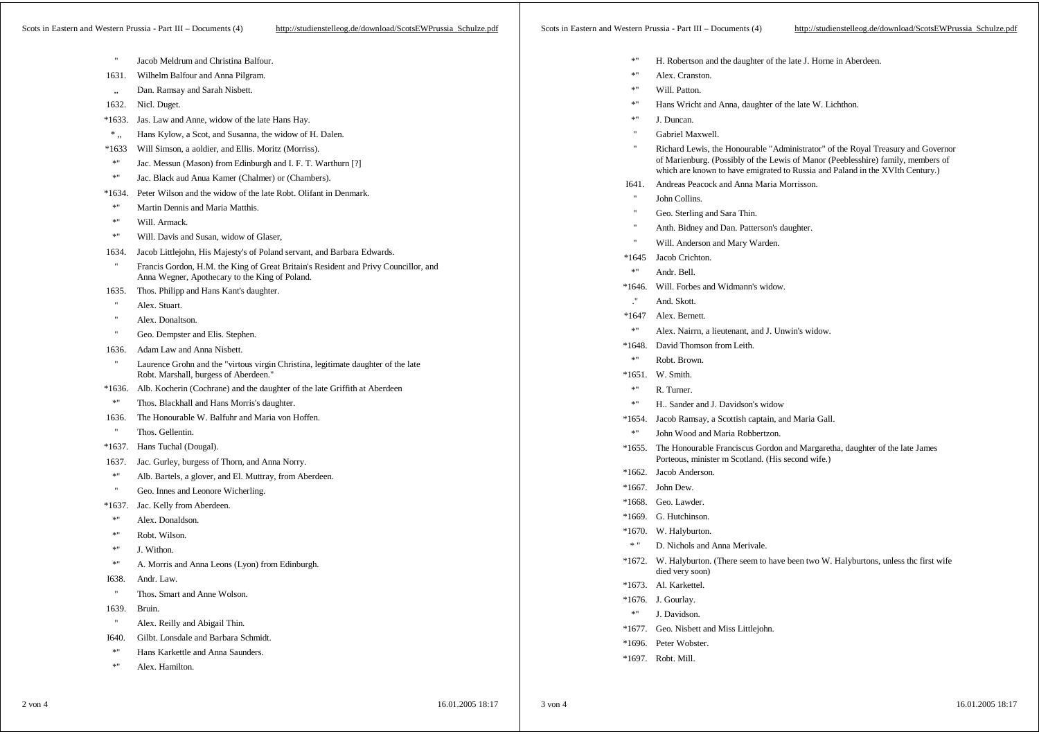| | |
|---|---|
| " | Jacob Meldrum and Christina Balfour. |
| 1631. | Wilhelm Balfour and Anna Pilgram. |
| ,, | Dan. Ramsay and Sarah Nisbett. |
| 1632. | Nicl. Duget. |
| *1633. | Jas. Law and Anne, widow of the late Hans Hay. |
| * ,, | Hans Kylow, a Scot, and Susanna, the widow of H. Dalen. |
| *1633 | Will Simson, a aoldier, and Ellis. Moritz (Morriss). |
| *" | Jac. Messun (Mason) from Edinburgh and I. F. T. Warthurn [?] |
| *" | Jac. Black aud Anua Kamer (Chalmer) or (Chambers). |
| *1634. | Peter Wilson and the widow of the late Robt. Olifant in Denmark. |
| *" | Martin Dennis and Maria Matthis. |
| *" | Will. Armack. |
| *" | Will. Davis and Susan, widow of Glaser, |
| 1634. | Jacob Littlejohn, His Majesty's of Poland servant, and Barbara Edwards. |
| " | Francis Gordon, H.M. the King of Great Britain's Resident and Privy Councillor, and Anna Wegner, Apothecary to the King of Poland. |
| 1635. | Thos. Philipp and Hans Kant's daughter. |
| " | Alex. Stuart. |
| " | Alex. Donaltson. |
| " | Geo. Dempster and Elis. Stephen. |
| 1636. | Adam Law and Anna Nisbett. |
| " | Laurence Grohn and the "virtous virgin Christina, legitimate daughter of the late Robt. Marshall, burgess of Aberdeen." |
| *1636. | Alb. Kocherin (Cochrane) and the daughter of the late Griffith at Aberdeen |
| *" | Thos. Blackhall and Hans Morris's daughter. |
| 1636. | The Honourable W. Balfuhr and Maria von Hoffen. |
| " | Thos. Gellentin. |
| *1637. | Hans Tuchal (Dougal). |
| 1637. | Jac. Gurley, burgess of Thorn, and Anna Norry. |
| *" | Alb. Bartels, a glover, and El. Muttray, from Aberdeen. |
| " | Geo. Innes and Leonore Wicherling. |
| *1637. | Jac. Kelly from Aberdeen. |
| *" | Alex. Donaldson. |
| *" | Robt. Wilson. |
| *" | J. Withon. |
| *" | A. Morris and Anna Leons (Lyon) from Edinburgh. |
| I638. | Andr. Law. |
| " | Thos. Smart and Anne Wolson. |
| 1639. | Bruin. |
| " | Alex. Reilly and Abigail Thin. |
| I640. | Gilbt. Lonsdale and Barbara Schmidt. |
| *" | Hans Karkettle and Anna Saunders. |
| *" | Alex. Hamilton. |
| *" | H. Robertson and the daughter of the late J. Horne in Aberdeen. |
| *" | Alex. Cranston. |
| *" | Will. Patton. |
| *" | Hans Wricht and Anna, daughter of the late W. Lichthon. |
| *" | J. Duncan. |
| " | Gabriel Maxwell. |
| " | Richard Lewis, the Honourable "Administrator" of the Royal Treasury and Governor of Marienburg. (Possibly of the Lewis of Manor (Peeblesshire) family, members of which are known to have emigrated to Russia and Paland in the XVIth Century.) |
| I641. | Andreas Peacock and Anna Maria Morrisson. |
| " | John Collins. |
| " | Geo. Sterling and Sara Thin. |
| " | Anth. Bidney and Dan. Patterson's daughter. |
| " | Will. Anderson and Mary Warden. |
| *1645 | Jacob Crichton. |
| *" | Andr. Bell. |
| *1646. | Will. Forbes and Widmann's widow. |
| ." | And. Skott. |
| *1647 | Alex. Bernett. |
| *" | Alex. Nairrn, a lieutenant, and J. Unwin's widow. |
| *1648. | David Thomson from Leith. |
| *" | Robt. Brown. |
| *1651. | W. Smith. |
| *" | R. Turner. |
| *" | H.. Sander and J. Davidson's widow |
| *1654. | Jacob Ramsay, a Scottish captain, and Maria Gall. |
| *" | John Wood and Maria Robbertzon. |
| *1655. | The Honourable Franciscus Gordon and Margaretha, daughter of the late James Porteous, minister m Scotland. (His second wife.) |
| *1662. | Jacob Anderson. |
| *1667. | John Dew. |
| *1668. | Geo. Lawder. |
| *1669. | G. Hutchinson. |
| *1670. | W. Halyburton. |
| * " | D. Nichols and Anna Merivale. |
| *1672. | W. Halyburton. (There seem to have been two W. Halyburtons, unless thc first wife died very soon) |
| *1673. | Al. Karkettel. |
| *1676. | J. Gourlay. |
| *" | J. Davidson. |
| *1677. | Geo. Nisbett and Miss Littlejohn. |
| *1696. | Peter Wobster. |
| *1697. | Robt. Mill. |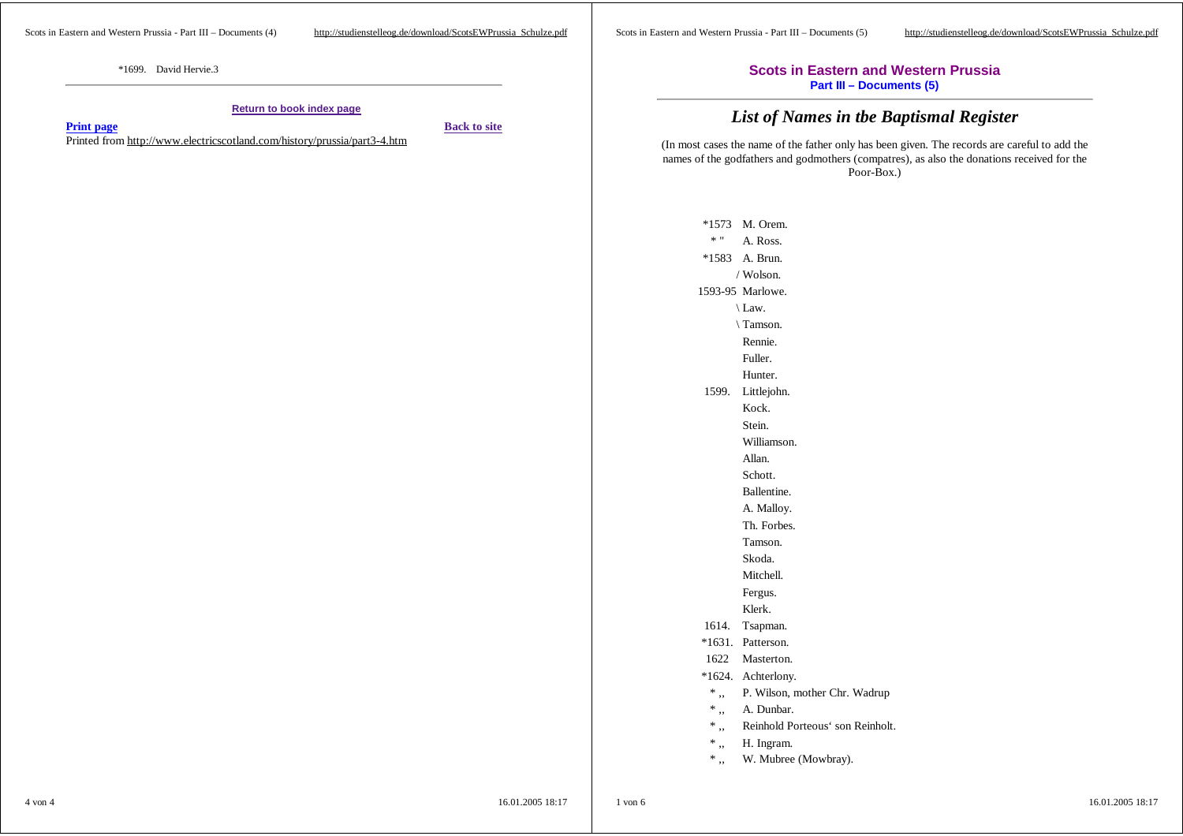*1699. David Hervie.3

---

**Return to book index page**

**Print page** **Back to site**

Printed from http://www.electricscotland.com/history/prussia/part3-4.htm

**Scots in Eastern and Western Prussia**
**Part III – Documents (5)**

---

## *List of Names in tbe Baptismal Register*

(In most cases the name of the father only has been given. The records are careful to add the names of the godfathers and godmothers (compatres), as also the donations received for the Poor-Box.)

*1573 M. Orem.
* " A. Ross.
*1583 A. Brun.
/ Wolson.
1593-95 Marlowe.
\ Law.
\ Tamson.
Rennie.
Fuller.
Hunter.
1599. Littlejohn.
Kock.
Stein.
Williamson.
Allan.
Schott.
Ballentine.
A. Malloy.
Th. Forbes.
Tamson.
Skoda.
Mitchell.
Fergus.
Klerk.
1614. Tsapman.
*1631. Patterson.
1622 Masterton.
*1624. Achterlony.
* ,, P. Wilson, mother Chr. Wadrup
* ,, A. Dunbar.
* ,, Reinhold Porteous' son Reinholt.
* ,, H. Ingram.
* ,, W. Mubree (Mowbray).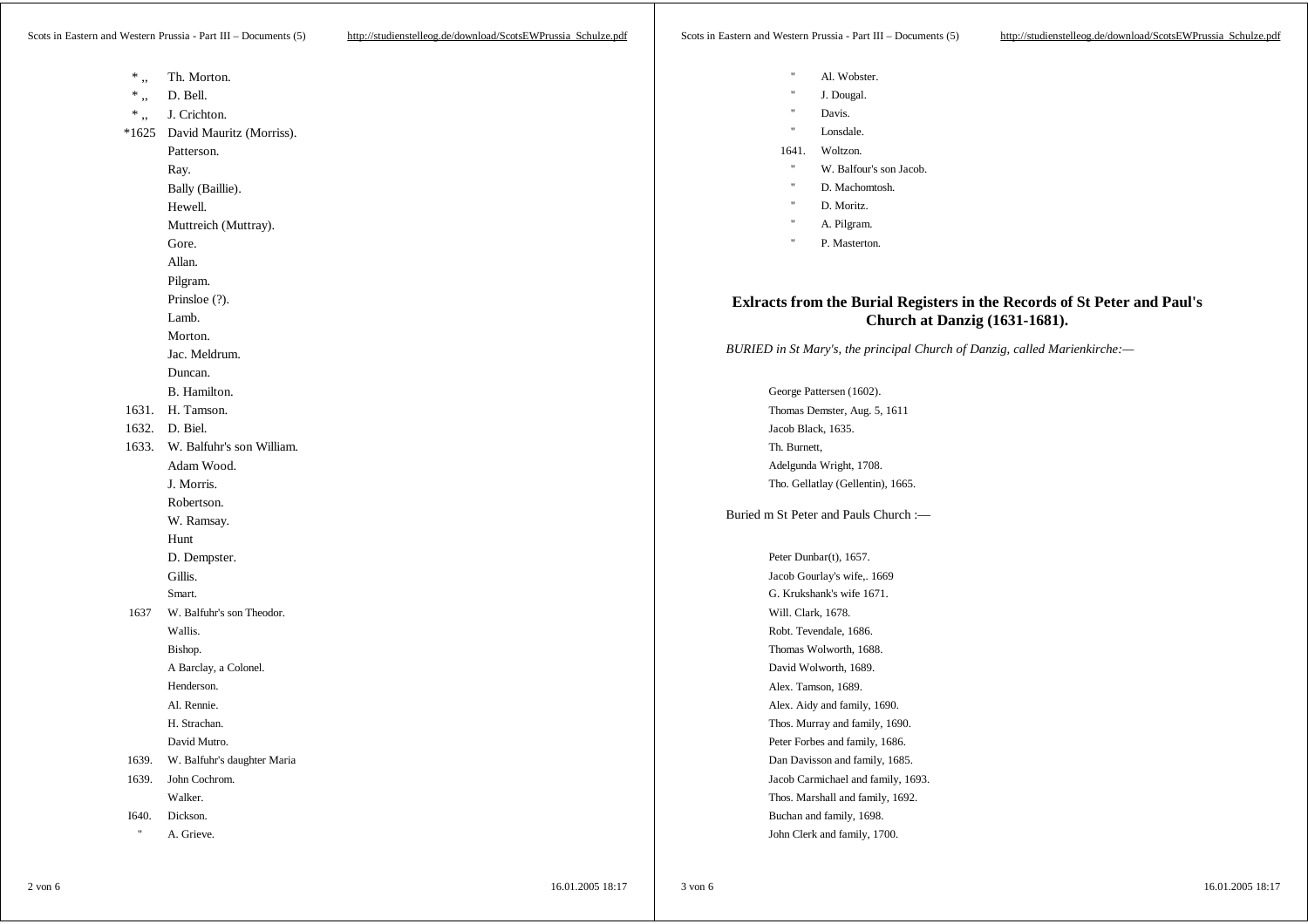| | |
|---|---|
| * ,, | Th. Morton. |
| * ,, | D. Bell. |
| * ,, | J. Crichton. |
| *1625 | David Mauritz (Morriss). |
| | Patterson. |
| | Ray. |
| | Bally (Baillie). |
| | Hewell. |
| | Muttreich (Muttray). |
| | Gore. |
| | Allan. |
| | Pilgram. |
| | Prinsloe (?). |
| | Lamb. |
| | Morton. |
| | Jac. Meldrum. |
| | Duncan. |
| | B. Hamilton. |
| 1631. | H. Tamson. |
| 1632. | D. Biel. |
| 1633. | W. Balfuhr's son William. |
| | Adam Wood. |
| | J. Morris. |
| | Robertson. |
| | W. Ramsay. |
| | Hunt |
| | D. Dempster. |
| | Gillis. |
| | Smart. |
| 1637 | W. Balfuhr's son Theodor. |
| | Wallis. |
| | Bishop. |
| | A Barclay, a Colonel. |
| | Henderson. |
| | Al. Rennie. |
| | H. Strachan. |
| | David Mutro. |
| 1639. | W. Balfuhr's daughter Maria |
| 1639. | John Cochrom. |
| | Walker. |
| I640. | Dickson. |
| " | A. Grieve. |
| " | Al. Wobster. |
| " | J. Dougal. |
| " | Davis. |
| " | Lonsdale. |
| 1641. | Woltzon. |
| " | W. Balfour's son Jacob. |
| " | D. Machomtosh. |
| " | D. Moritz. |
| " | A. Pilgram. |
| " | P. Masterton. |

## Exlracts from the Burial Registers in the Records of St Peter and Paul's Church at Danzig (1631-1681).

*BURIED in St Mary's, the principal Church of Danzig, called Marienkirche:—*

George Pattersen (1602).
Thomas Demster, Aug. 5, 1611
Jacob Black, 1635.
Th. Burnett,
Adelgunda Wright, 1708.
Tho. Gellatlay (Gellentin), 1665.

Buried m St Peter and Pauls Church :—

Peter Dunbar(t), 1657.
Jacob Gourlay's wife,. 1669
G. Krukshank's wife 1671.
Will. Clark, 1678.
Robt. Tevendale, 1686.
Thomas Wolworth, 1688.
David Wolworth, 1689.
Alex. Tamson, 1689.
Alex. Aidy and family, 1690.
Thos. Murray and family, 1690.
Peter Forbes and family, 1686.
Dan Davisson and family, 1685.
Jacob Carmichael and family, 1693.
Thos. Marshall and family, 1692.
Buchan and family, 1698.
John Clerk and family, 1700.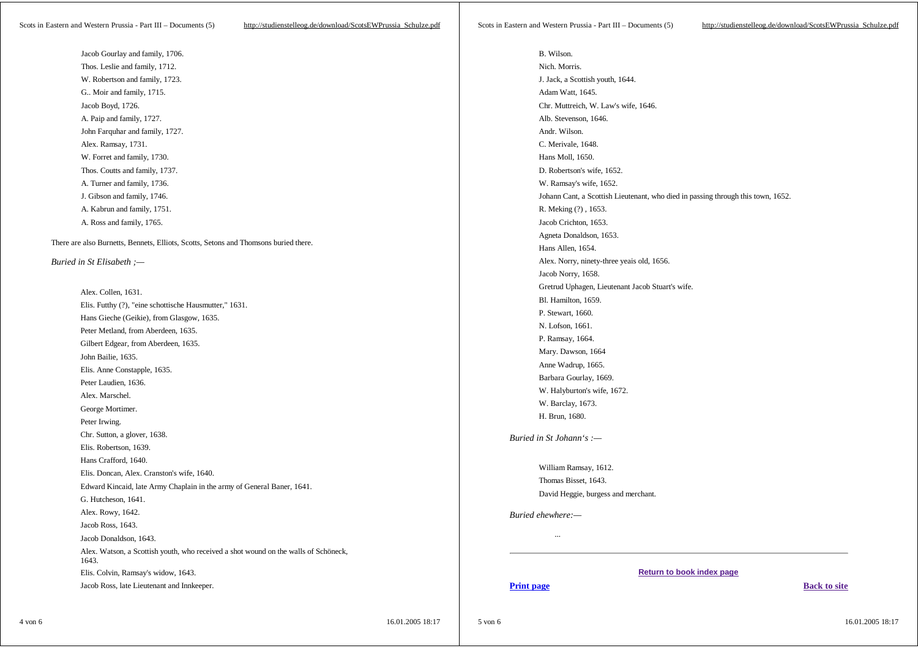Jacob Gourlay and family, 1706.

Thos. Leslie and family, 1712.

W. Robertson and family, 1723.

G.. Moir and family, 1715.

Jacob Boyd, 1726.

A. Paip and family, 1727.

John Farquhar and family, 1727.

Alex. Ramsay, 1731.

W. Forret and family, 1730.

Thos. Coutts and family, 1737.

A. Turner and family, 1736.

J. Gibson and family, 1746.

A. Kabrun and family, 1751.

A. Ross and family, 1765.

There are also Burnetts, Bennets, Elliots, Scotts, Setons and Thomsons buried there.

*Buried in St Elisabeth ;—*

Alex. Collen, 1631.

Elis. Futthy (?), "eine schottische Hausmutter," 1631.

Hans Gieche (Geikie), from Glasgow, 1635.

Peter Metland, from Aberdeen, 1635.

Gilbert Edgear, from Aberdeen, 1635.

John Bailie, 1635.

Elis. Anne Constapple, 1635.

Peter Laudien, 1636.

Alex. Marschel.

George Mortimer.

Peter Irwing.

Chr. Sutton, a glover, 1638.

Elis. Robertson, 1639.

Hans Crafford, 1640.

Elis. Doncan, Alex. Cranston's wife, 1640.

Edward Kincaid, late Army Chaplain in the army of General Baner, 1641.

G. Hutcheson, 1641.

Alex. Rowy, 1642.

Jacob Ross, 1643.

Jacob Donaldson, 1643.

Alex. Watson, a Scottish youth, who received a shot wound on the walls of Schöneck, 1643.

Elis. Colvin, Ramsay's widow, 1643.

Jacob Ross, late Lieutenant and Innkeeper.

B. Wilson.

Nich. Morris.

J. Jack, a Scottish youth, 1644.

Adam Watt, 1645.

Chr. Muttreich, W. Law's wife, 1646.

Alb. Stevenson, 1646.

Andr. Wilson.

C. Merivale, 1648.

Hans Moll, 1650.

D. Robertson's wife, 1652.

W. Ramsay's wife, 1652.

Johann Cant, a Scottish Lieutenant, who died in passing through this town, 1652.

R. Meking (?) , 1653.

Jacob Crichton, 1653.

Agneta Donaldson, 1653.

Hans Allen, 1654.

Alex. Norry, ninety-three yeais old, 1656.

Jacob Norry, 1658.

Gretrud Uphagen, Lieutenant Jacob Stuart's wife.

Bl. Hamilton, 1659.

P. Stewart, 1660.

N. Lofson, 1661.

P. Ramsay, 1664.

Mary. Dawson, 1664

Anne Wadrup, 1665.

Barbara Gourlay, 1669.

W. Halyburton's wife, 1672.

W. Barclay, 1673.

H. Brun, 1680.

*Buried in St Johann's :—*

William Ramsay, 1612.

Thomas Bisset, 1643.

David Heggie, burgess and merchant.

*Buried ehewhere:—*

...

---

Return to book index page

Print page

Back to site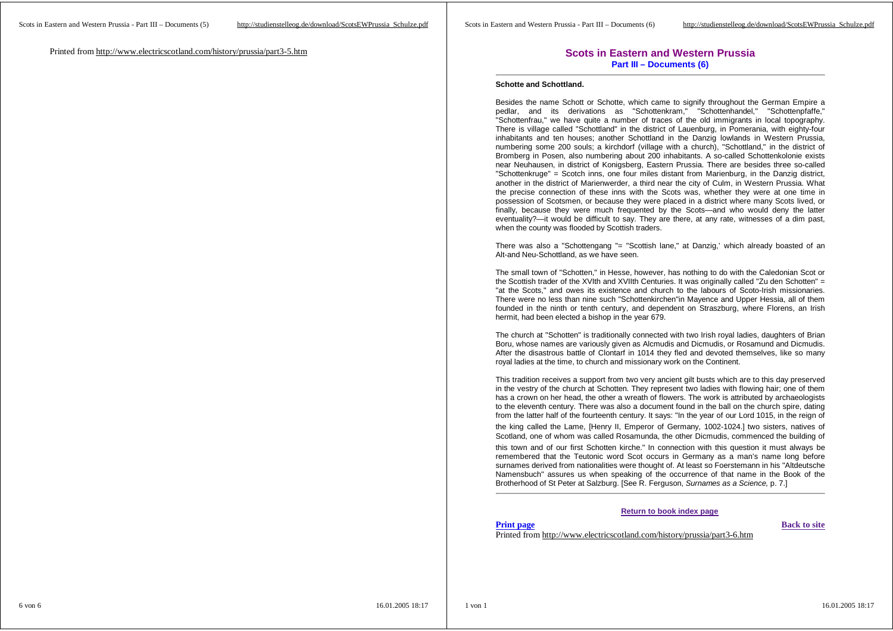Printed from http://www.electricscotland.com/history/prussia/part3-5.htm

# Scots in Eastern and Western Prussia

## Part III – Documents (6)

**Schotte and Schottland.**

Besides the name Schott or Schotte, which came to signify throughout the German Empire a pedlar, and its derivations as "Schottenkram," "Schottenhandel," "Schottenpfaffe," "Schottenfrau," we have quite a number of traces of the old immigrants in local topography. There is village called "Schottland" in the district of Lauenburg, in Pomerania, with eighty-four inhabitants and ten houses; another Schottland in the Danzig lowlands in Western Prussia, numbering some 200 souls; a kirchdorf (village with a church), "Schottland," in the district of Bromberg in Posen, also numbering about 200 inhabitants. A so-called Schottenkolonie exists near Neuhausen, in district of Konigsberg, Eastern Prussia. There are besides three so-called "Schottenkruge" = Scotch inns, one four miles distant from Marienburg, in the Danzig district, another in the district of Marienwerder, a third near the city of Culm, in Western Prussia. What the precise connection of these inns with the Scots was, whether they were at one time in possession of Scotsmen, or because they were placed in a district where many Scots lived, or finally, because they were much frequented by the Scots—and who would deny the latter eventuality?—it would be difficult to say. They are there, at any rate, witnesses of a dim past, when the county was flooded by Scottish traders.

There was also a "Schottengang "= "Scottish lane," at Danzig,' which already boasted of an Alt-and Neu-Schottland, as we have seen.

The small town of "Schotten," in Hesse, however, has nothing to do with the Caledonian Scot or the Scottish trader of the XVIth and XVIIth Centuries. It was originally called "Zu den Schotten" = "at the Scots," and owes its existence and church to the labours of Scoto-Irish missionaries. There were no less than nine such "Schottenkirchen"in Mayence and Upper Hessia, all of them founded in the ninth or tenth century, and dependent on Straszburg, where Florens, an Irish hermit, had been elected a bishop in the year 679.

The church at "Schotten" is traditionally connected with two Irish royal ladies, daughters of Brian Boru, whose names are variously given as Alcmudis and Dicmudis, or Rosamund and Dicmudis. After the disastrous battle of Clontarf in 1014 they fled and devoted themselves, like so many royal ladies at the time, to church and missionary work on the Continent.

This tradition receives a support from two very ancient gilt busts which are to this day preserved in the vestry of the church at Schotten. They represent two ladies with flowing hair; one of them has a crown on her head, the other a wreath of flowers. The work is attributed by archaeologists to the eleventh century. There was also a document found in the ball on the church spire, dating from the latter half of the fourteenth century. It says: "In the year of our Lord 1015, in the reign of the king called the Lame, [Henry II, Emperor of Germany, 1002-1024.] two sisters, natives of Scotland, one of whom was called Rosamunda, the other Dicmudis, commenced the building of this town and of our first Schotten kirche." In connection with this question it must always be remembered that the Teutonic word Scot occurs in Germany as a man's name long before surnames derived from nationalities were thought of. At least so Foerstemann in his "Altdeutsche Namensbuch" assures us when speaking of the occurrence of that name in the Book of the Brotherhood of St Peter at Salzburg. [See R. Ferguson, *Surnames as a Science,* p. 7.]

**Return to book index page**

**Print page** **Back to site**

Printed from http://www.electricscotland.com/history/prussia/part3-6.htm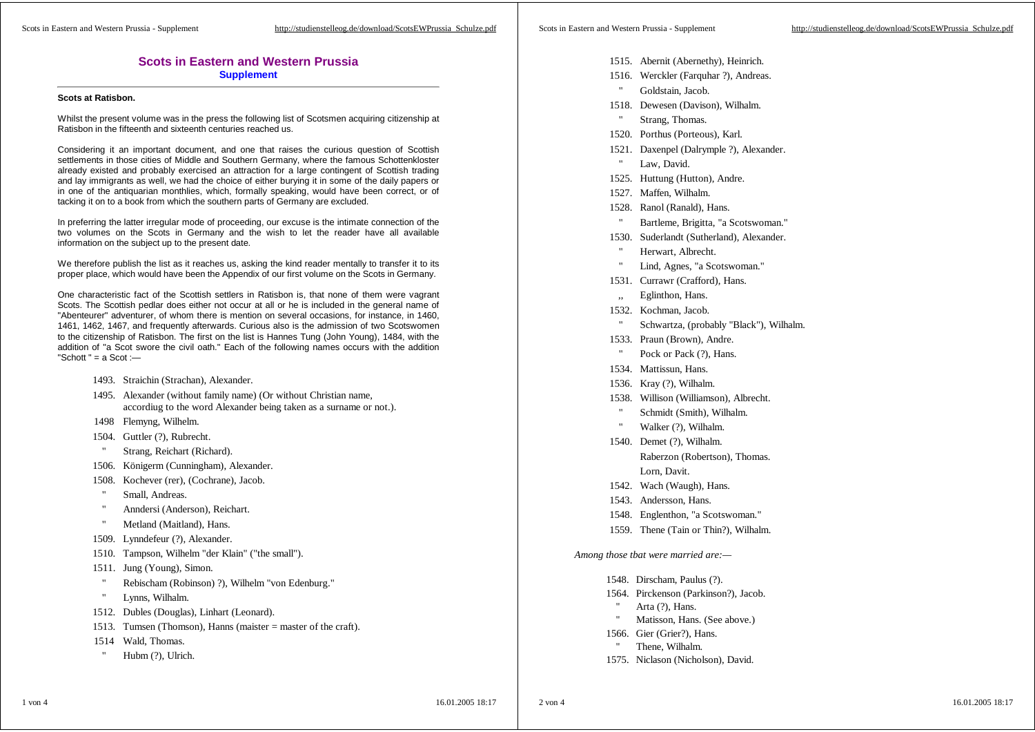# Scots in Eastern and Western Prussia

## Supplement

### Scots at Ratisbon.

Whilst the present volume was in the press the following list of Scotsmen acquiring citizenship at Ratisbon in the fifteenth and sixteenth centuries reached us.

Considering it an important document, and one that raises the curious question of Scottish settlements in those cities of Middle and Southern Germany, where the famous Schottenkloster already existed and probably exercised an attraction for a large contingent of Scottish trading and lay immigrants as well, we had the choice of either burying it in some of the daily papers or in one of the antiquarian monthlies, which, formally speaking, would have been correct, or of tacking it on to a book from which the southern parts of Germany are excluded.

In preferring the latter irregular mode of proceeding, our excuse is the intimate connection of the two volumes on the Scots in Germany and the wish to let the reader have all available information on the subject up to the present date.

We therefore publish the list as it reaches us, asking the kind reader mentally to transfer it to its proper place, which would have been the Appendix of our first volume on the Scots in Germany.

One characteristic fact of the Scottish settlers in Ratisbon is, that none of them were vagrant Scots. The Scottish pedlar does either not occur at all or he is included in the general name of "Abenteurer" adventurer, of whom there is mention on several occasions, for instance, in 1460, 1461, 1462, 1467, and frequently afterwards. Curious also is the admission of two Scotswomen to the citizenship of Ratisbon. The first on the list is Hannes Tung (John Young), 1484, with the addition of "a Scot swore the civil oath." Each of the following names occurs with the addition "Schott " = a Scot :—

1493. Straichin (Strachan), Alexander.
1495. Alexander (without family name) (Or without Christian name, accordiug to the word Alexander being taken as a surname or not.).
1498 Flemyng, Wilhelm.
1504. Guttler (?), Rubrecht.
" Strang, Reichart (Richard).
1506. Königerm (Cunningham), Alexander.
1508. Kochever (rer), (Cochrane), Jacob.
" Small, Andreas.
" Anndersi (Anderson), Reichart.
" Metland (Maitland), Hans.
1509. Lynndefeur (?), Alexander.
1510. Tampson, Wilhelm "der Klain" ("the small").
1511. Jung (Young), Simon.
" Rebischam (Robinson) ?), Wilhelm "von Edenburg."
" Lynns, Wilhalm.
1512. Dubles (Douglas), Linhart (Leonard).
1513. Tumsen (Thomson), Hanns (maister = master of the craft).
1514 Wald, Thomas.
" Hubm (?), Ulrich.
1515. Abernit (Abernethy), Heinrich.
1516. Werckler (Farquhar ?), Andreas.
" Goldstain, Jacob.
1518. Dewesen (Davison), Wilhalm.
" Strang, Thomas.
1520. Porthus (Porteous), Karl.
1521. Daxenpel (Dalrymple ?), Alexander.
" Law, David.
1525. Huttung (Hutton), Andre.
1527. Maffen, Wilhalm.
1528. Ranol (Ranald), Hans.
" Bartleme, Brigitta, "a Scotswoman."
1530. Suderlandt (Sutherland), Alexander.
" Herwart, Albrecht.
" Lind, Agnes, "a Scotswoman."
1531. Currawr (Crafford), Hans.
,, Eglinthon, Hans.
1532. Kochman, Jacob.
" Schwartza, (probably "Black"), Wilhalm.
1533. Praun (Brown), Andre.
" Pock or Pack (?), Hans.
1534. Mattissun, Hans.
1536. Kray (?), Wilhalm.
1538. Willison (Williamson), Albrecht.
" Schmidt (Smith), Wilhalm.
" Walker (?), Wilhalm.
1540. Demet (?), Wilhalm.
Raberzon (Robertson), Thomas.
Lorn, Davit.
1542. Wach (Waugh), Hans.
1543. Andersson, Hans.
1548. Englenthon, "a Scotswoman."
1559. Thene (Tain or Thin?), Wilhalm.

*Among those tbat were married are:—*

1548. Dirscham, Paulus (?).
1564. Pirckenson (Parkinson?), Jacob.
" Arta (?), Hans.
" Matisson, Hans. (See above.)
1566. Gier (Grier?), Hans.
" Thene, Wilhalm.
1575. Niclason (Nicholson), David.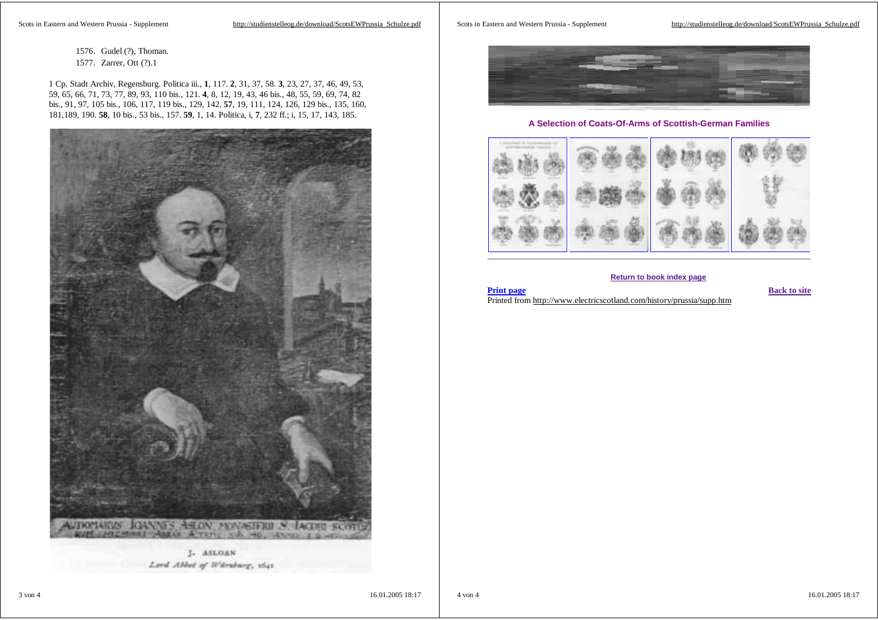1576. Gudel (?), Thoman.

1577. Zarrer, Ott (?).1

1 Cp. Stadt Archiv, Regensburg. Politica iii., **1**, 117. **2**, 31, 37, 58. **3**, 23, 27, 37, 46, 49, 53, 59, 65, 66, 71, 73, 77, 89, 93, 110 bis., 121. **4**, 8, 12, 19, 43, 46 bis., 48, 55, 59, 69, 74, 82 bis., 91, 97, 105 bis., 106, 117, 119 bis., 129, 142. **57**, 19, 111, 124, 126, 129 bis., 135, 160, 181,189, 190. **58**, 10 bis., 53 bis., 157. **59**, 1, 14. Politica, i, **7**, 232 ff.; i, 15, 17, 143, 185.

J. ASLOAN
*Lord Abbot of Würzburg, 1641*

**A Selection of Coats-Of-Arms of Scottish-German Families**

Return to book index page

Print page

Back to site

Printed from http://www.electricscotland.com/history/prussia/supp.htm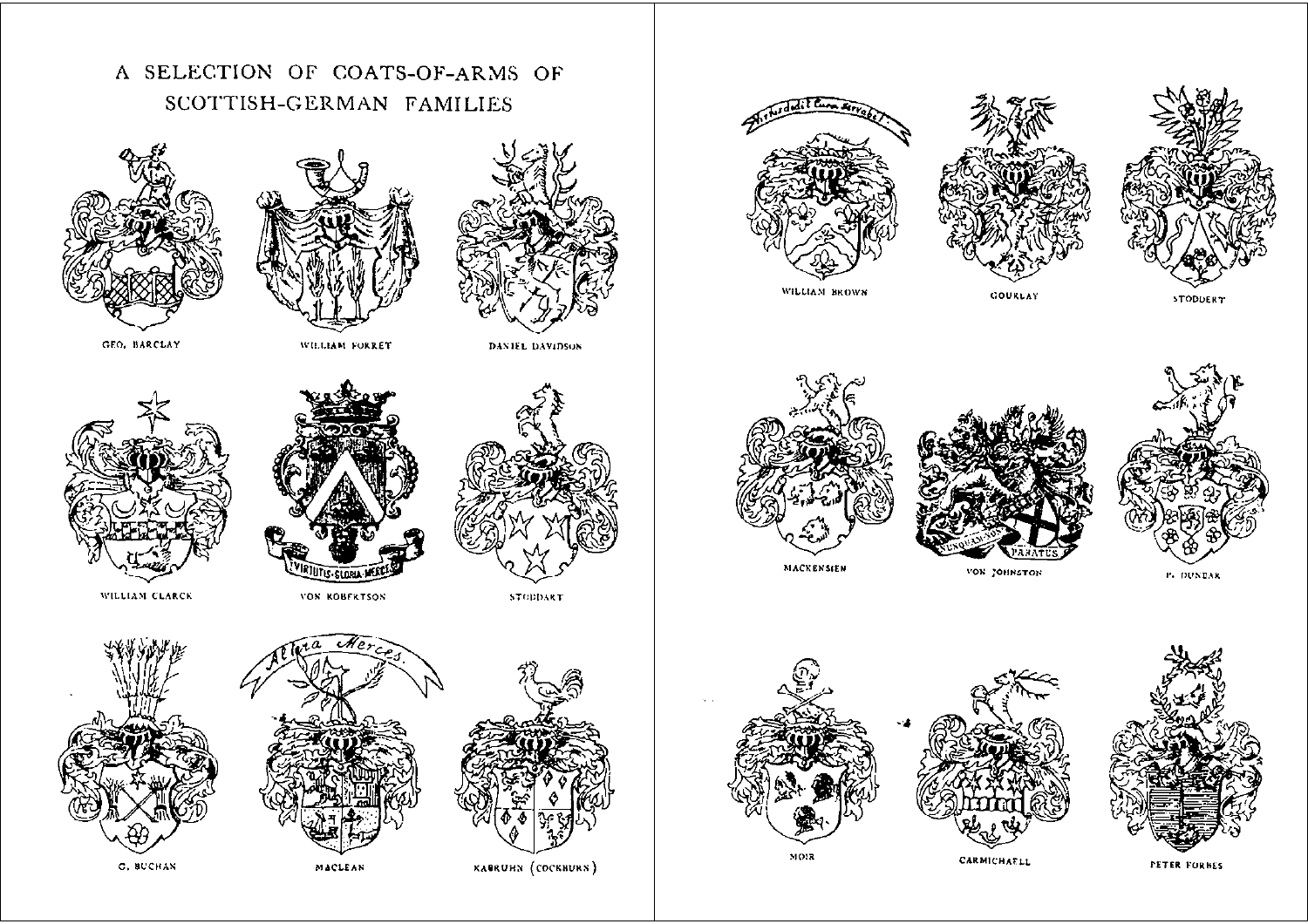# A SELECTION OF COATS-OF-ARMS OF SCOTTISH-GERMAN FAMILIES

GEO. BARCLAY

WILLIAM FORRET

DANIEL DAVIDSON

WILLIAM CLARCK

VON ROBERTSON

STODDART

G. BUCHAN

MACLEAN

KABRUHN (COCKBURN)

WILLIAM BROWN

GOURLAY

STODDERT

MACKENSIEN

VON JOHNSTON

P. DUNBAR

MOIR

CARMICHAELL

PETER FORBES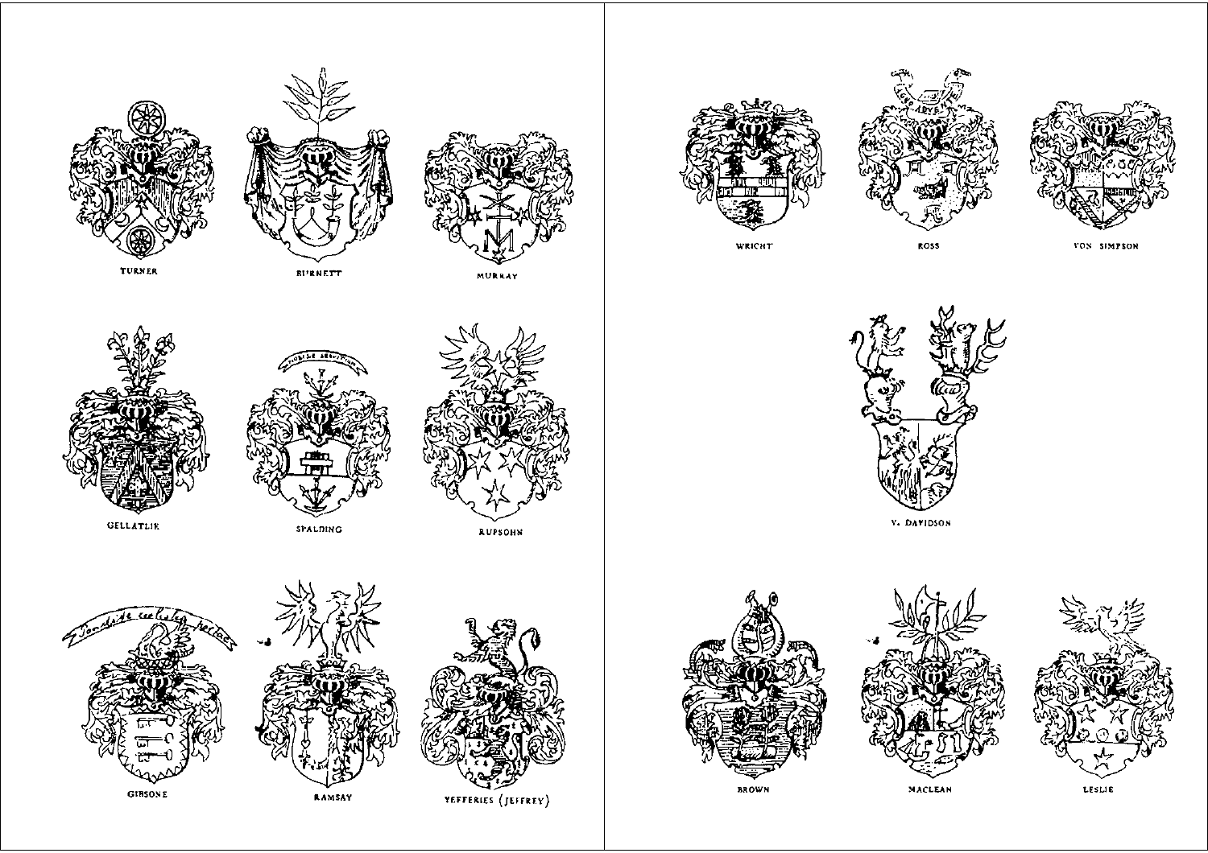TURNER

BURNETT

MURRAY

GELLATLIE

SPALDING

RUPSOHN

GIBSONE

RAMSAY

YEFFERIES (JEFFREY)

WRIGHT

ROSS

VON SIMPSON

V. DAVIDSON

BROWN

MACLEAN

LESLIE